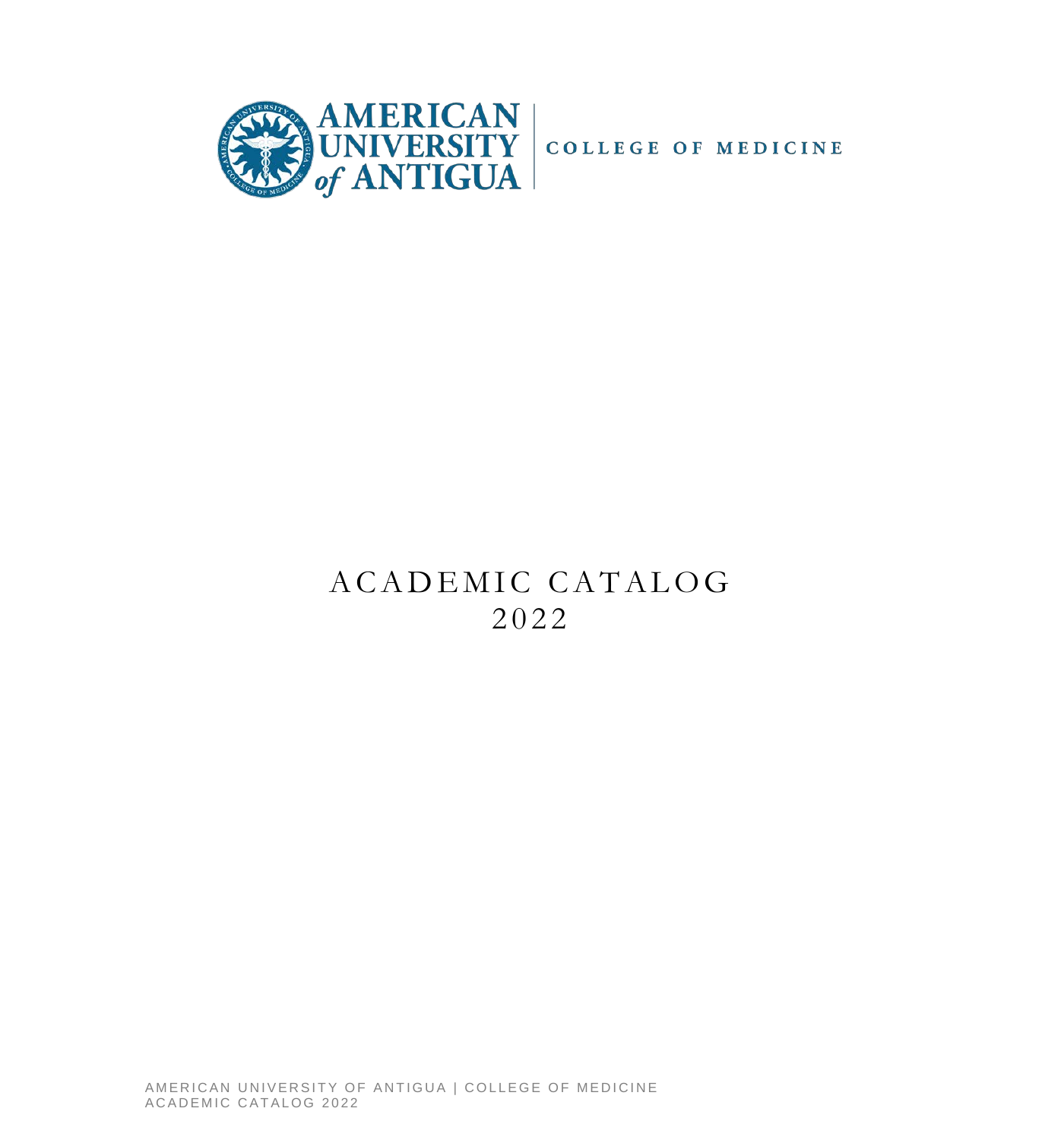AMERICAN UNIVERSITY of ANTIGUA | COLLEGE OF MEDICINE

# ACADEMIC CATALOG 2022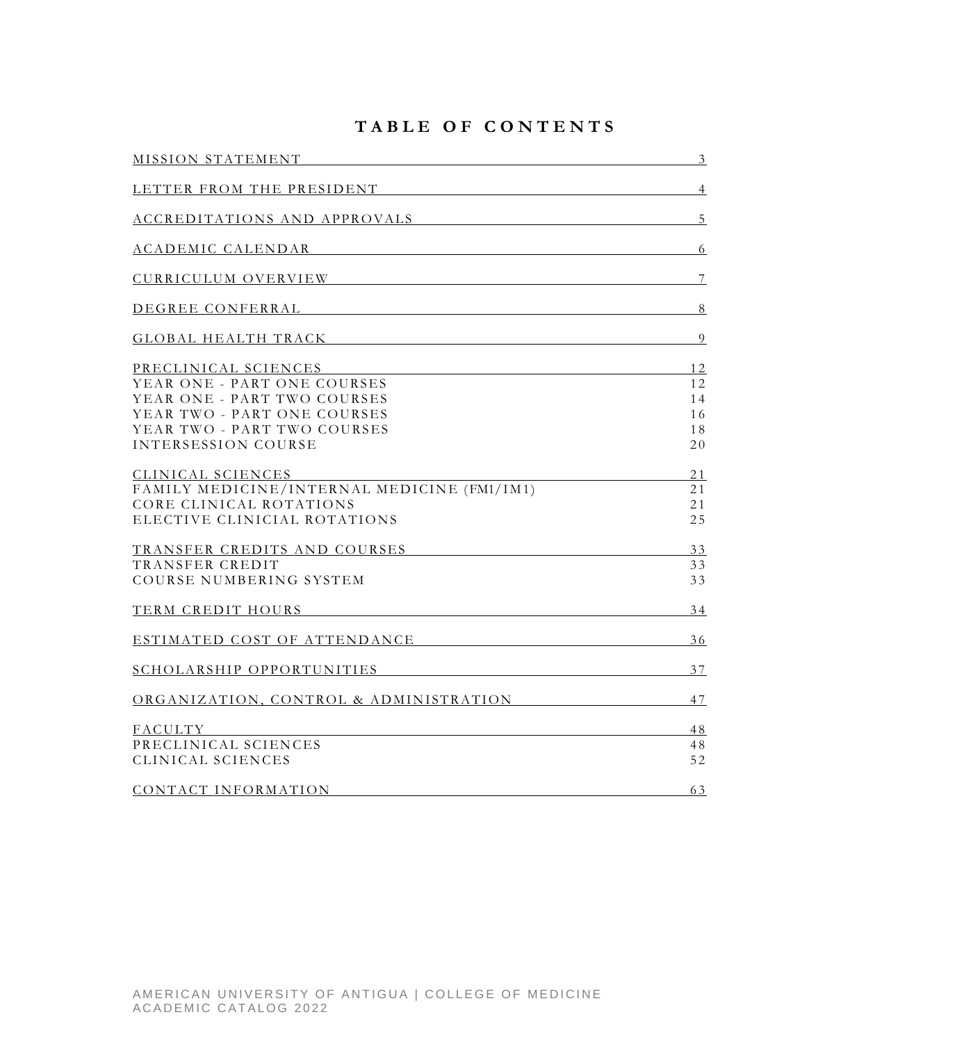# TABLE OF CONTENTS

| | |
|---|---|
| MISSION STATEMENT | 3 |
| LETTER FROM THE PRESIDENT | 4 |
| ACCREDITATIONS AND APPROVALS | 5 |
| ACADEMIC CALENDAR | 6 |
| CURRICULUM OVERVIEW | 7 |
| DEGREE CONFERRAL | 8 |
| GLOBAL HEALTH TRACK | 9 |
| PRECLINICAL SCIENCES | 12 |
| YEAR ONE - PART ONE COURSES | 12 |
| YEAR ONE - PART TWO COURSES | 14 |
| YEAR TWO - PART ONE COURSES | 16 |
| YEAR TWO - PART TWO COURSES | 18 |
| INTERSESSION COURSE | 20 |
| CLINICAL SCIENCES | 21 |
| FAMILY MEDICINE/INTERNAL MEDICINE (FM1/IM1) | 21 |
| CORE CLINICAL ROTATIONS | 21 |
| ELECTIVE CLINICIAL ROTATIONS | 25 |
| TRANSFER CREDITS AND COURSES | 33 |
| TRANSFER CREDIT | 33 |
| COURSE NUMBERING SYSTEM | 33 |
| TERM CREDIT HOURS | 34 |
| ESTIMATED COST OF ATTENDANCE | 36 |
| SCHOLARSHIP OPPORTUNITIES | 37 |
| ORGANIZATION, CONTROL & ADMINISTRATION | 47 |
| FACULTY | 48 |
| PRECLINICAL SCIENCES | 48 |
| CLINICAL SCIENCES | 52 |
| CONTACT INFORMATION | 63 |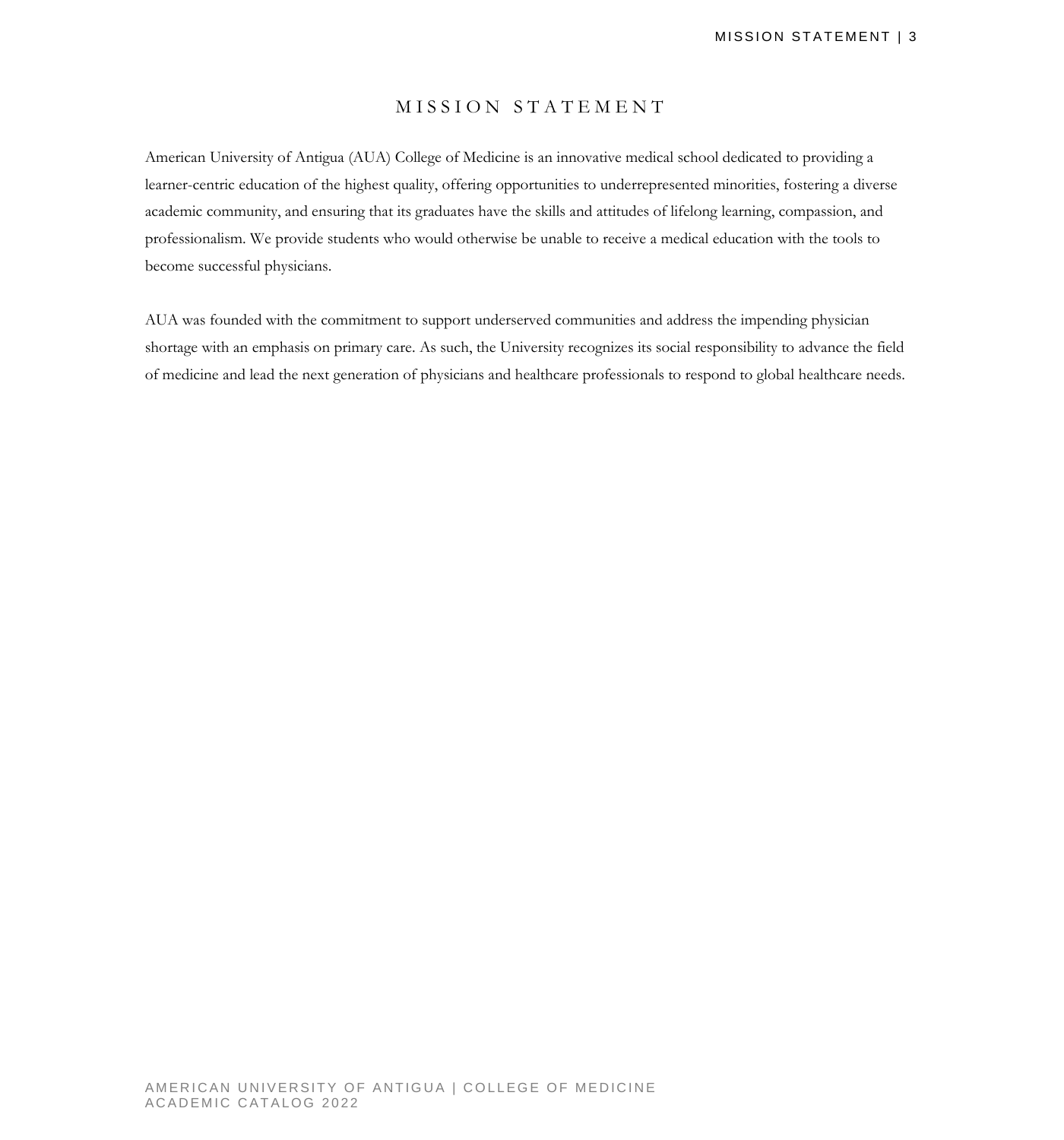# MISSION STATEMENT

American University of Antigua (AUA) College of Medicine is an innovative medical school dedicated to providing a learner-centric education of the highest quality, offering opportunities to underrepresented minorities, fostering a diverse academic community, and ensuring that its graduates have the skills and attitudes of lifelong learning, compassion, and professionalism. We provide students who would otherwise be unable to receive a medical education with the tools to become successful physicians.

AUA was founded with the commitment to support underserved communities and address the impending physician shortage with an emphasis on primary care. As such, the University recognizes its social responsibility to advance the field of medicine and lead the next generation of physicians and healthcare professionals to respond to global healthcare needs.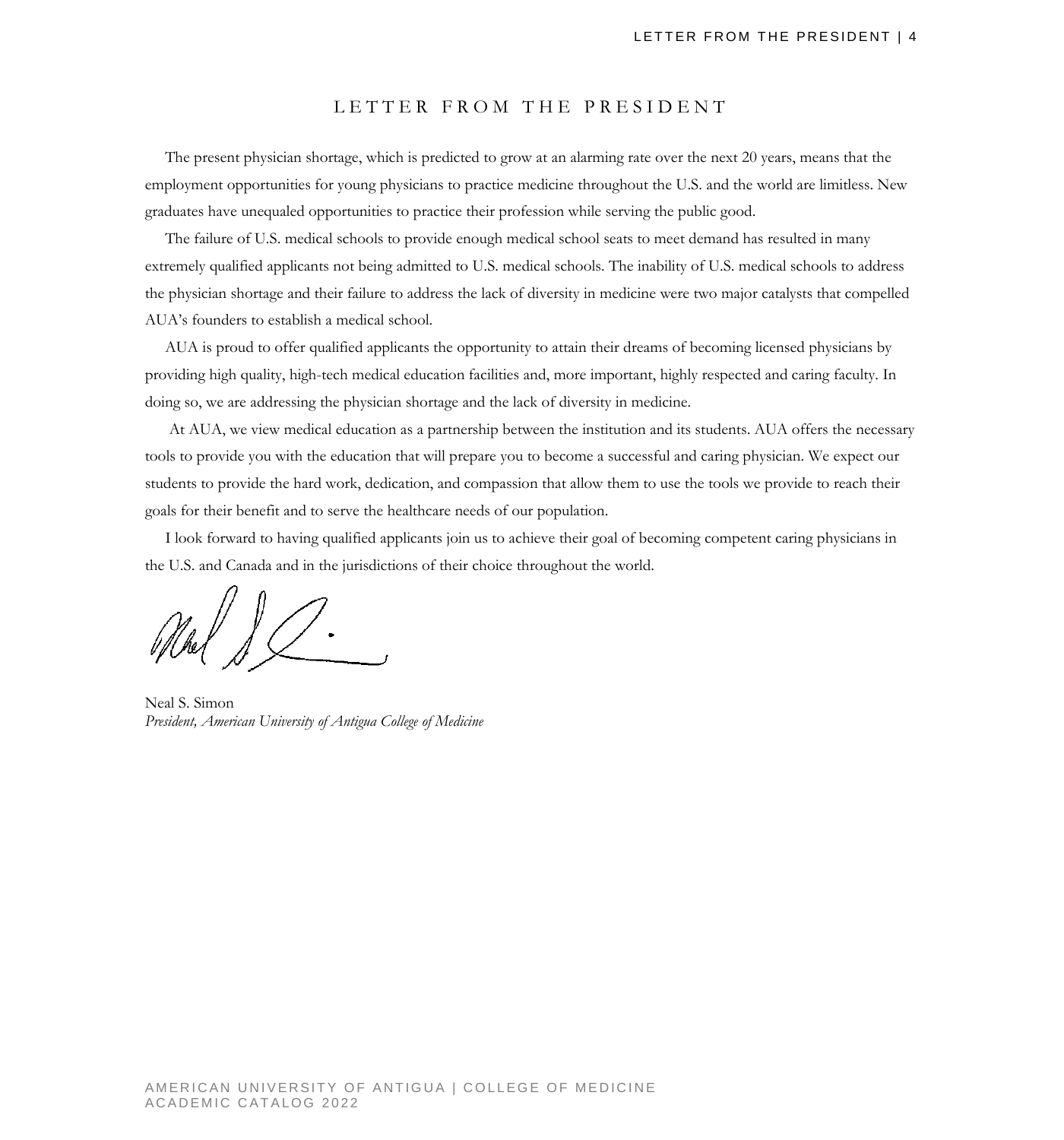# LETTER FROM THE PRESIDENT

The present physician shortage, which is predicted to grow at an alarming rate over the next 20 years, means that the employment opportunities for young physicians to practice medicine throughout the U.S. and the world are limitless. New graduates have unequaled opportunities to practice their profession while serving the public good.

The failure of U.S. medical schools to provide enough medical school seats to meet demand has resulted in many extremely qualified applicants not being admitted to U.S. medical schools. The inability of U.S. medical schools to address the physician shortage and their failure to address the lack of diversity in medicine were two major catalysts that compelled AUA's founders to establish a medical school.

AUA is proud to offer qualified applicants the opportunity to attain their dreams of becoming licensed physicians by providing high quality, high-tech medical education facilities and, more important, highly respected and caring faculty. In doing so, we are addressing the physician shortage and the lack of diversity in medicine.

At AUA, we view medical education as a partnership between the institution and its students. AUA offers the necessary tools to provide you with the education that will prepare you to become a successful and caring physician. We expect our students to provide the hard work, dedication, and compassion that allow them to use the tools we provide to reach their goals for their benefit and to serve the healthcare needs of our population.

I look forward to having qualified applicants join us to achieve their goal of becoming competent caring physicians in the U.S. and Canada and in the jurisdictions of their choice throughout the world.

Neal S. Simon
*President, American University of Antigua College of Medicine*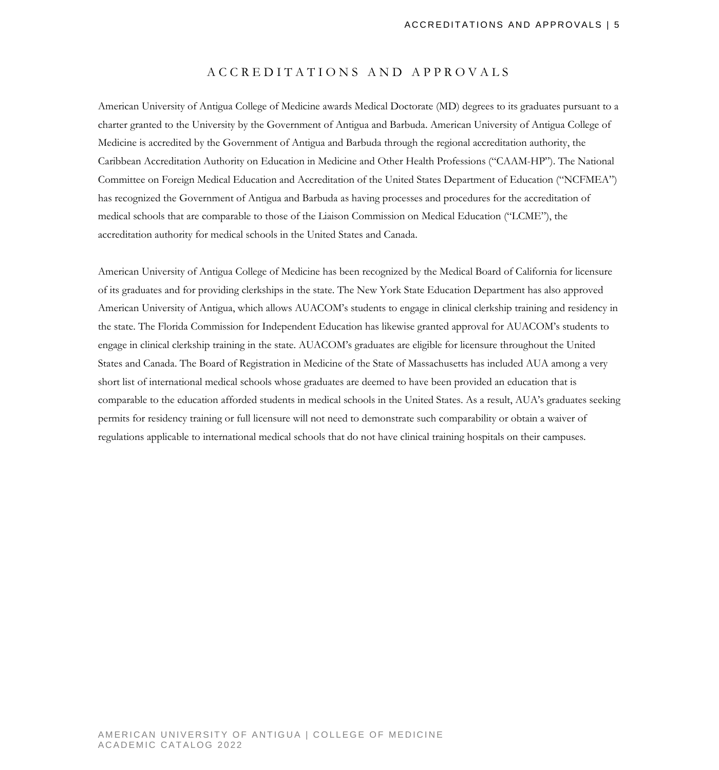# ACCREDITATIONS AND APPROVALS

American University of Antigua College of Medicine awards Medical Doctorate (MD) degrees to its graduates pursuant to a charter granted to the University by the Government of Antigua and Barbuda. American University of Antigua College of Medicine is accredited by the Government of Antigua and Barbuda through the regional accreditation authority, the Caribbean Accreditation Authority on Education in Medicine and Other Health Professions ("CAAM-HP"). The National Committee on Foreign Medical Education and Accreditation of the United States Department of Education ("NCFMEA") has recognized the Government of Antigua and Barbuda as having processes and procedures for the accreditation of medical schools that are comparable to those of the Liaison Commission on Medical Education ("LCME"), the accreditation authority for medical schools in the United States and Canada.

American University of Antigua College of Medicine has been recognized by the Medical Board of California for licensure of its graduates and for providing clerkships in the state. The New York State Education Department has also approved American University of Antigua, which allows AUACOM's students to engage in clinical clerkship training and residency in the state. The Florida Commission for Independent Education has likewise granted approval for AUACOM's students to engage in clinical clerkship training in the state. AUACOM's graduates are eligible for licensure throughout the United States and Canada. The Board of Registration in Medicine of the State of Massachusetts has included AUA among a very short list of international medical schools whose graduates are deemed to have been provided an education that is comparable to the education afforded students in medical schools in the United States. As a result, AUA's graduates seeking permits for residency training or full licensure will not need to demonstrate such comparability or obtain a waiver of regulations applicable to international medical schools that do not have clinical training hospitals on their campuses.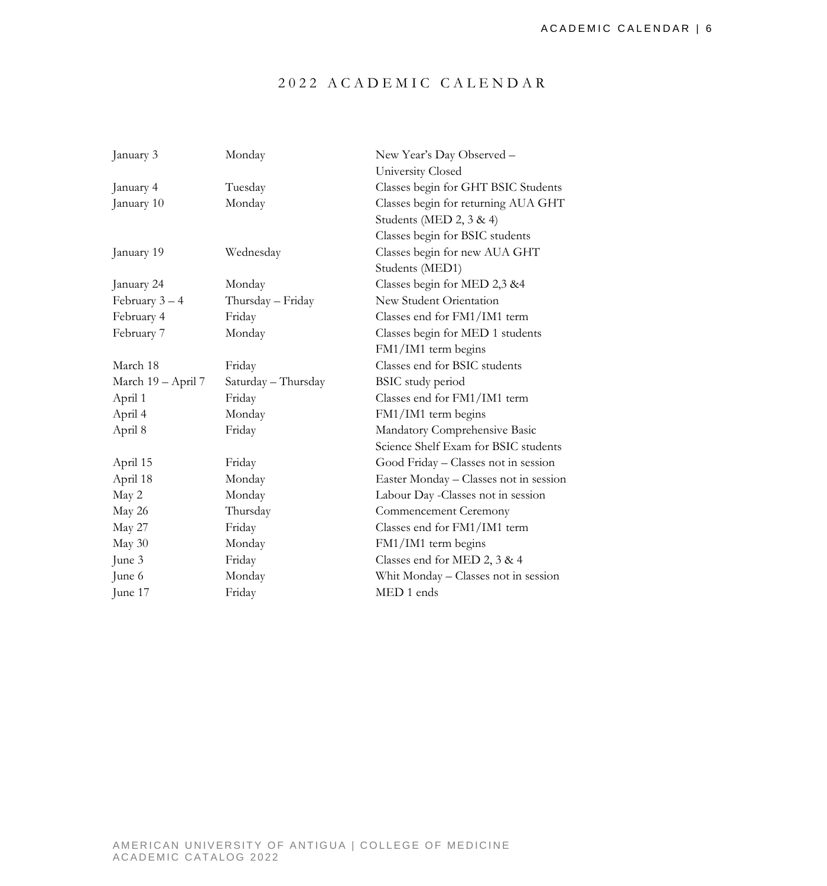# 2022 ACADEMIC CALENDAR

| | | |
|---|---|---|
| January 3 | Monday | New Year's Day Observed – University Closed |
| January 4 | Tuesday | Classes begin for GHT BSIC Students |
| January 10 | Monday | Classes begin for returning AUA GHT Students (MED 2, 3 & 4)<br>Classes begin for BSIC students |
| January 19 | Wednesday | Classes begin for new AUA GHT Students (MED1) |
| January 24 | Monday | Classes begin for MED 2,3 &4 |
| February 3 – 4 | Thursday – Friday | New Student Orientation |
| February 4 | Friday | Classes end for FM1/IM1 term |
| February 7 | Monday | Classes begin for MED 1 students<br>FM1/IM1 term begins |
| March 18 | Friday | Classes end for BSIC students |
| March 19 – April 7 | Saturday – Thursday | BSIC study period |
| April 1 | Friday | Classes end for FM1/IM1 term |
| April 4 | Monday | FM1/IM1 term begins |
| April 8 | Friday | Mandatory Comprehensive Basic Science Shelf Exam for BSIC students |
| April 15 | Friday | Good Friday – Classes not in session |
| April 18 | Monday | Easter Monday – Classes not in session |
| May 2 | Monday | Labour Day -Classes not in session |
| May 26 | Thursday | Commencement Ceremony |
| May 27 | Friday | Classes end for FM1/IM1 term |
| May 30 | Monday | FM1/IM1 term begins |
| June 3 | Friday | Classes end for MED 2, 3 & 4 |
| June 6 | Monday | Whit Monday – Classes not in session |
| June 17 | Friday | MED 1 ends |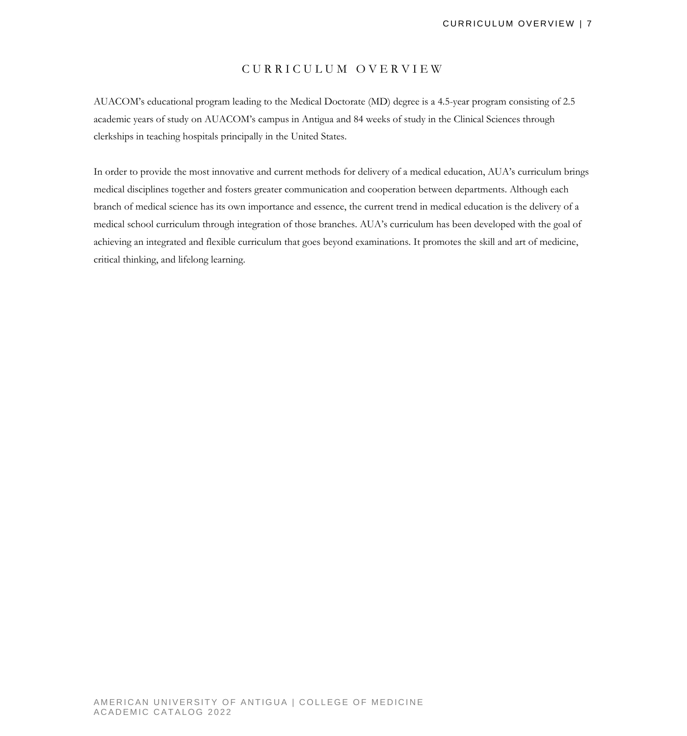# CURRICULUM OVERVIEW

AUACOM's educational program leading to the Medical Doctorate (MD) degree is a 4.5-year program consisting of 2.5 academic years of study on AUACOM's campus in Antigua and 84 weeks of study in the Clinical Sciences through clerkships in teaching hospitals principally in the United States.

In order to provide the most innovative and current methods for delivery of a medical education, AUA's curriculum brings medical disciplines together and fosters greater communication and cooperation between departments. Although each branch of medical science has its own importance and essence, the current trend in medical education is the delivery of a medical school curriculum through integration of those branches. AUA's curriculum has been developed with the goal of achieving an integrated and flexible curriculum that goes beyond examinations. It promotes the skill and art of medicine, critical thinking, and lifelong learning.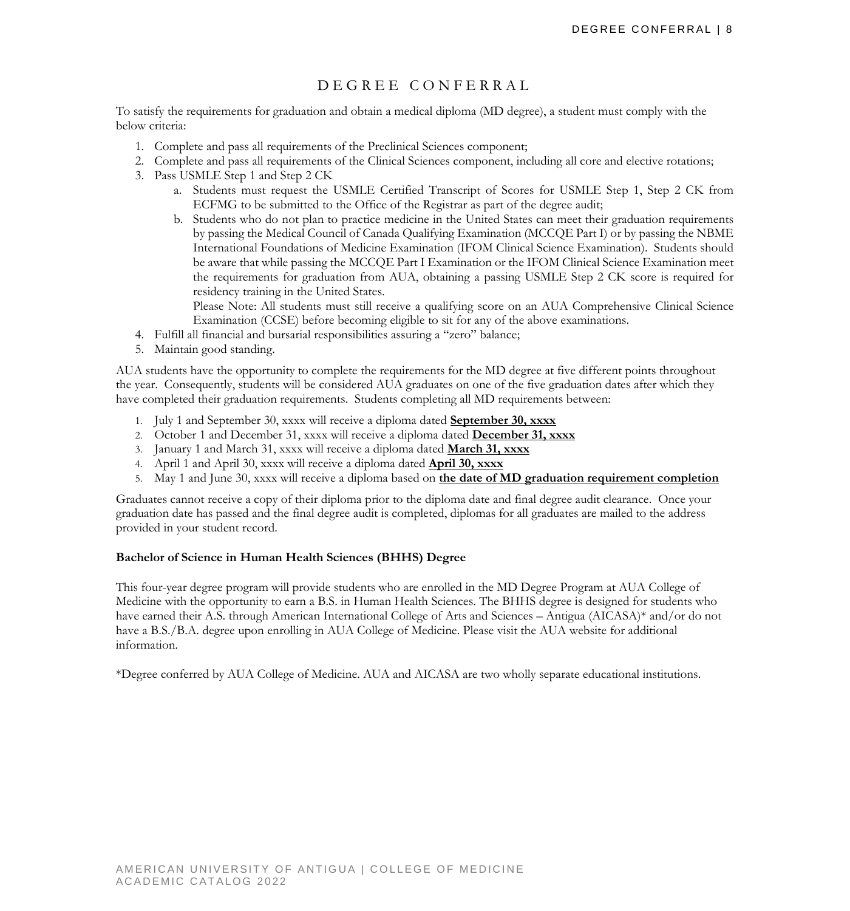# DEGREE CONFERRAL

To satisfy the requirements for graduation and obtain a medical diploma (MD degree), a student must comply with the below criteria:

1. Complete and pass all requirements of the Preclinical Sciences component;
2. Complete and pass all requirements of the Clinical Sciences component, including all core and elective rotations;
3. Pass USMLE Step 1 and Step 2 CK
    a. Students must request the USMLE Certified Transcript of Scores for USMLE Step 1, Step 2 CK from ECFMG to be submitted to the Office of the Registrar as part of the degree audit;
    b. Students who do not plan to practice medicine in the United States can meet their graduation requirements by passing the Medical Council of Canada Qualifying Examination (MCCQE Part I) or by passing the NBME International Foundations of Medicine Examination (IFOM Clinical Science Examination). Students should be aware that while passing the MCCQE Part I Examination or the IFOM Clinical Science Examination meet the requirements for graduation from AUA, obtaining a passing USMLE Step 2 CK score is required for residency training in the United States.
    Please Note: All students must still receive a qualifying score on an AUA Comprehensive Clinical Science Examination (CCSE) before becoming eligible to sit for any of the above examinations.
4. Fulfill all financial and bursarial responsibilities assuring a "zero" balance;
5. Maintain good standing.

AUA students have the opportunity to complete the requirements for the MD degree at five different points throughout the year. Consequently, students will be considered AUA graduates on one of the five graduation dates after which they have completed their graduation requirements. Students completing all MD requirements between:

1. July 1 and September 30, xxxx will receive a diploma dated **September 30, xxxx**
2. October 1 and December 31, xxxx will receive a diploma dated **December 31, xxxx**
3. January 1 and March 31, xxxx will receive a diploma dated **March 31, xxxx**
4. April 1 and April 30, xxxx will receive a diploma dated **April 30, xxxx**
5. May 1 and June 30, xxxx will receive a diploma based on **the date of MD graduation requirement completion**

Graduates cannot receive a copy of their diploma prior to the diploma date and final degree audit clearance. Once your graduation date has passed and the final degree audit is completed, diplomas for all graduates are mailed to the address provided in your student record.

**Bachelor of Science in Human Health Sciences (BHHS) Degree**

This four-year degree program will provide students who are enrolled in the MD Degree Program at AUA College of Medicine with the opportunity to earn a B.S. in Human Health Sciences. The BHHS degree is designed for students who have earned their A.S. through American International College of Arts and Sciences – Antigua (AICASA)* and/or do not have a B.S./B.A. degree upon enrolling in AUA College of Medicine. Please visit the AUA website for additional information.

*Degree conferred by AUA College of Medicine. AUA and AICASA are two wholly separate educational institutions.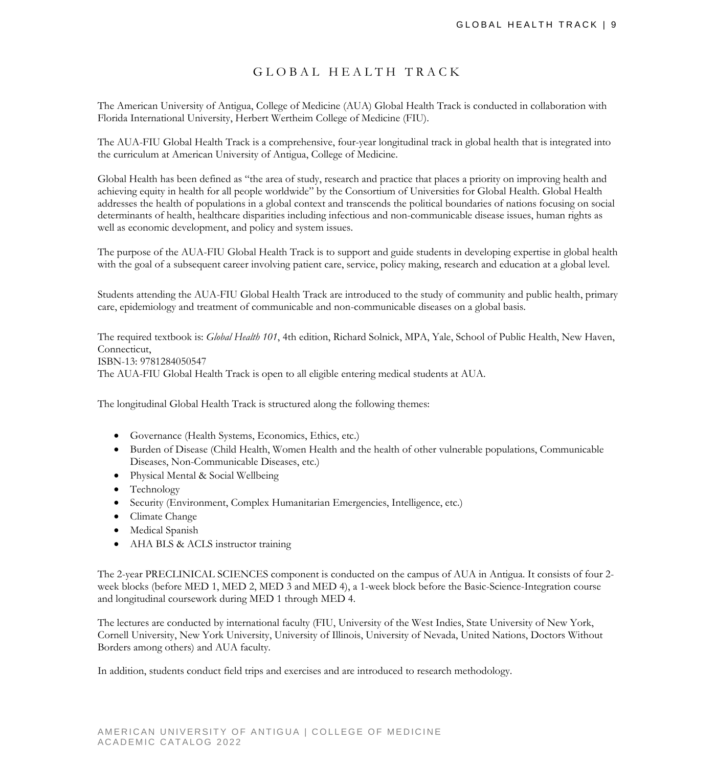# GLOBAL HEALTH TRACK

The American University of Antigua, College of Medicine (AUA) Global Health Track is conducted in collaboration with Florida International University, Herbert Wertheim College of Medicine (FIU).

The AUA-FIU Global Health Track is a comprehensive, four-year longitudinal track in global health that is integrated into the curriculum at American University of Antigua, College of Medicine.

Global Health has been defined as "the area of study, research and practice that places a priority on improving health and achieving equity in health for all people worldwide" by the Consortium of Universities for Global Health. Global Health addresses the health of populations in a global context and transcends the political boundaries of nations focusing on social determinants of health, healthcare disparities including infectious and non-communicable disease issues, human rights as well as economic development, and policy and system issues.

The purpose of the AUA-FIU Global Health Track is to support and guide students in developing expertise in global health with the goal of a subsequent career involving patient care, service, policy making, research and education at a global level.

Students attending the AUA-FIU Global Health Track are introduced to the study of community and public health, primary care, epidemiology and treatment of communicable and non-communicable diseases on a global basis.

The required textbook is: *Global Health 101*, 4th edition, Richard Solnick, MPA, Yale, School of Public Health, New Haven, Connecticut,
ISBN-13: 9781284050547
The AUA-FIU Global Health Track is open to all eligible entering medical students at AUA.

The longitudinal Global Health Track is structured along the following themes:

- Governance (Health Systems, Economics, Ethics, etc.)
- Burden of Disease (Child Health, Women Health and the health of other vulnerable populations, Communicable Diseases, Non-Communicable Diseases, etc.)
- Physical Mental & Social Wellbeing
- Technology
- Security (Environment, Complex Humanitarian Emergencies, Intelligence, etc.)
- Climate Change
- Medical Spanish
- AHA BLS & ACLS instructor training

The 2-year PRECLINICAL SCIENCES component is conducted on the campus of AUA in Antigua. It consists of four 2-week blocks (before MED 1, MED 2, MED 3 and MED 4), a 1-week block before the Basic-Science-Integration course and longitudinal coursework during MED 1 through MED 4.

The lectures are conducted by international faculty (FIU, University of the West Indies, State University of New York, Cornell University, New York University, University of Illinois, University of Nevada, United Nations, Doctors Without Borders among others) and AUA faculty.

In addition, students conduct field trips and exercises and are introduced to research methodology.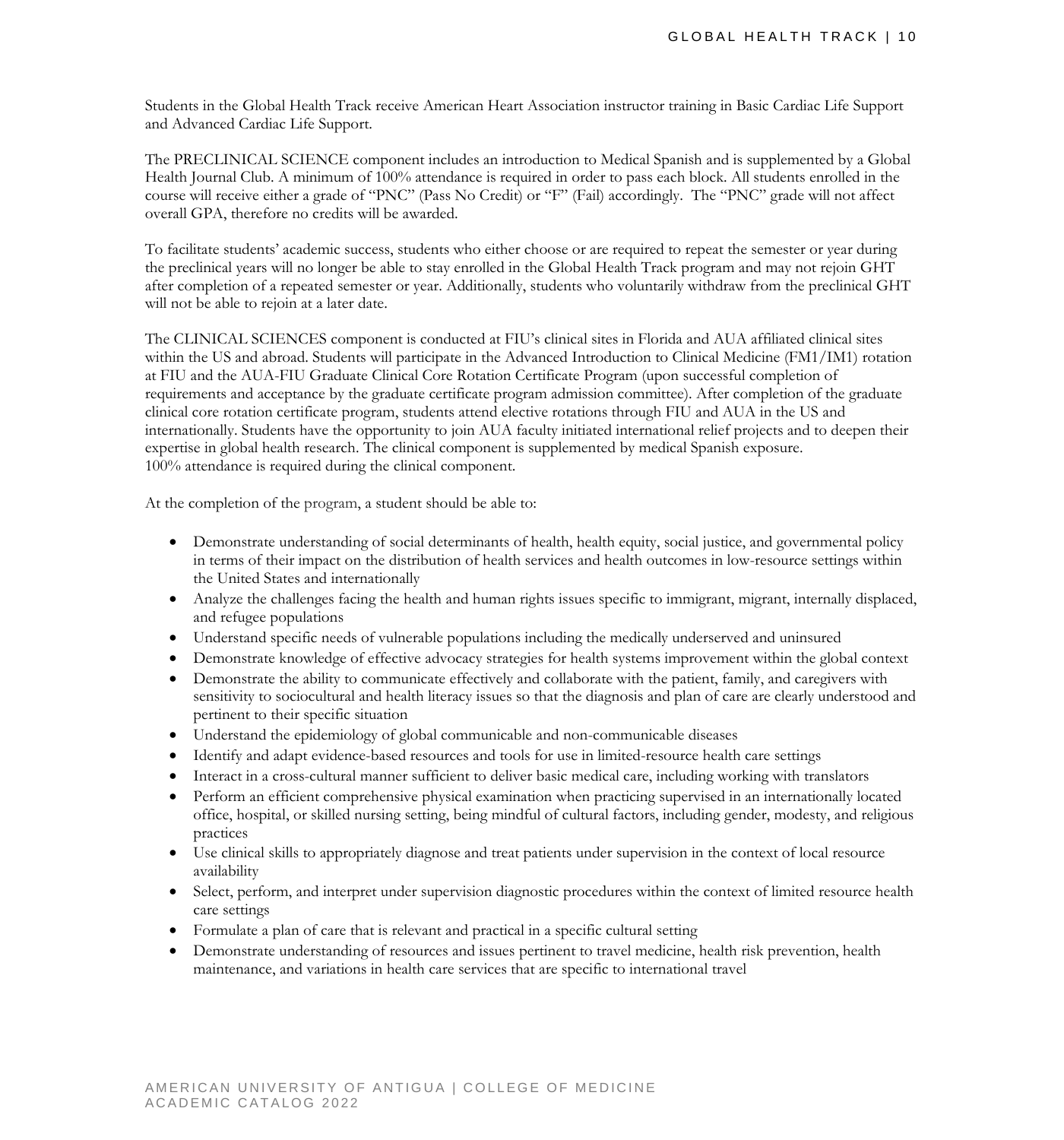Students in the Global Health Track receive American Heart Association instructor training in Basic Cardiac Life Support and Advanced Cardiac Life Support.

The PRECLINICAL SCIENCE component includes an introduction to Medical Spanish and is supplemented by a Global Health Journal Club. A minimum of 100% attendance is required in order to pass each block. All students enrolled in the course will receive either a grade of "PNC" (Pass No Credit) or "F" (Fail) accordingly. The "PNC" grade will not affect overall GPA, therefore no credits will be awarded.

To facilitate students' academic success, students who either choose or are required to repeat the semester or year during the preclinical years will no longer be able to stay enrolled in the Global Health Track program and may not rejoin GHT after completion of a repeated semester or year. Additionally, students who voluntarily withdraw from the preclinical GHT will not be able to rejoin at a later date.

The CLINICAL SCIENCES component is conducted at FIU's clinical sites in Florida and AUA affiliated clinical sites within the US and abroad. Students will participate in the Advanced Introduction to Clinical Medicine (FM1/IM1) rotation at FIU and the AUA-FIU Graduate Clinical Core Rotation Certificate Program (upon successful completion of requirements and acceptance by the graduate certificate program admission committee). After completion of the graduate clinical core rotation certificate program, students attend elective rotations through FIU and AUA in the US and internationally. Students have the opportunity to join AUA faculty initiated international relief projects and to deepen their expertise in global health research. The clinical component is supplemented by medical Spanish exposure.
100% attendance is required during the clinical component.

At the completion of the program, a student should be able to:

- Demonstrate understanding of social determinants of health, health equity, social justice, and governmental policy in terms of their impact on the distribution of health services and health outcomes in low-resource settings within the United States and internationally
- Analyze the challenges facing the health and human rights issues specific to immigrant, migrant, internally displaced, and refugee populations
- Understand specific needs of vulnerable populations including the medically underserved and uninsured
- Demonstrate knowledge of effective advocacy strategies for health systems improvement within the global context
- Demonstrate the ability to communicate effectively and collaborate with the patient, family, and caregivers with sensitivity to sociocultural and health literacy issues so that the diagnosis and plan of care are clearly understood and pertinent to their specific situation
- Understand the epidemiology of global communicable and non-communicable diseases
- Identify and adapt evidence-based resources and tools for use in limited-resource health care settings
- Interact in a cross-cultural manner sufficient to deliver basic medical care, including working with translators
- Perform an efficient comprehensive physical examination when practicing supervised in an internationally located office, hospital, or skilled nursing setting, being mindful of cultural factors, including gender, modesty, and religious practices
- Use clinical skills to appropriately diagnose and treat patients under supervision in the context of local resource availability
- Select, perform, and interpret under supervision diagnostic procedures within the context of limited resource health care settings
- Formulate a plan of care that is relevant and practical in a specific cultural setting
- Demonstrate understanding of resources and issues pertinent to travel medicine, health risk prevention, health maintenance, and variations in health care services that are specific to international travel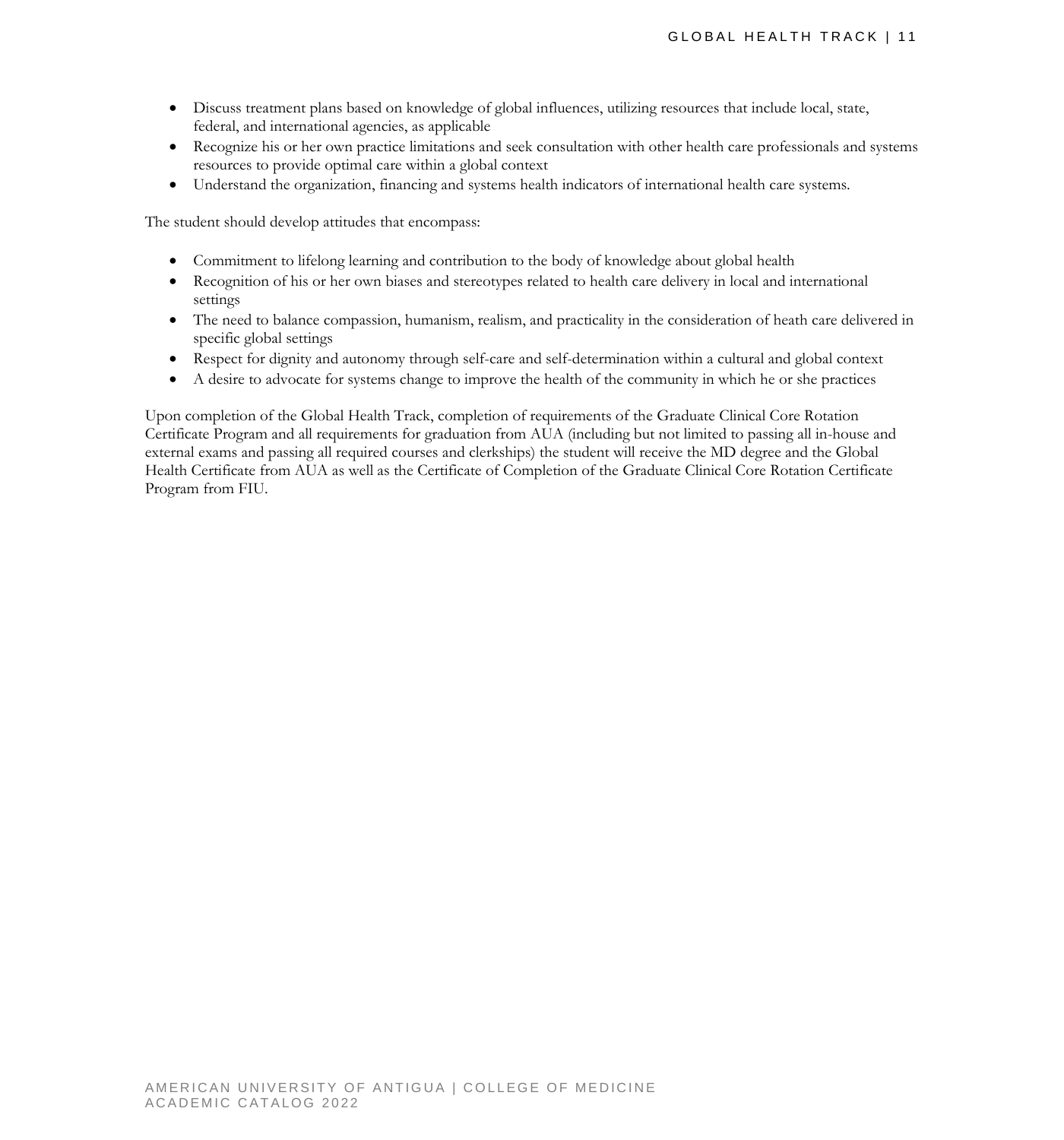- Discuss treatment plans based on knowledge of global influences, utilizing resources that include local, state, federal, and international agencies, as applicable
- Recognize his or her own practice limitations and seek consultation with other health care professionals and systems resources to provide optimal care within a global context
- Understand the organization, financing and systems health indicators of international health care systems.

The student should develop attitudes that encompass:

- Commitment to lifelong learning and contribution to the body of knowledge about global health
- Recognition of his or her own biases and stereotypes related to health care delivery in local and international settings
- The need to balance compassion, humanism, realism, and practicality in the consideration of heath care delivered in specific global settings
- Respect for dignity and autonomy through self-care and self-determination within a cultural and global context
- A desire to advocate for systems change to improve the health of the community in which he or she practices

Upon completion of the Global Health Track, completion of requirements of the Graduate Clinical Core Rotation Certificate Program and all requirements for graduation from AUA (including but not limited to passing all in-house and external exams and passing all required courses and clerkships) the student will receive the MD degree and the Global Health Certificate from AUA as well as the Certificate of Completion of the Graduate Clinical Core Rotation Certificate Program from FIU.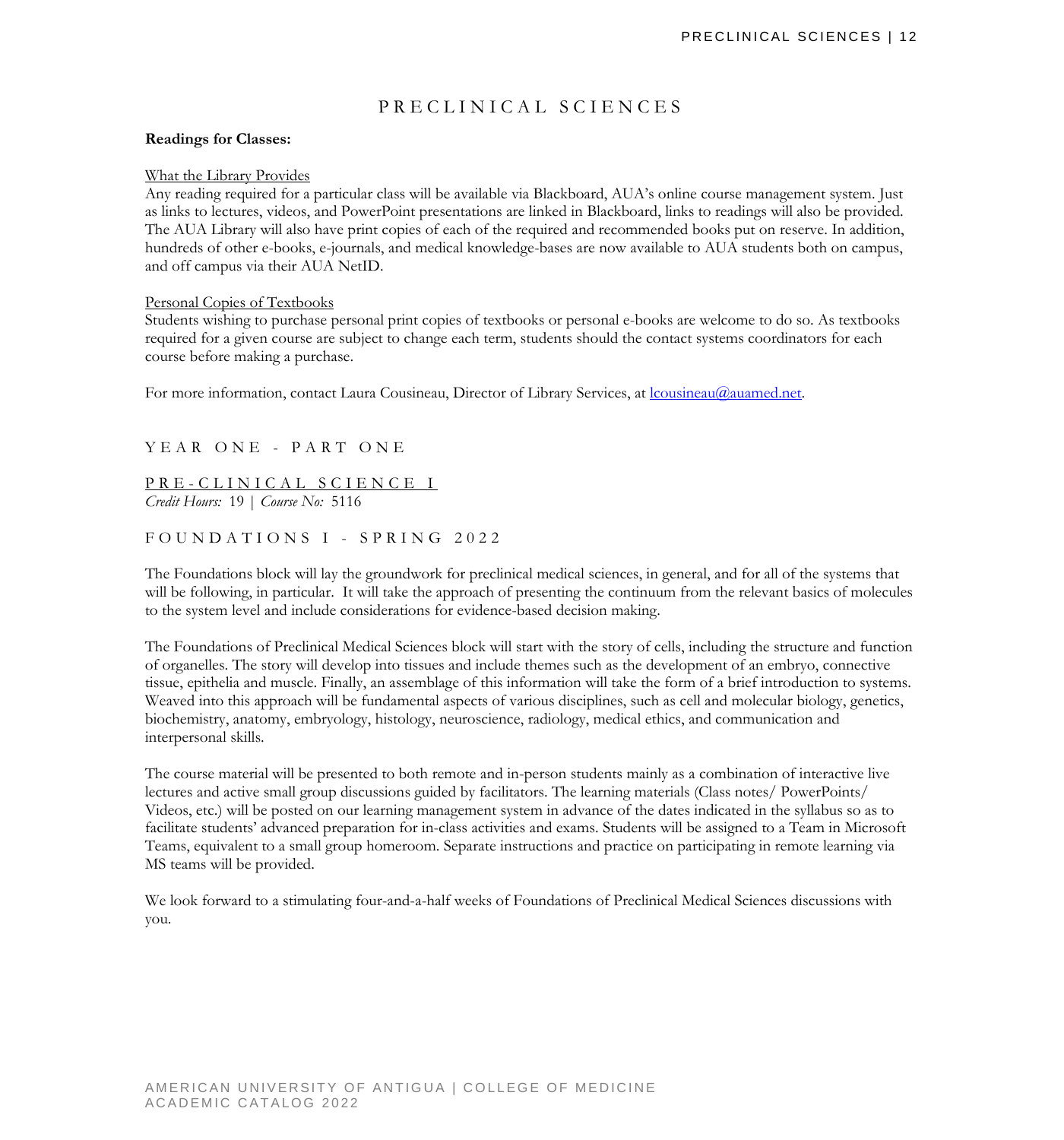# PRECLINICAL SCIENCES

**Readings for Classes:**

What the Library Provides

Any reading required for a particular class will be available via Blackboard, AUA's online course management system. Just as links to lectures, videos, and PowerPoint presentations are linked in Blackboard, links to readings will also be provided. The AUA Library will also have print copies of each of the required and recommended books put on reserve. In addition, hundreds of other e-books, e-journals, and medical knowledge-bases are now available to AUA students both on campus, and off campus via their AUA NetID.

Personal Copies of Textbooks

Students wishing to purchase personal print copies of textbooks or personal e-books are welcome to do so. As textbooks required for a given course are subject to change each term, students should the contact systems coordinators for each course before making a purchase.

For more information, contact Laura Cousineau, Director of Library Services, at lcousineau@auamed.net.

## YEAR ONE - PART ONE

### PRE-CLINICAL SCIENCE I

*Credit Hours:* 19 | *Course No:* 5116

### FOUNDATIONS I - SPRING 2022

The Foundations block will lay the groundwork for preclinical medical sciences, in general, and for all of the systems that will be following, in particular. It will take the approach of presenting the continuum from the relevant basics of molecules to the system level and include considerations for evidence-based decision making.

The Foundations of Preclinical Medical Sciences block will start with the story of cells, including the structure and function of organelles. The story will develop into tissues and include themes such as the development of an embryo, connective tissue, epithelia and muscle. Finally, an assemblage of this information will take the form of a brief introduction to systems. Weaved into this approach will be fundamental aspects of various disciplines, such as cell and molecular biology, genetics, biochemistry, anatomy, embryology, histology, neuroscience, radiology, medical ethics, and communication and interpersonal skills.

The course material will be presented to both remote and in-person students mainly as a combination of interactive live lectures and active small group discussions guided by facilitators. The learning materials (Class notes/ PowerPoints/ Videos, etc.) will be posted on our learning management system in advance of the dates indicated in the syllabus so as to facilitate students' advanced preparation for in-class activities and exams. Students will be assigned to a Team in Microsoft Teams, equivalent to a small group homeroom. Separate instructions and practice on participating in remote learning via MS teams will be provided.

We look forward to a stimulating four-and-a-half weeks of Foundations of Preclinical Medical Sciences discussions with you.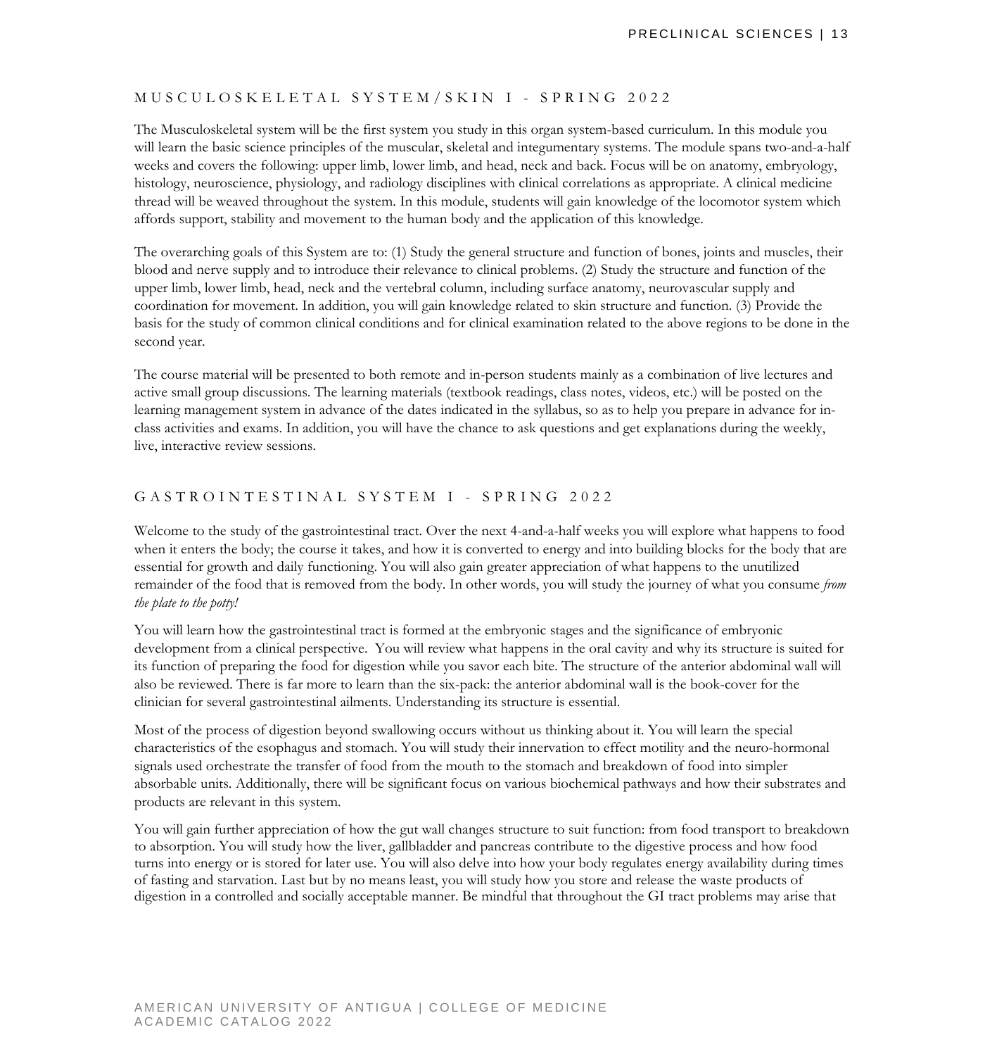## MUSCULOSKELETAL SYSTEM/SKIN I - SPRING 2022

The Musculoskeletal system will be the first system you study in this organ system-based curriculum. In this module you will learn the basic science principles of the muscular, skeletal and integumentary systems. The module spans two-and-a-half weeks and covers the following: upper limb, lower limb, and head, neck and back. Focus will be on anatomy, embryology, histology, neuroscience, physiology, and radiology disciplines with clinical correlations as appropriate. A clinical medicine thread will be weaved throughout the system. In this module, students will gain knowledge of the locomotor system which affords support, stability and movement to the human body and the application of this knowledge.

The overarching goals of this System are to: (1) Study the general structure and function of bones, joints and muscles, their blood and nerve supply and to introduce their relevance to clinical problems. (2) Study the structure and function of the upper limb, lower limb, head, neck and the vertebral column, including surface anatomy, neurovascular supply and coordination for movement. In addition, you will gain knowledge related to skin structure and function. (3) Provide the basis for the study of common clinical conditions and for clinical examination related to the above regions to be done in the second year.

The course material will be presented to both remote and in-person students mainly as a combination of live lectures and active small group discussions. The learning materials (textbook readings, class notes, videos, etc.) will be posted on the learning management system in advance of the dates indicated in the syllabus, so as to help you prepare in advance for in-class activities and exams. In addition, you will have the chance to ask questions and get explanations during the weekly, live, interactive review sessions.

## GASTROINTESTINAL SYSTEM I - SPRING 2022

Welcome to the study of the gastrointestinal tract. Over the next 4-and-a-half weeks you will explore what happens to food when it enters the body; the course it takes, and how it is converted to energy and into building blocks for the body that are essential for growth and daily functioning. You will also gain greater appreciation of what happens to the unutilized remainder of the food that is removed from the body. In other words, you will study the journey of what you consume *from the plate to the potty!*

You will learn how the gastrointestinal tract is formed at the embryonic stages and the significance of embryonic development from a clinical perspective. You will review what happens in the oral cavity and why its structure is suited for its function of preparing the food for digestion while you savor each bite. The structure of the anterior abdominal wall will also be reviewed. There is far more to learn than the six-pack: the anterior abdominal wall is the book-cover for the clinician for several gastrointestinal ailments. Understanding its structure is essential.

Most of the process of digestion beyond swallowing occurs without us thinking about it. You will learn the special characteristics of the esophagus and stomach. You will study their innervation to effect motility and the neuro-hormonal signals used orchestrate the transfer of food from the mouth to the stomach and breakdown of food into simpler absorbable units. Additionally, there will be significant focus on various biochemical pathways and how their substrates and products are relevant in this system.

You will gain further appreciation of how the gut wall changes structure to suit function: from food transport to breakdown to absorption. You will study how the liver, gallbladder and pancreas contribute to the digestive process and how food turns into energy or is stored for later use. You will also delve into how your body regulates energy availability during times of fasting and starvation. Last but by no means least, you will study how you store and release the waste products of digestion in a controlled and socially acceptable manner. Be mindful that throughout the GI tract problems may arise that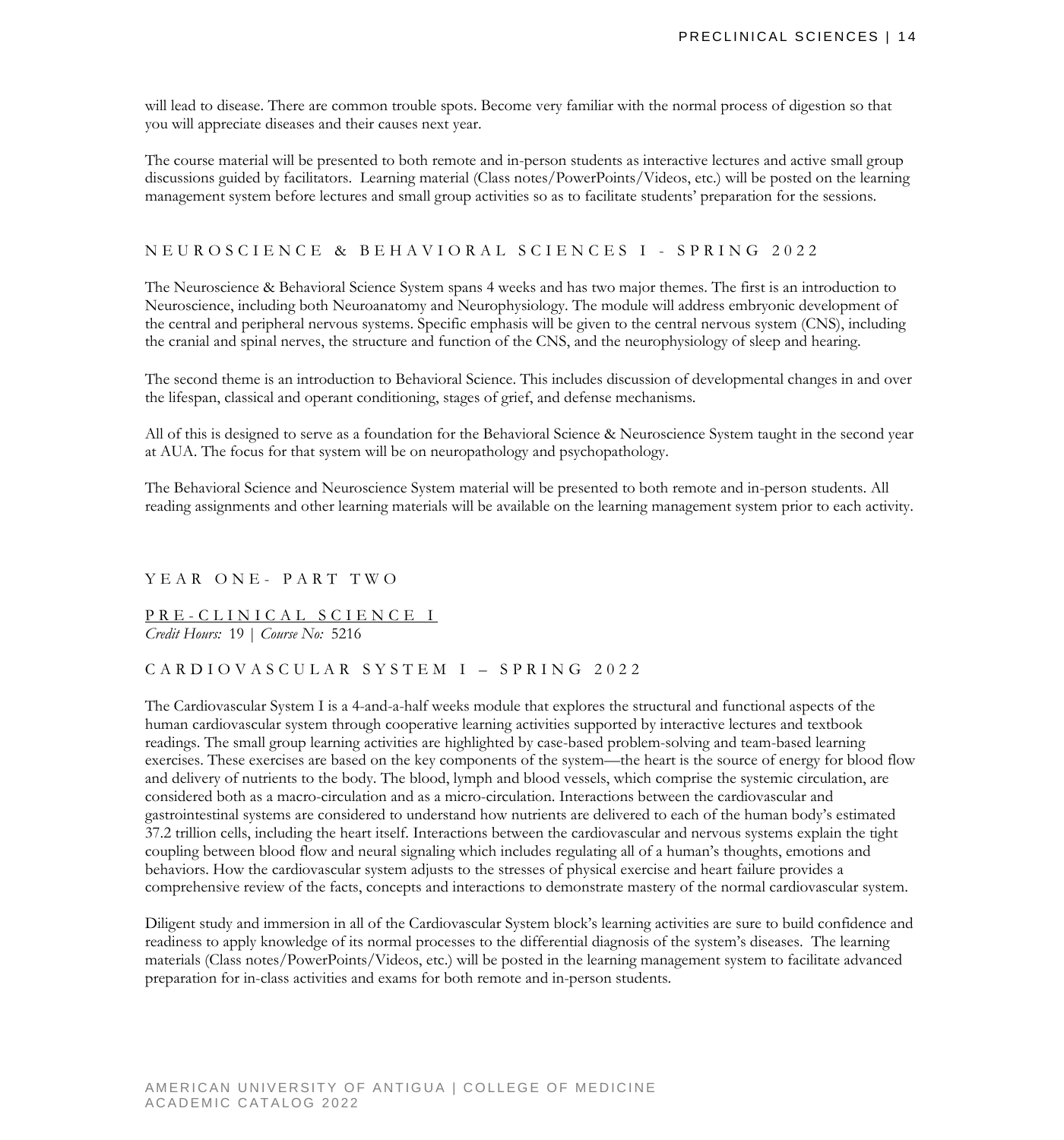will lead to disease. There are common trouble spots. Become very familiar with the normal process of digestion so that you will appreciate diseases and their causes next year.

The course material will be presented to both remote and in-person students as interactive lectures and active small group discussions guided by facilitators. Learning material (Class notes/PowerPoints/Videos, etc.) will be posted on the learning management system before lectures and small group activities so as to facilitate students' preparation for the sessions.

### NEUROSCIENCE & BEHAVIORAL SCIENCES I - SPRING 2022

The Neuroscience & Behavioral Science System spans 4 weeks and has two major themes. The first is an introduction to Neuroscience, including both Neuroanatomy and Neurophysiology. The module will address embryonic development of the central and peripheral nervous systems. Specific emphasis will be given to the central nervous system (CNS), including the cranial and spinal nerves, the structure and function of the CNS, and the neurophysiology of sleep and hearing.

The second theme is an introduction to Behavioral Science. This includes discussion of developmental changes in and over the lifespan, classical and operant conditioning, stages of grief, and defense mechanisms.

All of this is designed to serve as a foundation for the Behavioral Science & Neuroscience System taught in the second year at AUA. The focus for that system will be on neuropathology and psychopathology.

The Behavioral Science and Neuroscience System material will be presented to both remote and in-person students. All reading assignments and other learning materials will be available on the learning management system prior to each activity.

## YEAR ONE- PART TWO

### PRE-CLINICAL SCIENCE I

*Credit Hours:* 19 | *Course No:* 5216

### CARDIOVASCULAR SYSTEM I – SPRING 2022

The Cardiovascular System I is a 4-and-a-half weeks module that explores the structural and functional aspects of the human cardiovascular system through cooperative learning activities supported by interactive lectures and textbook readings. The small group learning activities are highlighted by case-based problem-solving and team-based learning exercises. These exercises are based on the key components of the system—the heart is the source of energy for blood flow and delivery of nutrients to the body. The blood, lymph and blood vessels, which comprise the systemic circulation, are considered both as a macro-circulation and as a micro-circulation. Interactions between the cardiovascular and gastrointestinal systems are considered to understand how nutrients are delivered to each of the human body's estimated 37.2 trillion cells, including the heart itself. Interactions between the cardiovascular and nervous systems explain the tight coupling between blood flow and neural signaling which includes regulating all of a human's thoughts, emotions and behaviors. How the cardiovascular system adjusts to the stresses of physical exercise and heart failure provides a comprehensive review of the facts, concepts and interactions to demonstrate mastery of the normal cardiovascular system.

Diligent study and immersion in all of the Cardiovascular System block's learning activities are sure to build confidence and readiness to apply knowledge of its normal processes to the differential diagnosis of the system's diseases. The learning materials (Class notes/PowerPoints/Videos, etc.) will be posted in the learning management system to facilitate advanced preparation for in-class activities and exams for both remote and in-person students.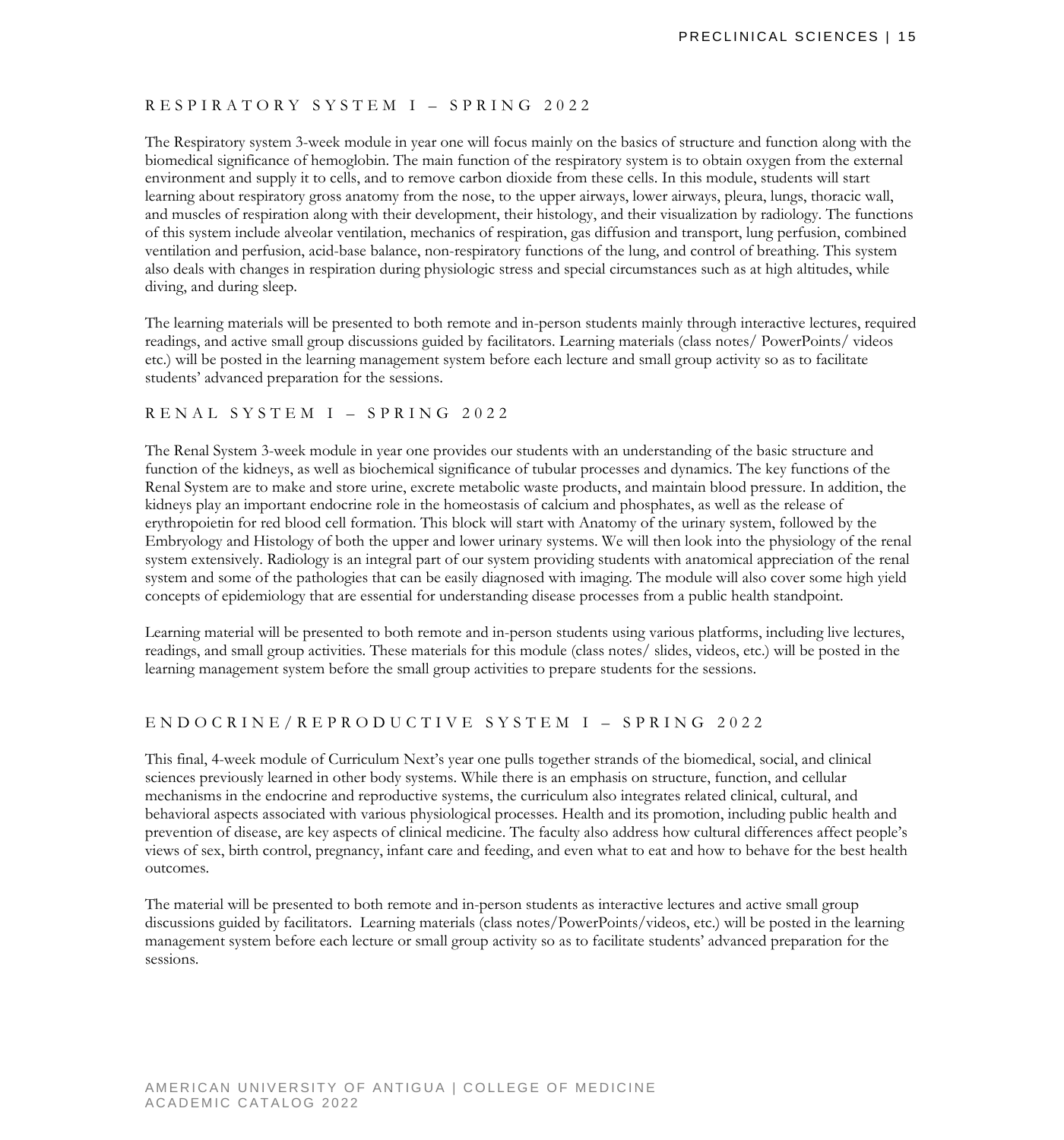## RESPIRATORY SYSTEM I – SPRING 2022

The Respiratory system 3-week module in year one will focus mainly on the basics of structure and function along with the biomedical significance of hemoglobin. The main function of the respiratory system is to obtain oxygen from the external environment and supply it to cells, and to remove carbon dioxide from these cells. In this module, students will start learning about respiratory gross anatomy from the nose, to the upper airways, lower airways, pleura, lungs, thoracic wall, and muscles of respiration along with their development, their histology, and their visualization by radiology. The functions of this system include alveolar ventilation, mechanics of respiration, gas diffusion and transport, lung perfusion, combined ventilation and perfusion, acid-base balance, non-respiratory functions of the lung, and control of breathing. This system also deals with changes in respiration during physiologic stress and special circumstances such as at high altitudes, while diving, and during sleep.

The learning materials will be presented to both remote and in-person students mainly through interactive lectures, required readings, and active small group discussions guided by facilitators. Learning materials (class notes/ PowerPoints/ videos etc.) will be posted in the learning management system before each lecture and small group activity so as to facilitate students' advanced preparation for the sessions.

## RENAL SYSTEM I – SPRING 2022

The Renal System 3-week module in year one provides our students with an understanding of the basic structure and function of the kidneys, as well as biochemical significance of tubular processes and dynamics. The key functions of the Renal System are to make and store urine, excrete metabolic waste products, and maintain blood pressure. In addition, the kidneys play an important endocrine role in the homeostasis of calcium and phosphates, as well as the release of erythropoietin for red blood cell formation. This block will start with Anatomy of the urinary system, followed by the Embryology and Histology of both the upper and lower urinary systems. We will then look into the physiology of the renal system extensively. Radiology is an integral part of our system providing students with anatomical appreciation of the renal system and some of the pathologies that can be easily diagnosed with imaging. The module will also cover some high yield concepts of epidemiology that are essential for understanding disease processes from a public health standpoint.

Learning material will be presented to both remote and in-person students using various platforms, including live lectures, readings, and small group activities. These materials for this module (class notes/ slides, videos, etc.) will be posted in the learning management system before the small group activities to prepare students for the sessions.

## ENDOCRINE/REPRODUCTIVE SYSTEM I – SPRING 2022

This final, 4-week module of Curriculum Next's year one pulls together strands of the biomedical, social, and clinical sciences previously learned in other body systems. While there is an emphasis on structure, function, and cellular mechanisms in the endocrine and reproductive systems, the curriculum also integrates related clinical, cultural, and behavioral aspects associated with various physiological processes. Health and its promotion, including public health and prevention of disease, are key aspects of clinical medicine. The faculty also address how cultural differences affect people's views of sex, birth control, pregnancy, infant care and feeding, and even what to eat and how to behave for the best health outcomes.

The material will be presented to both remote and in-person students as interactive lectures and active small group discussions guided by facilitators. Learning materials (class notes/PowerPoints/videos, etc.) will be posted in the learning management system before each lecture or small group activity so as to facilitate students' advanced preparation for the sessions.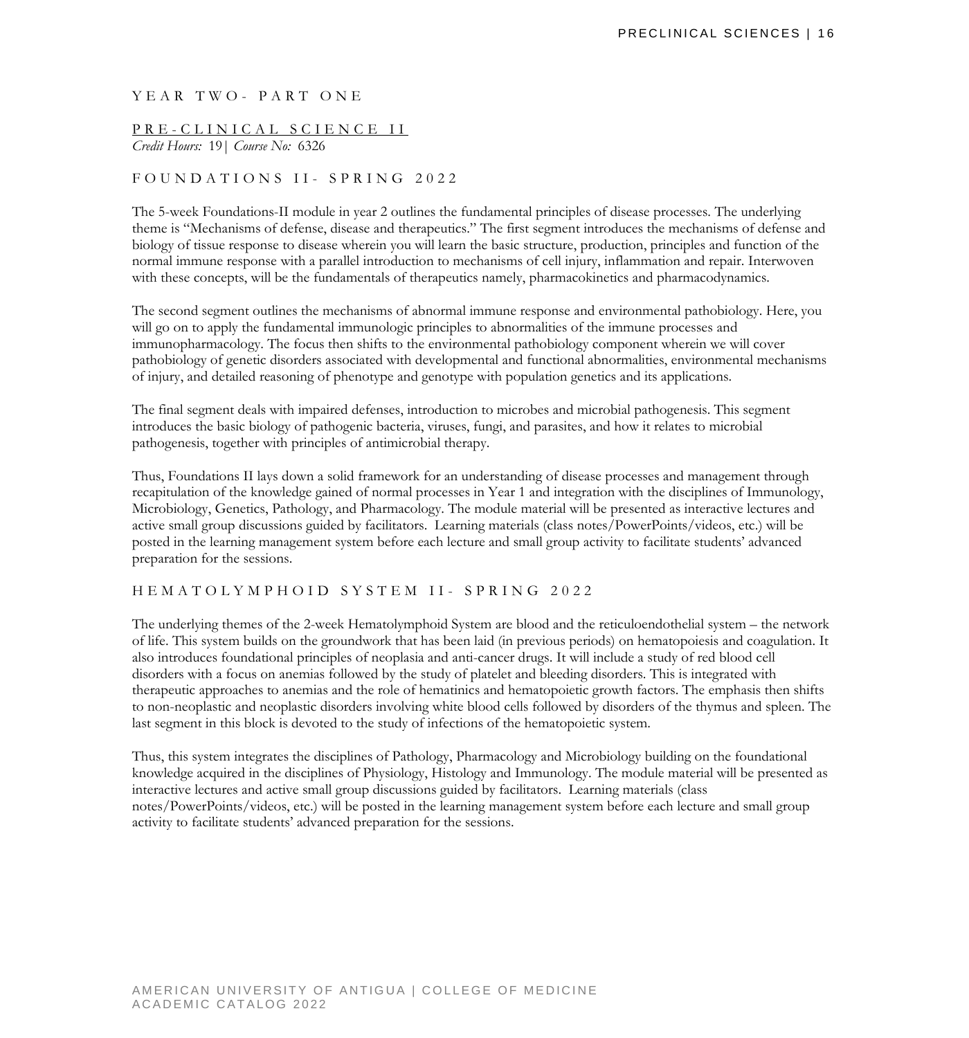## YEAR TWO- PART ONE

### PRE-CLINICAL SCIENCE II

*Credit Hours:* 19| *Course No:* 6326

### FOUNDATIONS II- SPRING 2022

The 5-week Foundations-II module in year 2 outlines the fundamental principles of disease processes. The underlying theme is "Mechanisms of defense, disease and therapeutics." The first segment introduces the mechanisms of defense and biology of tissue response to disease wherein you will learn the basic structure, production, principles and function of the normal immune response with a parallel introduction to mechanisms of cell injury, inflammation and repair. Interwoven with these concepts, will be the fundamentals of therapeutics namely, pharmacokinetics and pharmacodynamics.

The second segment outlines the mechanisms of abnormal immune response and environmental pathobiology. Here, you will go on to apply the fundamental immunologic principles to abnormalities of the immune processes and immunopharmacology. The focus then shifts to the environmental pathobiology component wherein we will cover pathobiology of genetic disorders associated with developmental and functional abnormalities, environmental mechanisms of injury, and detailed reasoning of phenotype and genotype with population genetics and its applications.

The final segment deals with impaired defenses, introduction to microbes and microbial pathogenesis. This segment introduces the basic biology of pathogenic bacteria, viruses, fungi, and parasites, and how it relates to microbial pathogenesis, together with principles of antimicrobial therapy.

Thus, Foundations II lays down a solid framework for an understanding of disease processes and management through recapitulation of the knowledge gained of normal processes in Year 1 and integration with the disciplines of Immunology, Microbiology, Genetics, Pathology, and Pharmacology. The module material will be presented as interactive lectures and active small group discussions guided by facilitators. Learning materials (class notes/PowerPoints/videos, etc.) will be posted in the learning management system before each lecture and small group activity to facilitate students' advanced preparation for the sessions.

### HEMATOLYMPHOID SYSTEM II- SPRING 2022

The underlying themes of the 2-week Hematolymphoid System are blood and the reticuloendothelial system – the network of life. This system builds on the groundwork that has been laid (in previous periods) on hematopoiesis and coagulation. It also introduces foundational principles of neoplasia and anti-cancer drugs. It will include a study of red blood cell disorders with a focus on anemias followed by the study of platelet and bleeding disorders. This is integrated with therapeutic approaches to anemias and the role of hematinics and hematopoietic growth factors. The emphasis then shifts to non-neoplastic and neoplastic disorders involving white blood cells followed by disorders of the thymus and spleen. The last segment in this block is devoted to the study of infections of the hematopoietic system.

Thus, this system integrates the disciplines of Pathology, Pharmacology and Microbiology building on the foundational knowledge acquired in the disciplines of Physiology, Histology and Immunology. The module material will be presented as interactive lectures and active small group discussions guided by facilitators. Learning materials (class notes/PowerPoints/videos, etc.) will be posted in the learning management system before each lecture and small group activity to facilitate students' advanced preparation for the sessions.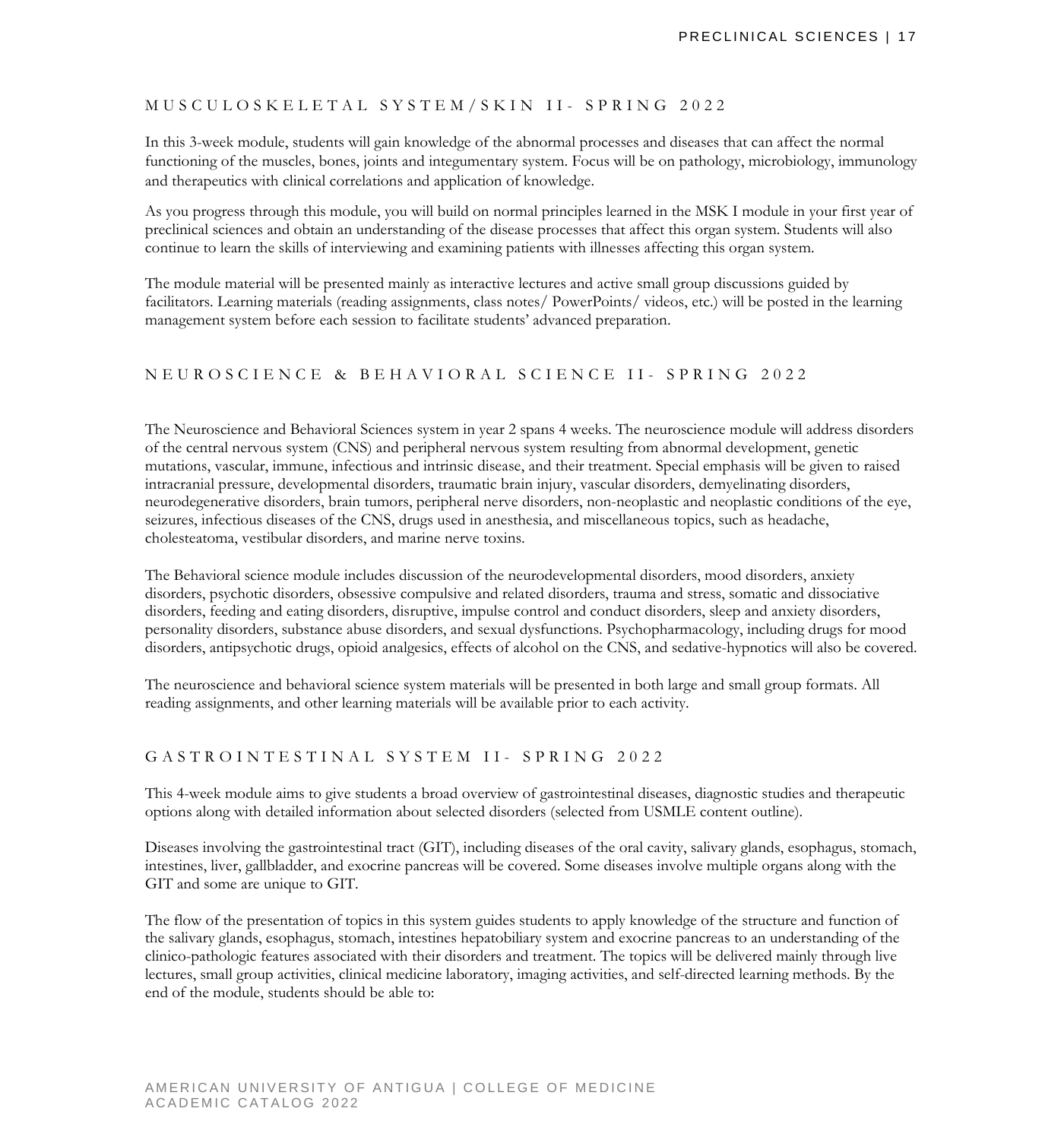## MUSCULOSKELETAL SYSTEM/SKIN II- SPRING 2022

In this 3-week module, students will gain knowledge of the abnormal processes and diseases that can affect the normal functioning of the muscles, bones, joints and integumentary system. Focus will be on pathology, microbiology, immunology and therapeutics with clinical correlations and application of knowledge.

As you progress through this module, you will build on normal principles learned in the MSK I module in your first year of preclinical sciences and obtain an understanding of the disease processes that affect this organ system. Students will also continue to learn the skills of interviewing and examining patients with illnesses affecting this organ system.

The module material will be presented mainly as interactive lectures and active small group discussions guided by facilitators. Learning materials (reading assignments, class notes/ PowerPoints/ videos, etc.) will be posted in the learning management system before each session to facilitate students' advanced preparation.

## NEUROSCIENCE & BEHAVIORAL SCIENCE II- SPRING 2022

The Neuroscience and Behavioral Sciences system in year 2 spans 4 weeks. The neuroscience module will address disorders of the central nervous system (CNS) and peripheral nervous system resulting from abnormal development, genetic mutations, vascular, immune, infectious and intrinsic disease, and their treatment. Special emphasis will be given to raised intracranial pressure, developmental disorders, traumatic brain injury, vascular disorders, demyelinating disorders, neurodegenerative disorders, brain tumors, peripheral nerve disorders, non-neoplastic and neoplastic conditions of the eye, seizures, infectious diseases of the CNS, drugs used in anesthesia, and miscellaneous topics, such as headache, cholesteatoma, vestibular disorders, and marine nerve toxins.

The Behavioral science module includes discussion of the neurodevelopmental disorders, mood disorders, anxiety disorders, psychotic disorders, obsessive compulsive and related disorders, trauma and stress, somatic and dissociative disorders, feeding and eating disorders, disruptive, impulse control and conduct disorders, sleep and anxiety disorders, personality disorders, substance abuse disorders, and sexual dysfunctions. Psychopharmacology, including drugs for mood disorders, antipsychotic drugs, opioid analgesics, effects of alcohol on the CNS, and sedative-hypnotics will also be covered.

The neuroscience and behavioral science system materials will be presented in both large and small group formats. All reading assignments, and other learning materials will be available prior to each activity.

## GASTROINTESTINAL SYSTEM II- SPRING 2022

This 4-week module aims to give students a broad overview of gastrointestinal diseases, diagnostic studies and therapeutic options along with detailed information about selected disorders (selected from USMLE content outline).

Diseases involving the gastrointestinal tract (GIT), including diseases of the oral cavity, salivary glands, esophagus, stomach, intestines, liver, gallbladder, and exocrine pancreas will be covered. Some diseases involve multiple organs along with the GIT and some are unique to GIT.

The flow of the presentation of topics in this system guides students to apply knowledge of the structure and function of the salivary glands, esophagus, stomach, intestines hepatobiliary system and exocrine pancreas to an understanding of the clinico-pathologic features associated with their disorders and treatment. The topics will be delivered mainly through live lectures, small group activities, clinical medicine laboratory, imaging activities, and self-directed learning methods. By the end of the module, students should be able to: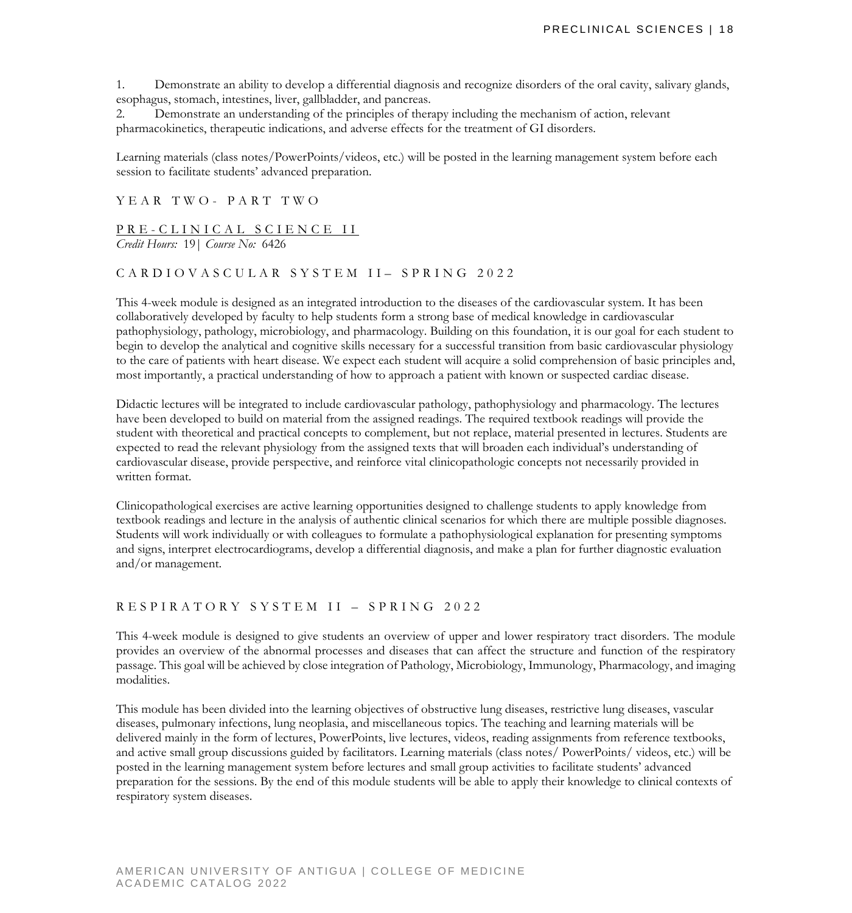1. Demonstrate an ability to develop a differential diagnosis and recognize disorders of the oral cavity, salivary glands, esophagus, stomach, intestines, liver, gallbladder, and pancreas.
2. Demonstrate an understanding of the principles of therapy including the mechanism of action, relevant pharmacokinetics, therapeutic indications, and adverse effects for the treatment of GI disorders.

Learning materials (class notes/PowerPoints/videos, etc.) will be posted in the learning management system before each session to facilitate students' advanced preparation.

## YEAR TWO- PART TWO

### PRE-CLINICAL SCIENCE II

*Credit Hours:* 19| *Course No:* 6426

### CARDIOVASCULAR SYSTEM II– SPRING 2022

This 4-week module is designed as an integrated introduction to the diseases of the cardiovascular system. It has been collaboratively developed by faculty to help students form a strong base of medical knowledge in cardiovascular pathophysiology, pathology, microbiology, and pharmacology. Building on this foundation, it is our goal for each student to begin to develop the analytical and cognitive skills necessary for a successful transition from basic cardiovascular physiology to the care of patients with heart disease. We expect each student will acquire a solid comprehension of basic principles and, most importantly, a practical understanding of how to approach a patient with known or suspected cardiac disease.

Didactic lectures will be integrated to include cardiovascular pathology, pathophysiology and pharmacology. The lectures have been developed to build on material from the assigned readings. The required textbook readings will provide the student with theoretical and practical concepts to complement, but not replace, material presented in lectures. Students are expected to read the relevant physiology from the assigned texts that will broaden each individual's understanding of cardiovascular disease, provide perspective, and reinforce vital clinicopathologic concepts not necessarily provided in written format.

Clinicopathological exercises are active learning opportunities designed to challenge students to apply knowledge from textbook readings and lecture in the analysis of authentic clinical scenarios for which there are multiple possible diagnoses. Students will work individually or with colleagues to formulate a pathophysiological explanation for presenting symptoms and signs, interpret electrocardiograms, develop a differential diagnosis, and make a plan for further diagnostic evaluation and/or management.

### RESPIRATORY SYSTEM II – SPRING 2022

This 4-week module is designed to give students an overview of upper and lower respiratory tract disorders. The module provides an overview of the abnormal processes and diseases that can affect the structure and function of the respiratory passage. This goal will be achieved by close integration of Pathology, Microbiology, Immunology, Pharmacology, and imaging modalities.

This module has been divided into the learning objectives of obstructive lung diseases, restrictive lung diseases, vascular diseases, pulmonary infections, lung neoplasia, and miscellaneous topics. The teaching and learning materials will be delivered mainly in the form of lectures, PowerPoints, live lectures, videos, reading assignments from reference textbooks, and active small group discussions guided by facilitators. Learning materials (class notes/ PowerPoints/ videos, etc.) will be posted in the learning management system before lectures and small group activities to facilitate students' advanced preparation for the sessions. By the end of this module students will be able to apply their knowledge to clinical contexts of respiratory system diseases.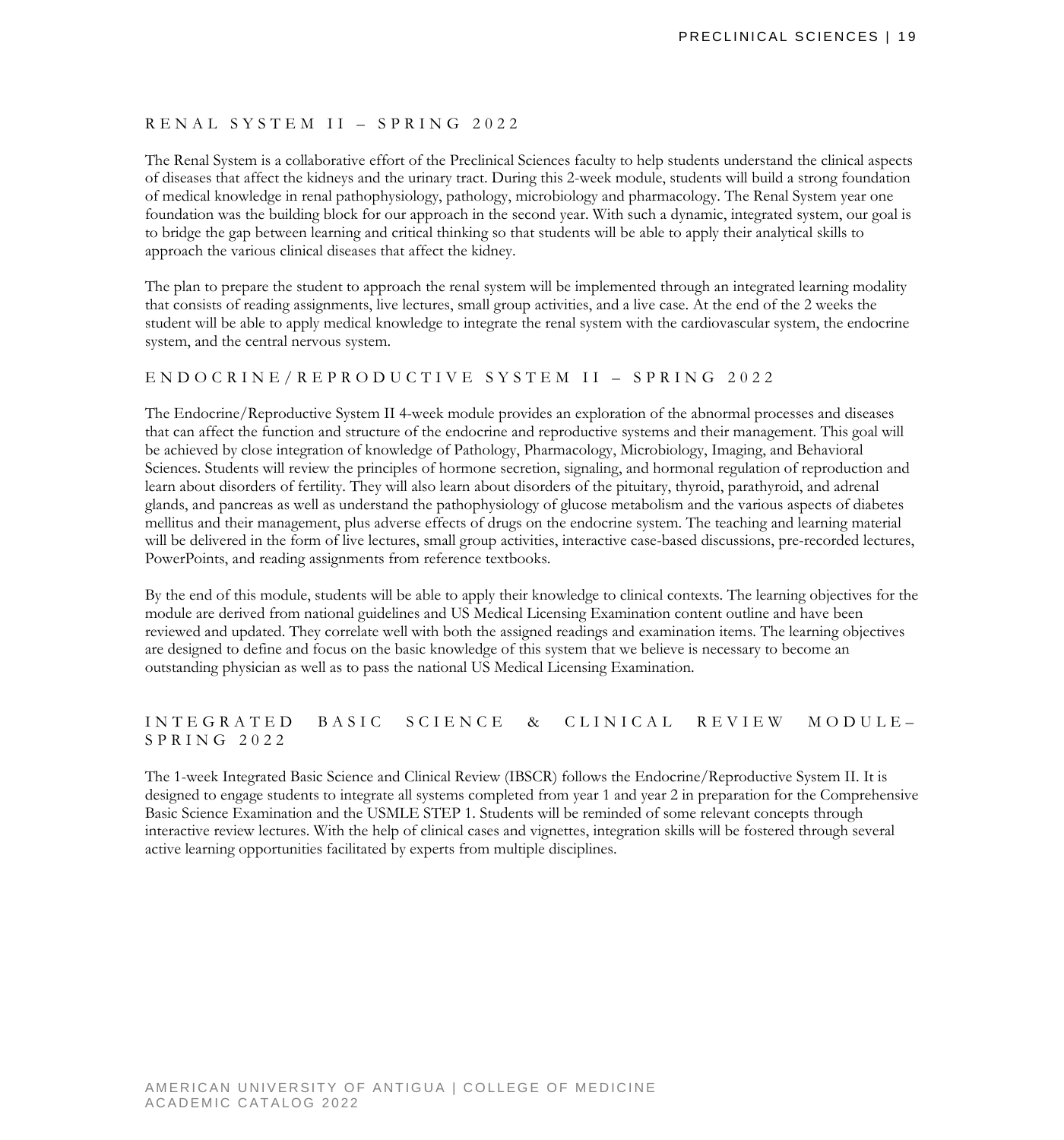## RENAL SYSTEM II – SPRING 2022

The Renal System is a collaborative effort of the Preclinical Sciences faculty to help students understand the clinical aspects of diseases that affect the kidneys and the urinary tract. During this 2-week module, students will build a strong foundation of medical knowledge in renal pathophysiology, pathology, microbiology and pharmacology. The Renal System year one foundation was the building block for our approach in the second year. With such a dynamic, integrated system, our goal is to bridge the gap between learning and critical thinking so that students will be able to apply their analytical skills to approach the various clinical diseases that affect the kidney.

The plan to prepare the student to approach the renal system will be implemented through an integrated learning modality that consists of reading assignments, live lectures, small group activities, and a live case. At the end of the 2 weeks the student will be able to apply medical knowledge to integrate the renal system with the cardiovascular system, the endocrine system, and the central nervous system.

## ENDOCRINE/REPRODUCTIVE SYSTEM II – SPRING 2022

The Endocrine/Reproductive System II 4-week module provides an exploration of the abnormal processes and diseases that can affect the function and structure of the endocrine and reproductive systems and their management. This goal will be achieved by close integration of knowledge of Pathology, Pharmacology, Microbiology, Imaging, and Behavioral Sciences. Students will review the principles of hormone secretion, signaling, and hormonal regulation of reproduction and learn about disorders of fertility. They will also learn about disorders of the pituitary, thyroid, parathyroid, and adrenal glands, and pancreas as well as understand the pathophysiology of glucose metabolism and the various aspects of diabetes mellitus and their management, plus adverse effects of drugs on the endocrine system. The teaching and learning material will be delivered in the form of live lectures, small group activities, interactive case-based discussions, pre-recorded lectures, PowerPoints, and reading assignments from reference textbooks.

By the end of this module, students will be able to apply their knowledge to clinical contexts. The learning objectives for the module are derived from national guidelines and US Medical Licensing Examination content outline and have been reviewed and updated. They correlate well with both the assigned readings and examination items. The learning objectives are designed to define and focus on the basic knowledge of this system that we believe is necessary to become an outstanding physician as well as to pass the national US Medical Licensing Examination.

## INTEGRATED BASIC SCIENCE & CLINICAL REVIEW MODULE– SPRING 2022

The 1-week Integrated Basic Science and Clinical Review (IBSCR) follows the Endocrine/Reproductive System II. It is designed to engage students to integrate all systems completed from year 1 and year 2 in preparation for the Comprehensive Basic Science Examination and the USMLE STEP 1. Students will be reminded of some relevant concepts through interactive review lectures. With the help of clinical cases and vignettes, integration skills will be fostered through several active learning opportunities facilitated by experts from multiple disciplines.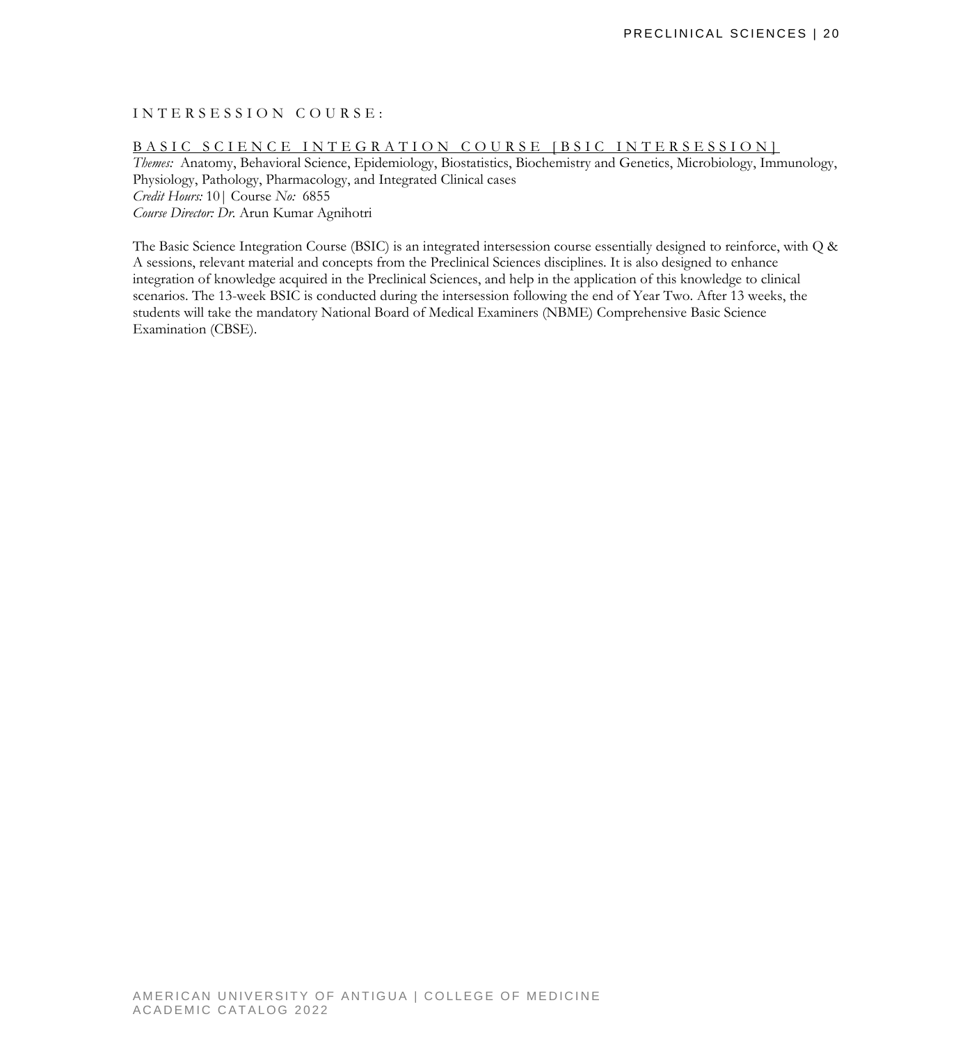## INTERSESSION COURSE:

### BASIC SCIENCE INTEGRATION COURSE [BSIC INTERSESSION]

*Themes:* Anatomy, Behavioral Science, Epidemiology, Biostatistics, Biochemistry and Genetics, Microbiology, Immunology, Physiology, Pathology, Pharmacology, and Integrated Clinical cases
*Credit Hours:* 10| Course *No:* 6855
*Course Director: Dr.* Arun Kumar Agnihotri

The Basic Science Integration Course (BSIC) is an integrated intersession course essentially designed to reinforce, with Q & A sessions, relevant material and concepts from the Preclinical Sciences disciplines. It is also designed to enhance integration of knowledge acquired in the Preclinical Sciences, and help in the application of this knowledge to clinical scenarios. The 13-week BSIC is conducted during the intersession following the end of Year Two. After 13 weeks, the students will take the mandatory National Board of Medical Examiners (NBME) Comprehensive Basic Science Examination (CBSE).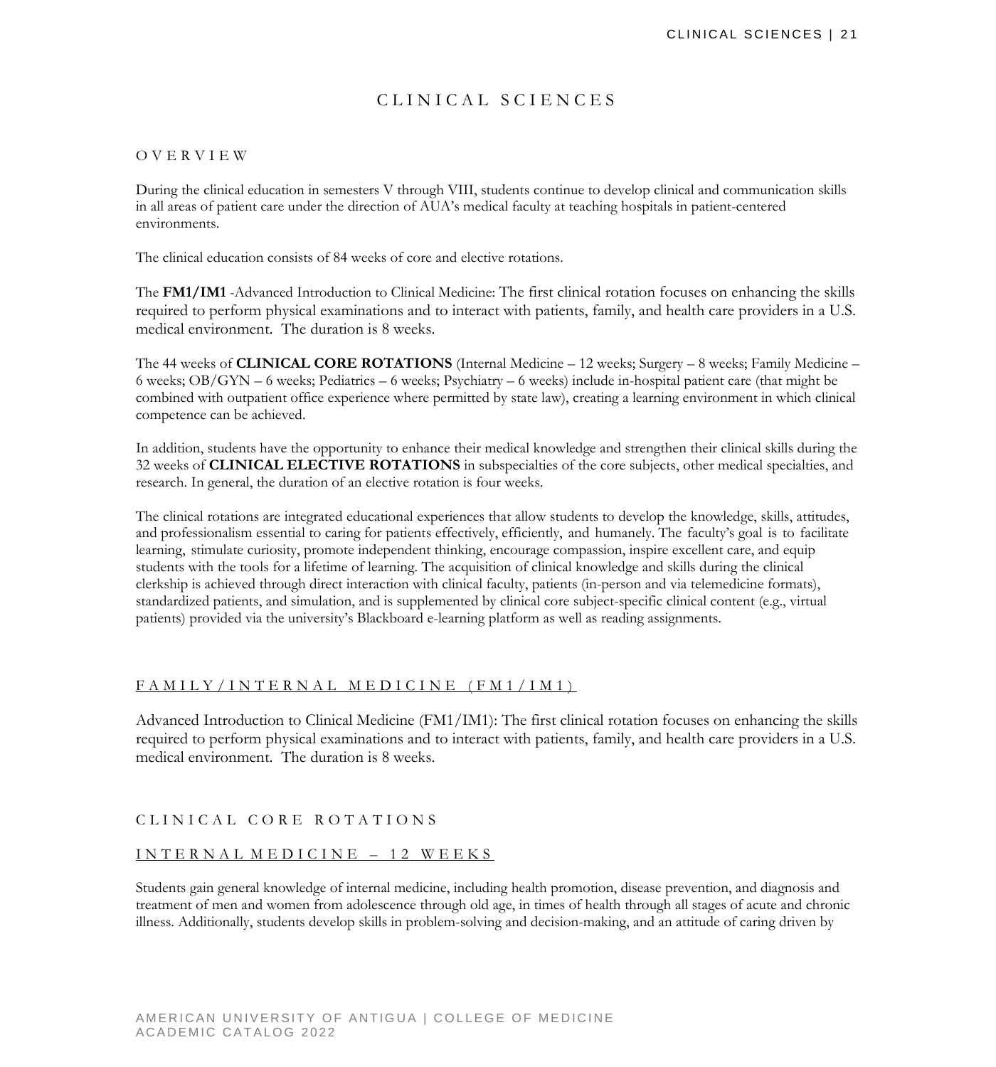# CLINICAL SCIENCES

## OVERVIEW

During the clinical education in semesters V through VIII, students continue to develop clinical and communication skills in all areas of patient care under the direction of AUA's medical faculty at teaching hospitals in patient-centered environments.

The clinical education consists of 84 weeks of core and elective rotations.

The **FM1/IM1** -Advanced Introduction to Clinical Medicine: The first clinical rotation focuses on enhancing the skills required to perform physical examinations and to interact with patients, family, and health care providers in a U.S. medical environment. The duration is 8 weeks.

The 44 weeks of **CLINICAL CORE ROTATIONS** (Internal Medicine – 12 weeks; Surgery – 8 weeks; Family Medicine – 6 weeks; OB/GYN – 6 weeks; Pediatrics – 6 weeks; Psychiatry – 6 weeks) include in-hospital patient care (that might be combined with outpatient office experience where permitted by state law), creating a learning environment in which clinical competence can be achieved.

In addition, students have the opportunity to enhance their medical knowledge and strengthen their clinical skills during the 32 weeks of **CLINICAL ELECTIVE ROTATIONS** in subspecialties of the core subjects, other medical specialties, and research. In general, the duration of an elective rotation is four weeks.

The clinical rotations are integrated educational experiences that allow students to develop the knowledge, skills, attitudes, and professionalism essential to caring for patients effectively, efficiently, and humanely. The faculty's goal is to facilitate learning, stimulate curiosity, promote independent thinking, encourage compassion, inspire excellent care, and equip students with the tools for a lifetime of learning. The acquisition of clinical knowledge and skills during the clinical clerkship is achieved through direct interaction with clinical faculty, patients (in-person and via telemedicine formats), standardized patients, and simulation, and is supplemented by clinical core subject-specific clinical content (e.g., virtual patients) provided via the university's Blackboard e-learning platform as well as reading assignments.

## FAMILY/INTERNAL MEDICINE (FM1/IM1)

Advanced Introduction to Clinical Medicine (FM1/IM1): The first clinical rotation focuses on enhancing the skills required to perform physical examinations and to interact with patients, family, and health care providers in a U.S. medical environment. The duration is 8 weeks.

## CLINICAL CORE ROTATIONS

### INTERNAL MEDICINE – 12 WEEKS

Students gain general knowledge of internal medicine, including health promotion, disease prevention, and diagnosis and treatment of men and women from adolescence through old age, in times of health through all stages of acute and chronic illness. Additionally, students develop skills in problem-solving and decision-making, and an attitude of caring driven by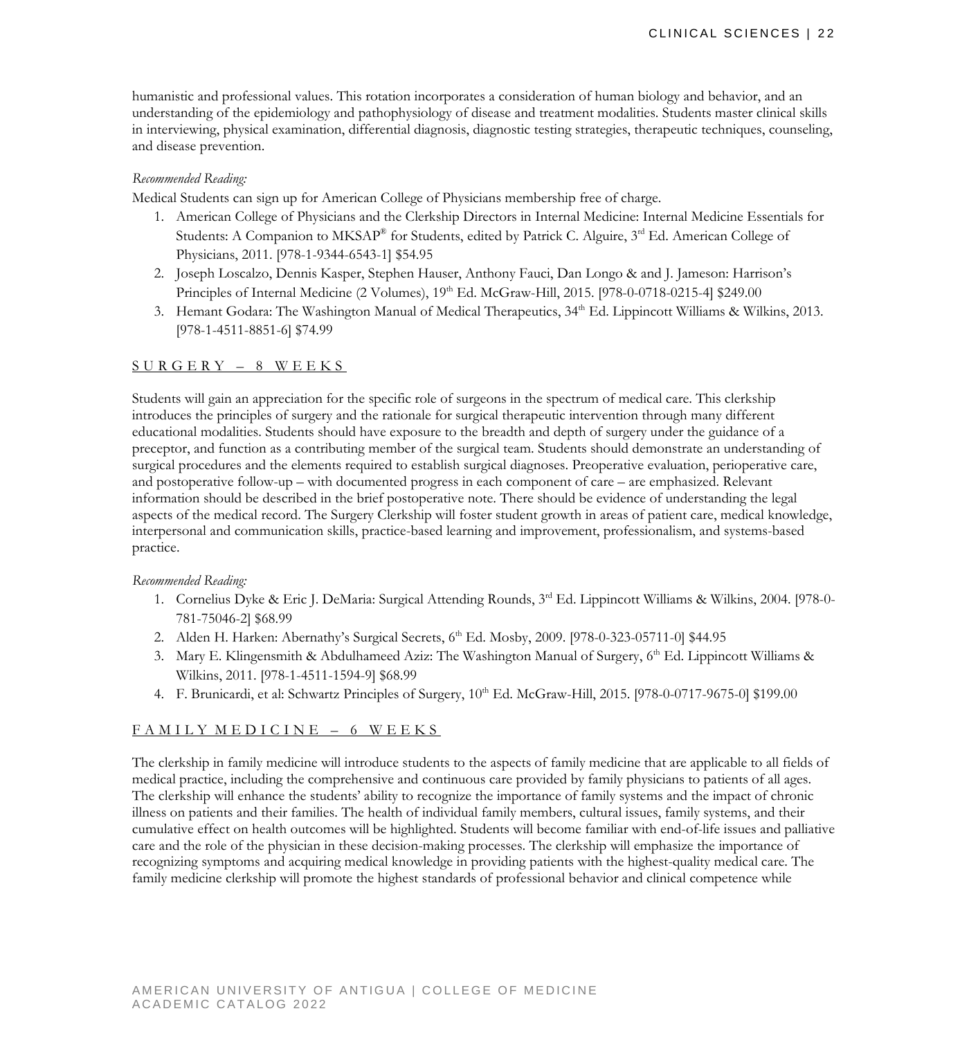humanistic and professional values. This rotation incorporates a consideration of human biology and behavior, and an understanding of the epidemiology and pathophysiology of disease and treatment modalities. Students master clinical skills in interviewing, physical examination, differential diagnosis, diagnostic testing strategies, therapeutic techniques, counseling, and disease prevention.

*Recommended Reading:*

Medical Students can sign up for American College of Physicians membership free of charge.

1. American College of Physicians and the Clerkship Directors in Internal Medicine: Internal Medicine Essentials for Students: A Companion to MKSAP® for Students, edited by Patrick C. Alguire, 3rd Ed. American College of Physicians, 2011. [978-1-9344-6543-1] $54.95
2. Joseph Loscalzo, Dennis Kasper, Stephen Hauser, Anthony Fauci, Dan Longo & and J. Jameson: Harrison's Principles of Internal Medicine (2 Volumes), 19th Ed. McGraw-Hill, 2015. [978-0-0718-0215-4] $249.00
3. Hemant Godara: The Washington Manual of Medical Therapeutics, 34th Ed. Lippincott Williams & Wilkins, 2013. [978-1-4511-8851-6] $74.99

## SURGERY – 8 WEEKS

Students will gain an appreciation for the specific role of surgeons in the spectrum of medical care. This clerkship introduces the principles of surgery and the rationale for surgical therapeutic intervention through many different educational modalities. Students should have exposure to the breadth and depth of surgery under the guidance of a preceptor, and function as a contributing member of the surgical team. Students should demonstrate an understanding of surgical procedures and the elements required to establish surgical diagnoses. Preoperative evaluation, perioperative care, and postoperative follow-up – with documented progress in each component of care – are emphasized. Relevant information should be described in the brief postoperative note. There should be evidence of understanding the legal aspects of the medical record. The Surgery Clerkship will foster student growth in areas of patient care, medical knowledge, interpersonal and communication skills, practice-based learning and improvement, professionalism, and systems-based practice.

*Recommended Reading:*

1. Cornelius Dyke & Eric J. DeMaria: Surgical Attending Rounds, 3rd Ed. Lippincott Williams & Wilkins, 2004. [978-0-781-75046-2] $68.99
2. Alden H. Harken: Abernathy's Surgical Secrets, 6th Ed. Mosby, 2009. [978-0-323-05711-0] $44.95
3. Mary E. Klingensmith & Abdulhameed Aziz: The Washington Manual of Surgery, 6th Ed. Lippincott Williams & Wilkins, 2011. [978-1-4511-1594-9] $68.99
4. F. Brunicardi, et al: Schwartz Principles of Surgery, 10th Ed. McGraw-Hill, 2015. [978-0-0717-9675-0] $199.00

## FAMILY MEDICINE – 6 WEEKS

The clerkship in family medicine will introduce students to the aspects of family medicine that are applicable to all fields of medical practice, including the comprehensive and continuous care provided by family physicians to patients of all ages. The clerkship will enhance the students' ability to recognize the importance of family systems and the impact of chronic illness on patients and their families. The health of individual family members, cultural issues, family systems, and their cumulative effect on health outcomes will be highlighted. Students will become familiar with end-of-life issues and palliative care and the role of the physician in these decision-making processes. The clerkship will emphasize the importance of recognizing symptoms and acquiring medical knowledge in providing patients with the highest-quality medical care. The family medicine clerkship will promote the highest standards of professional behavior and clinical competence while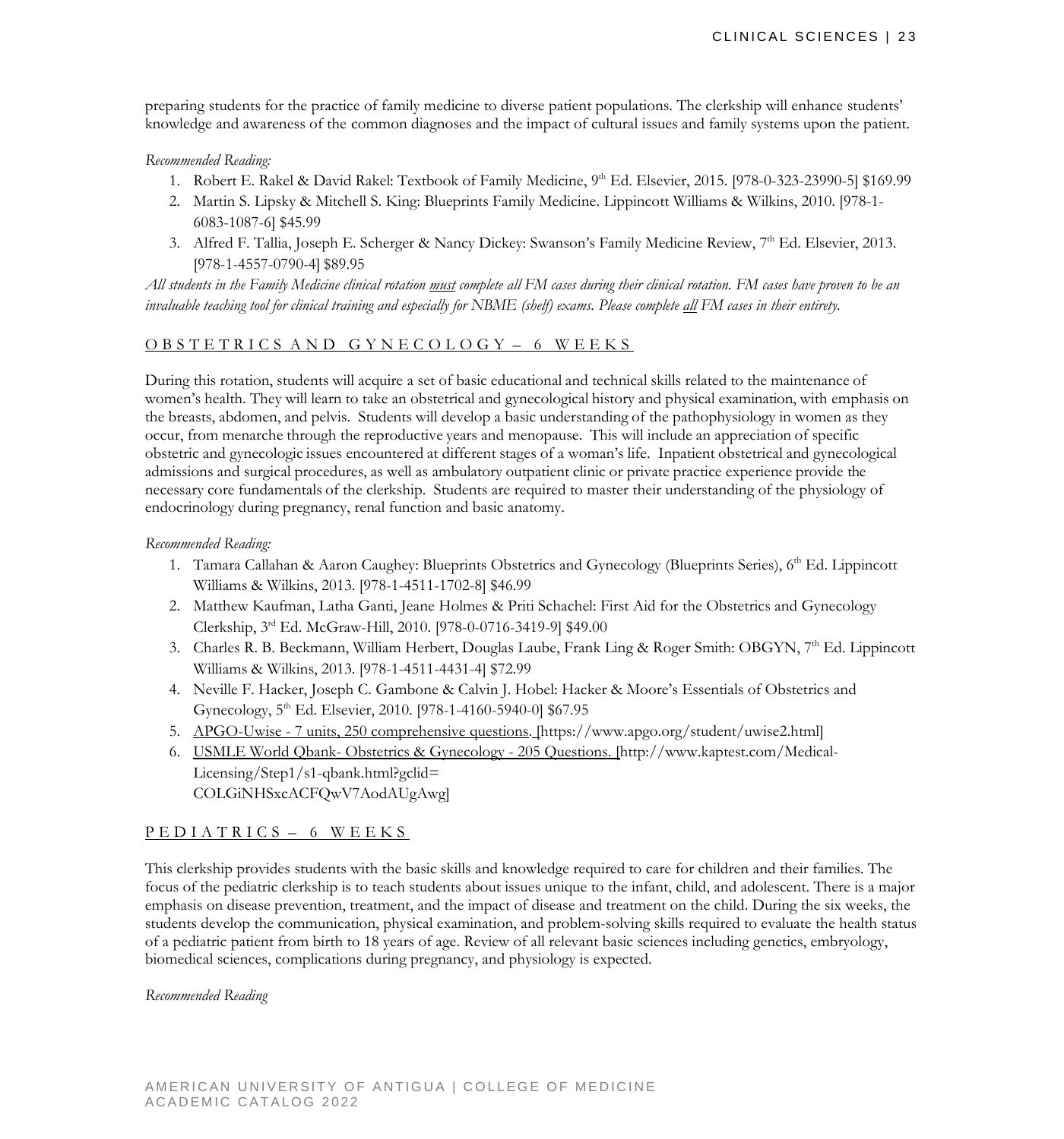preparing students for the practice of family medicine to diverse patient populations. The clerkship will enhance students' knowledge and awareness of the common diagnoses and the impact of cultural issues and family systems upon the patient.

*Recommended Reading:*

1. Robert E. Rakel & David Rakel: Textbook of Family Medicine, 9th Ed. Elsevier, 2015. [978-0-323-23990-5] $169.99
2. Martin S. Lipsky & Mitchell S. King: Blueprints Family Medicine. Lippincott Williams & Wilkins, 2010. [978-1-6083-1087-6] $45.99
3. Alfred F. Tallia, Joseph E. Scherger & Nancy Dickey: Swanson's Family Medicine Review, 7th Ed. Elsevier, 2013. [978-1-4557-0790-4] $89.95

*All students in the Family Medicine clinical rotation <u>must</u> complete all FM cases during their clinical rotation. FM cases have proven to be an invaluable teaching tool for clinical training and especially for NBME (shelf) exams. Please complete <u>all</u> FM cases in their entirety.*

## OBSTETRICS AND GYNECOLOGY – 6 WEEKS

During this rotation, students will acquire a set of basic educational and technical skills related to the maintenance of women's health. They will learn to take an obstetrical and gynecological history and physical examination, with emphasis on the breasts, abdomen, and pelvis. Students will develop a basic understanding of the pathophysiology in women as they occur, from menarche through the reproductive years and menopause. This will include an appreciation of specific obstetric and gynecologic issues encountered at different stages of a woman's life. Inpatient obstetrical and gynecological admissions and surgical procedures, as well as ambulatory outpatient clinic or private practice experience provide the necessary core fundamentals of the clerkship. Students are required to master their understanding of the physiology of endocrinology during pregnancy, renal function and basic anatomy.

*Recommended Reading:*

1. Tamara Callahan & Aaron Caughey: Blueprints Obstetrics and Gynecology (Blueprints Series), 6th Ed. Lippincott Williams & Wilkins, 2013. [978-1-4511-1702-8] $46.99
2. Matthew Kaufman, Latha Ganti, Jeane Holmes & Priti Schachel: First Aid for the Obstetrics and Gynecology Clerkship, 3rd Ed. McGraw-Hill, 2010. [978-0-0716-3419-9] $49.00
3. Charles R. B. Beckmann, William Herbert, Douglas Laube, Frank Ling & Roger Smith: OBGYN, 7th Ed. Lippincott Williams & Wilkins, 2013. [978-1-4511-4431-4] $72.99
4. Neville F. Hacker, Joseph C. Gambone & Calvin J. Hobel: Hacker & Moore's Essentials of Obstetrics and Gynecology, 5th Ed. Elsevier, 2010. [978-1-4160-5940-0] $67.95
5. APGO-Uwise - 7 units, 250 comprehensive questions. [https://www.apgo.org/student/uwise2.html]
6. USMLE World Qbank- Obstetrics & Gynecology - 205 Questions. [http://www.kaptest.com/Medical-Licensing/Step1/s1-qbank.html?gclid=COLGiNHSxcACFQwV7AodAUgAwg]

## PEDIATRICS – 6 WEEKS

This clerkship provides students with the basic skills and knowledge required to care for children and their families. The focus of the pediatric clerkship is to teach students about issues unique to the infant, child, and adolescent. There is a major emphasis on disease prevention, treatment, and the impact of disease and treatment on the child. During the six weeks, the students develop the communication, physical examination, and problem-solving skills required to evaluate the health status of a pediatric patient from birth to 18 years of age. Review of all relevant basic sciences including genetics, embryology, biomedical sciences, complications during pregnancy, and physiology is expected.

*Recommended Reading*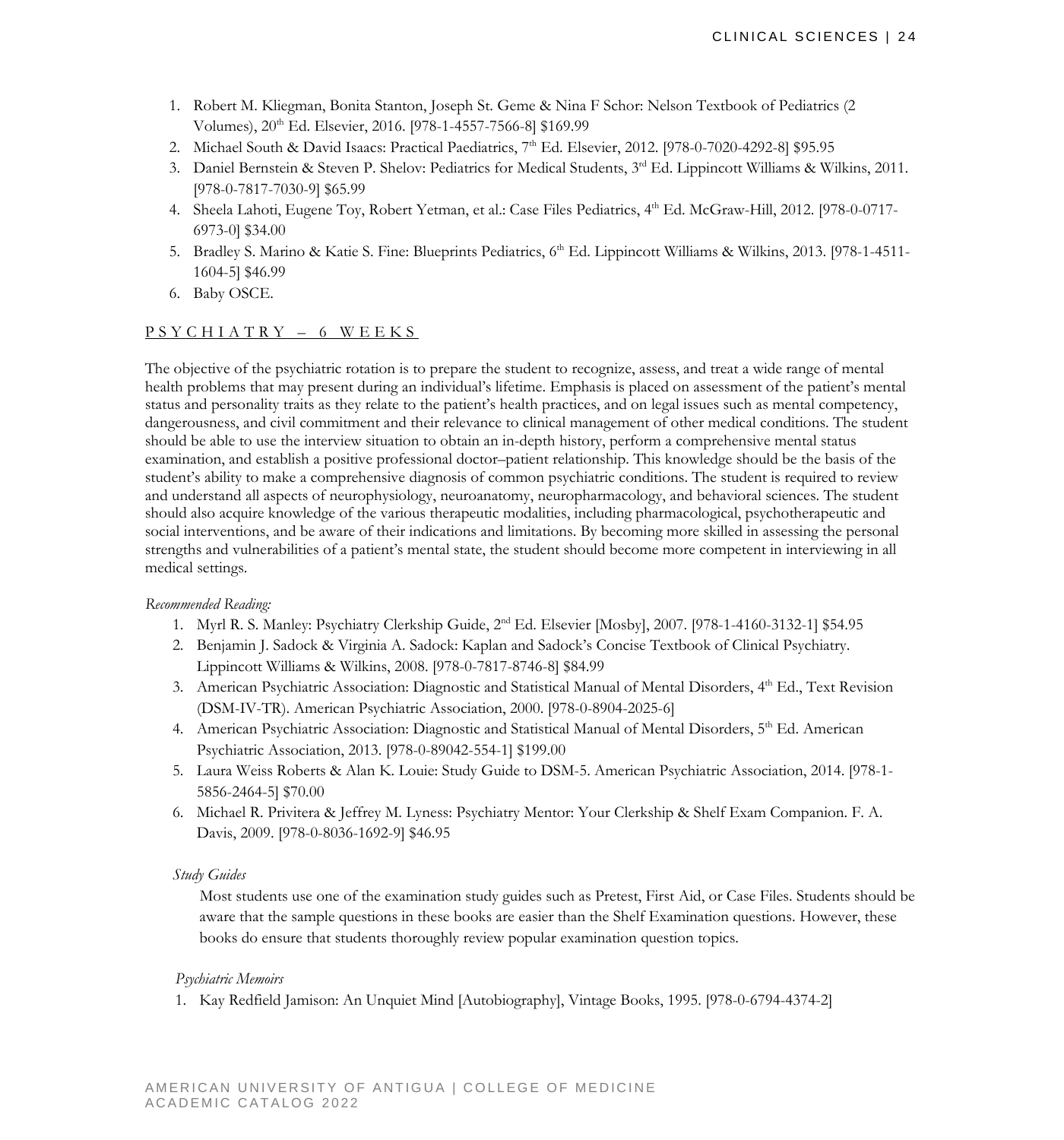1. Robert M. Kliegman, Bonita Stanton, Joseph St. Geme & Nina F Schor: Nelson Textbook of Pediatrics (2 Volumes), 20th Ed. Elsevier, 2016. [978-1-4557-7566-8] $169.99
2. Michael South & David Isaacs: Practical Paediatrics, 7th Ed. Elsevier, 2012. [978-0-7020-4292-8] $95.95
3. Daniel Bernstein & Steven P. Shelov: Pediatrics for Medical Students, 3rd Ed. Lippincott Williams & Wilkins, 2011. [978-0-7817-7030-9] $65.99
4. Sheela Lahoti, Eugene Toy, Robert Yetman, et al.: Case Files Pediatrics, 4th Ed. McGraw-Hill, 2012. [978-0-0717-6973-0] $34.00
5. Bradley S. Marino & Katie S. Fine: Blueprints Pediatrics, 6th Ed. Lippincott Williams & Wilkins, 2013. [978-1-4511-1604-5] $46.99
6. Baby OSCE.

## PSYCHIATRY – 6 WEEKS

The objective of the psychiatric rotation is to prepare the student to recognize, assess, and treat a wide range of mental health problems that may present during an individual's lifetime. Emphasis is placed on assessment of the patient's mental status and personality traits as they relate to the patient's health practices, and on legal issues such as mental competency, dangerousness, and civil commitment and their relevance to clinical management of other medical conditions. The student should be able to use the interview situation to obtain an in-depth history, perform a comprehensive mental status examination, and establish a positive professional doctor–patient relationship. This knowledge should be the basis of the student's ability to make a comprehensive diagnosis of common psychiatric conditions. The student is required to review and understand all aspects of neurophysiology, neuroanatomy, neuropharmacology, and behavioral sciences. The student should also acquire knowledge of the various therapeutic modalities, including pharmacological, psychotherapeutic and social interventions, and be aware of their indications and limitations. By becoming more skilled in assessing the personal strengths and vulnerabilities of a patient's mental state, the student should become more competent in interviewing in all medical settings.

*Recommended Reading:*

1. Myrl R. S. Manley: Psychiatry Clerkship Guide, 2nd Ed. Elsevier [Mosby], 2007. [978-1-4160-3132-1] $54.95
2. Benjamin J. Sadock & Virginia A. Sadock: Kaplan and Sadock's Concise Textbook of Clinical Psychiatry. Lippincott Williams & Wilkins, 2008. [978-0-7817-8746-8] $84.99
3. American Psychiatric Association: Diagnostic and Statistical Manual of Mental Disorders, 4th Ed., Text Revision (DSM-IV-TR). American Psychiatric Association, 2000. [978-0-8904-2025-6]
4. American Psychiatric Association: Diagnostic and Statistical Manual of Mental Disorders, 5th Ed. American Psychiatric Association, 2013. [978-0-89042-554-1] $199.00
5. Laura Weiss Roberts & Alan K. Louie: Study Guide to DSM-5. American Psychiatric Association, 2014. [978-1-5856-2464-5] $70.00
6. Michael R. Privitera & Jeffrey M. Lyness: Psychiatry Mentor: Your Clerkship & Shelf Exam Companion. F. A. Davis, 2009. [978-0-8036-1692-9] $46.95

*Study Guides*

Most students use one of the examination study guides such as Pretest, First Aid, or Case Files. Students should be aware that the sample questions in these books are easier than the Shelf Examination questions. However, these books do ensure that students thoroughly review popular examination question topics.

*Psychiatric Memoirs*

1. Kay Redfield Jamison: An Unquiet Mind [Autobiography], Vintage Books, 1995. [978-0-6794-4374-2]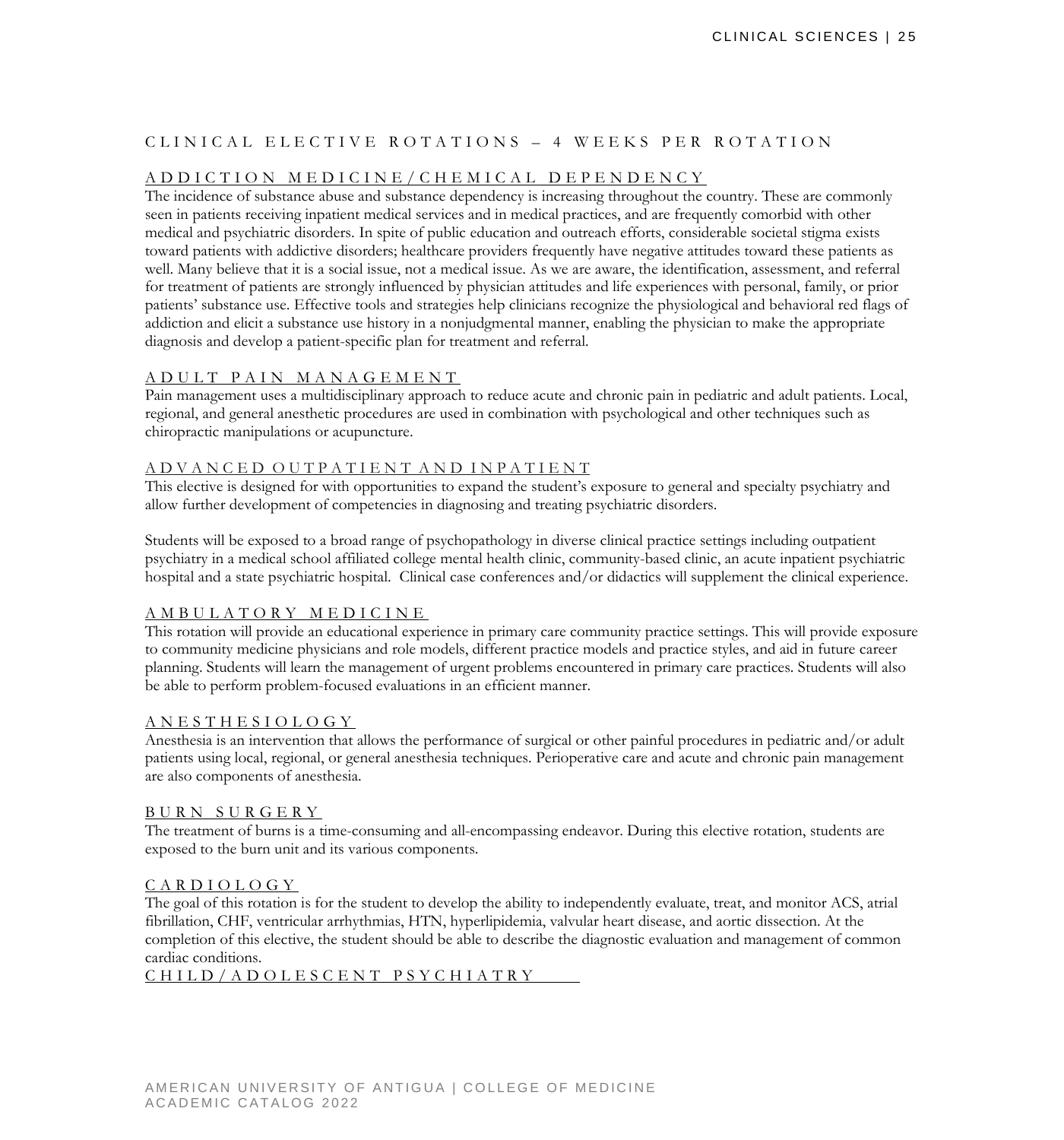## CLINICAL ELECTIVE ROTATIONS – 4 WEEKS PER ROTATION

### ADDICTION MEDICINE/CHEMICAL DEPENDENCY

The incidence of substance abuse and substance dependency is increasing throughout the country. These are commonly seen in patients receiving inpatient medical services and in medical practices, and are frequently comorbid with other medical and psychiatric disorders. In spite of public education and outreach efforts, considerable societal stigma exists toward patients with addictive disorders; healthcare providers frequently have negative attitudes toward these patients as well. Many believe that it is a social issue, not a medical issue. As we are aware, the identification, assessment, and referral for treatment of patients are strongly influenced by physician attitudes and life experiences with personal, family, or prior patients' substance use. Effective tools and strategies help clinicians recognize the physiological and behavioral red flags of addiction and elicit a substance use history in a nonjudgmental manner, enabling the physician to make the appropriate diagnosis and develop a patient-specific plan for treatment and referral.

### ADULT PAIN MANAGEMENT

Pain management uses a multidisciplinary approach to reduce acute and chronic pain in pediatric and adult patients. Local, regional, and general anesthetic procedures are used in combination with psychological and other techniques such as chiropractic manipulations or acupuncture.

### ADVANCED OUTPATIENT AND INPATIENT

This elective is designed for with opportunities to expand the student's exposure to general and specialty psychiatry and allow further development of competencies in diagnosing and treating psychiatric disorders.

Students will be exposed to a broad range of psychopathology in diverse clinical practice settings including outpatient psychiatry in a medical school affiliated college mental health clinic, community-based clinic, an acute inpatient psychiatric hospital and a state psychiatric hospital. Clinical case conferences and/or didactics will supplement the clinical experience.

### AMBULATORY MEDICINE

This rotation will provide an educational experience in primary care community practice settings. This will provide exposure to community medicine physicians and role models, different practice models and practice styles, and aid in future career planning. Students will learn the management of urgent problems encountered in primary care practices. Students will also be able to perform problem-focused evaluations in an efficient manner.

### ANESTHESIOLOGY

Anesthesia is an intervention that allows the performance of surgical or other painful procedures in pediatric and/or adult patients using local, regional, or general anesthesia techniques. Perioperative care and acute and chronic pain management are also components of anesthesia.

### BURN SURGERY

The treatment of burns is a time-consuming and all-encompassing endeavor. During this elective rotation, students are exposed to the burn unit and its various components.

### CARDIOLOGY

The goal of this rotation is for the student to develop the ability to independently evaluate, treat, and monitor ACS, atrial fibrillation, CHF, ventricular arrhythmias, HTN, hyperlipidemia, valvular heart disease, and aortic dissection. At the completion of this elective, the student should be able to describe the diagnostic evaluation and management of common cardiac conditions.

### CHILD/ADOLESCENT PSYCHIATRY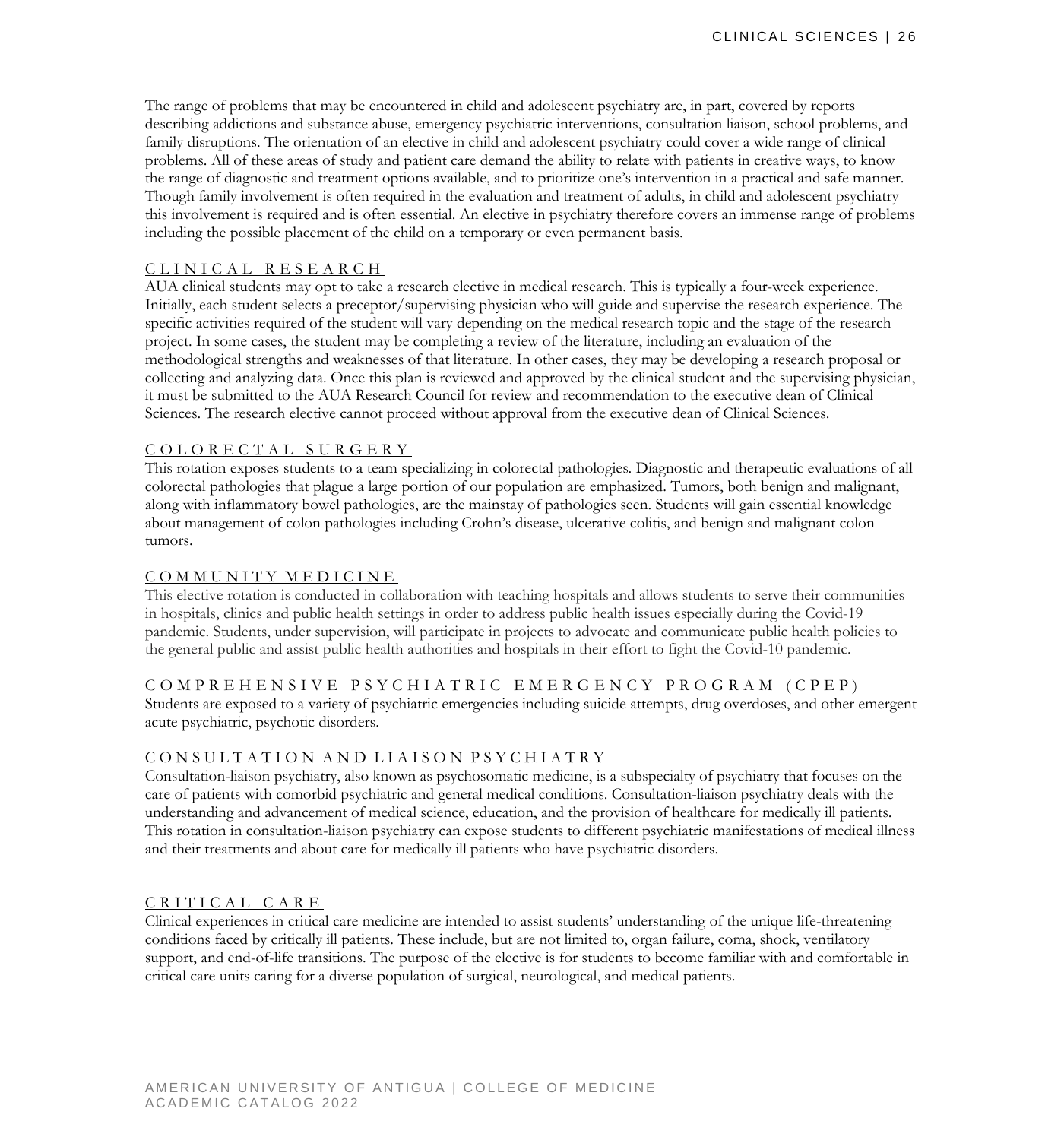The range of problems that may be encountered in child and adolescent psychiatry are, in part, covered by reports describing addictions and substance abuse, emergency psychiatric interventions, consultation liaison, school problems, and family disruptions. The orientation of an elective in child and adolescent psychiatry could cover a wide range of clinical problems. All of these areas of study and patient care demand the ability to relate with patients in creative ways, to know the range of diagnostic and treatment options available, and to prioritize one's intervention in a practical and safe manner. Though family involvement is often required in the evaluation and treatment of adults, in child and adolescent psychiatry this involvement is required and is often essential. An elective in psychiatry therefore covers an immense range of problems including the possible placement of the child on a temporary or even permanent basis.

## CLINICAL RESEARCH

AUA clinical students may opt to take a research elective in medical research. This is typically a four-week experience. Initially, each student selects a preceptor/supervising physician who will guide and supervise the research experience. The specific activities required of the student will vary depending on the medical research topic and the stage of the research project. In some cases, the student may be completing a review of the literature, including an evaluation of the methodological strengths and weaknesses of that literature. In other cases, they may be developing a research proposal or collecting and analyzing data. Once this plan is reviewed and approved by the clinical student and the supervising physician, it must be submitted to the AUA Research Council for review and recommendation to the executive dean of Clinical Sciences. The research elective cannot proceed without approval from the executive dean of Clinical Sciences.

## COLORECTAL SURGERY

This rotation exposes students to a team specializing in colorectal pathologies. Diagnostic and therapeutic evaluations of all colorectal pathologies that plague a large portion of our population are emphasized. Tumors, both benign and malignant, along with inflammatory bowel pathologies, are the mainstay of pathologies seen. Students will gain essential knowledge about management of colon pathologies including Crohn's disease, ulcerative colitis, and benign and malignant colon tumors.

## COMMUNITY MEDICINE

This elective rotation is conducted in collaboration with teaching hospitals and allows students to serve their communities in hospitals, clinics and public health settings in order to address public health issues especially during the Covid-19 pandemic. Students, under supervision, will participate in projects to advocate and communicate public health policies to the general public and assist public health authorities and hospitals in their effort to fight the Covid-10 pandemic.

## COMPREHENSIVE PSYCHIATRIC EMERGENCY PROGRAM (CPEP)

Students are exposed to a variety of psychiatric emergencies including suicide attempts, drug overdoses, and other emergent acute psychiatric, psychotic disorders.

## CONSULTATION AND LIAISON PSYCHIATRY

Consultation-liaison psychiatry, also known as psychosomatic medicine, is a subspecialty of psychiatry that focuses on the care of patients with comorbid psychiatric and general medical conditions. Consultation-liaison psychiatry deals with the understanding and advancement of medical science, education, and the provision of healthcare for medically ill patients. This rotation in consultation-liaison psychiatry can expose students to different psychiatric manifestations of medical illness and their treatments and about care for medically ill patients who have psychiatric disorders.

## CRITICAL CARE

Clinical experiences in critical care medicine are intended to assist students' understanding of the unique life-threatening conditions faced by critically ill patients. These include, but are not limited to, organ failure, coma, shock, ventilatory support, and end-of-life transitions. The purpose of the elective is for students to become familiar with and comfortable in critical care units caring for a diverse population of surgical, neurological, and medical patients.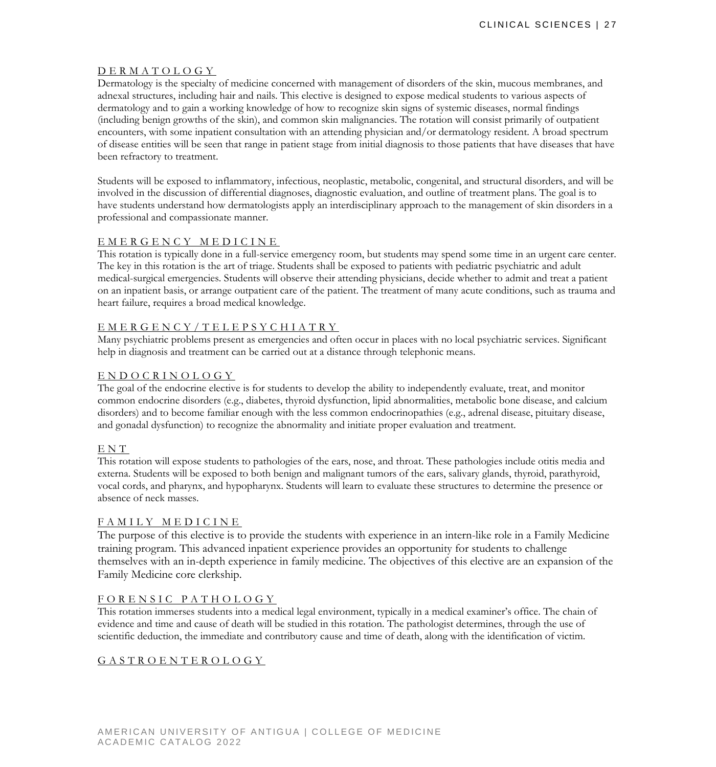## DERMATOLOGY

Dermatology is the specialty of medicine concerned with management of disorders of the skin, mucous membranes, and adnexal structures, including hair and nails. This elective is designed to expose medical students to various aspects of dermatology and to gain a working knowledge of how to recognize skin signs of systemic diseases, normal findings (including benign growths of the skin), and common skin malignancies. The rotation will consist primarily of outpatient encounters, with some inpatient consultation with an attending physician and/or dermatology resident. A broad spectrum of disease entities will be seen that range in patient stage from initial diagnosis to those patients that have diseases that have been refractory to treatment.

Students will be exposed to inflammatory, infectious, neoplastic, metabolic, congenital, and structural disorders, and will be involved in the discussion of differential diagnoses, diagnostic evaluation, and outline of treatment plans. The goal is to have students understand how dermatologists apply an interdisciplinary approach to the management of skin disorders in a professional and compassionate manner.

## EMERGENCY MEDICINE

This rotation is typically done in a full-service emergency room, but students may spend some time in an urgent care center. The key in this rotation is the art of triage. Students shall be exposed to patients with pediatric psychiatric and adult medical-surgical emergencies. Students will observe their attending physicians, decide whether to admit and treat a patient on an inpatient basis, or arrange outpatient care of the patient. The treatment of many acute conditions, such as trauma and heart failure, requires a broad medical knowledge.

## EMERGENCY/TELEPSYCHIATRY

Many psychiatric problems present as emergencies and often occur in places with no local psychiatric services. Significant help in diagnosis and treatment can be carried out at a distance through telephonic means.

## ENDOCRINOLOGY

The goal of the endocrine elective is for students to develop the ability to independently evaluate, treat, and monitor common endocrine disorders (e.g., diabetes, thyroid dysfunction, lipid abnormalities, metabolic bone disease, and calcium disorders) and to become familiar enough with the less common endocrinopathies (e.g., adrenal disease, pituitary disease, and gonadal dysfunction) to recognize the abnormality and initiate proper evaluation and treatment.

## ENT

This rotation will expose students to pathologies of the ears, nose, and throat. These pathologies include otitis media and externa. Students will be exposed to both benign and malignant tumors of the ears, salivary glands, thyroid, parathyroid, vocal cords, and pharynx, and hypopharynx. Students will learn to evaluate these structures to determine the presence or absence of neck masses.

## FAMILY MEDICINE

The purpose of this elective is to provide the students with experience in an intern-like role in a Family Medicine training program. This advanced inpatient experience provides an opportunity for students to challenge themselves with an in-depth experience in family medicine. The objectives of this elective are an expansion of the Family Medicine core clerkship.

## FORENSIC PATHOLOGY

This rotation immerses students into a medical legal environment, typically in a medical examiner's office. The chain of evidence and time and cause of death will be studied in this rotation. The pathologist determines, through the use of scientific deduction, the immediate and contributory cause and time of death, along with the identification of victim.

## GASTROENTEROLOGY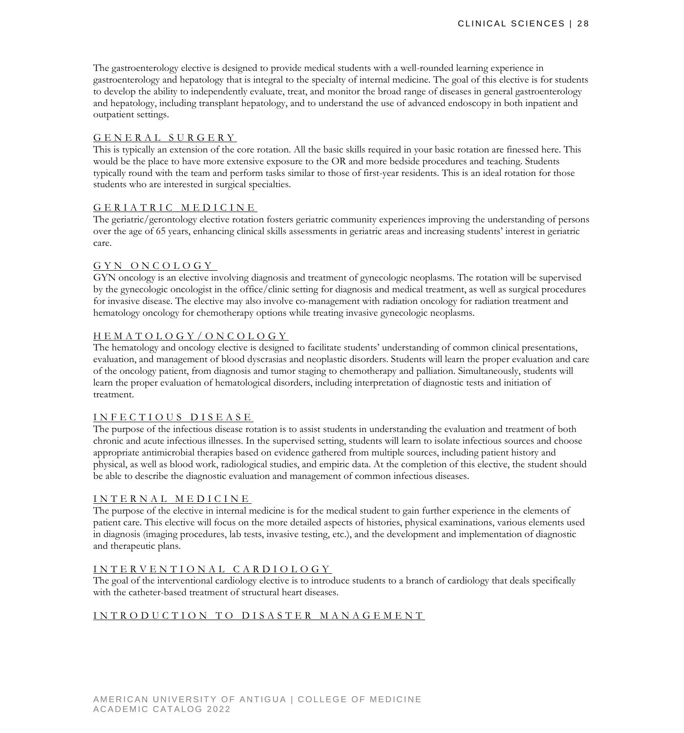The gastroenterology elective is designed to provide medical students with a well-rounded learning experience in gastroenterology and hepatology that is integral to the specialty of internal medicine. The goal of this elective is for students to develop the ability to independently evaluate, treat, and monitor the broad range of diseases in general gastroenterology and hepatology, including transplant hepatology, and to understand the use of advanced endoscopy in both inpatient and outpatient settings.

### GENERAL SURGERY

This is typically an extension of the core rotation. All the basic skills required in your basic rotation are finessed here. This would be the place to have more extensive exposure to the OR and more bedside procedures and teaching. Students typically round with the team and perform tasks similar to those of first-year residents. This is an ideal rotation for those students who are interested in surgical specialties.

### GERIATRIC MEDICINE

The geriatric/gerontology elective rotation fosters geriatric community experiences improving the understanding of persons over the age of 65 years, enhancing clinical skills assessments in geriatric areas and increasing students' interest in geriatric care.

### GYN ONCOLOGY

GYN oncology is an elective involving diagnosis and treatment of gynecologic neoplasms. The rotation will be supervised by the gynecologic oncologist in the office/clinic setting for diagnosis and medical treatment, as well as surgical procedures for invasive disease. The elective may also involve co-management with radiation oncology for radiation treatment and hematology oncology for chemotherapy options while treating invasive gynecologic neoplasms.

### HEMATOLOGY/ONCOLOGY

The hematology and oncology elective is designed to facilitate students' understanding of common clinical presentations, evaluation, and management of blood dyscrasias and neoplastic disorders. Students will learn the proper evaluation and care of the oncology patient, from diagnosis and tumor staging to chemotherapy and palliation. Simultaneously, students will learn the proper evaluation of hematological disorders, including interpretation of diagnostic tests and initiation of treatment.

### INFECTIOUS DISEASE

The purpose of the infectious disease rotation is to assist students in understanding the evaluation and treatment of both chronic and acute infectious illnesses. In the supervised setting, students will learn to isolate infectious sources and choose appropriate antimicrobial therapies based on evidence gathered from multiple sources, including patient history and physical, as well as blood work, radiological studies, and empiric data. At the completion of this elective, the student should be able to describe the diagnostic evaluation and management of common infectious diseases.

### INTERNAL MEDICINE

The purpose of the elective in internal medicine is for the medical student to gain further experience in the elements of patient care. This elective will focus on the more detailed aspects of histories, physical examinations, various elements used in diagnosis (imaging procedures, lab tests, invasive testing, etc.), and the development and implementation of diagnostic and therapeutic plans.

### INTERVENTIONAL CARDIOLOGY

The goal of the interventional cardiology elective is to introduce students to a branch of cardiology that deals specifically with the catheter-based treatment of structural heart diseases.

### INTRODUCTION TO DISASTER MANAGEMENT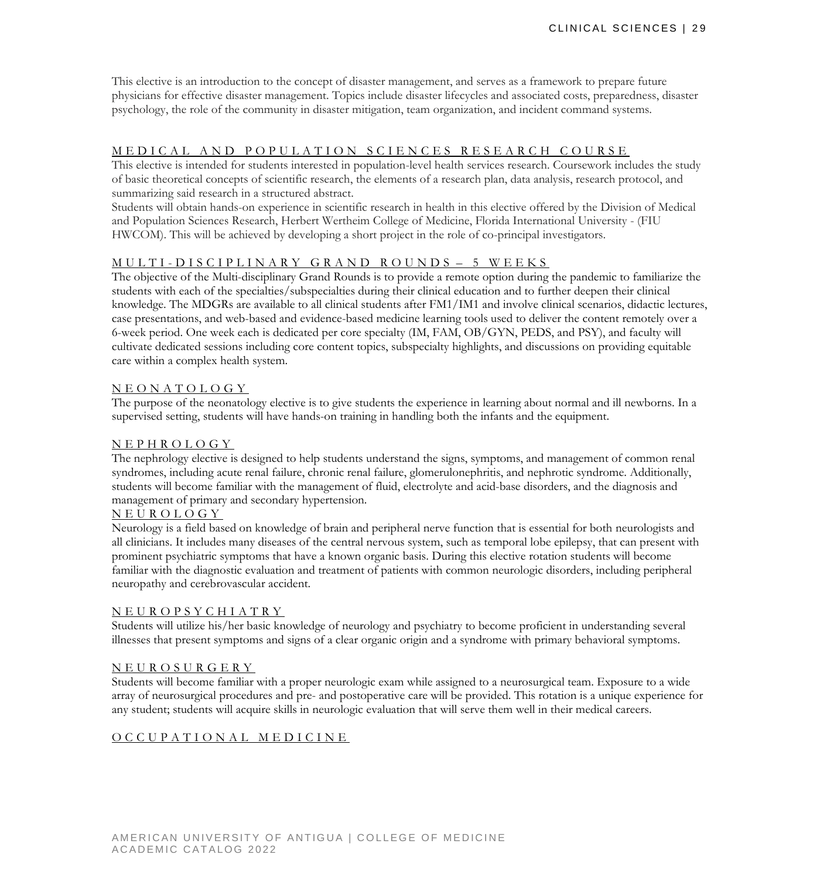This elective is an introduction to the concept of disaster management, and serves as a framework to prepare future physicians for effective disaster management. Topics include disaster lifecycles and associated costs, preparedness, disaster psychology, the role of the community in disaster mitigation, team organization, and incident command systems.

## MEDICAL AND POPULATION SCIENCES RESEARCH COURSE

This elective is intended for students interested in population-level health services research. Coursework includes the study of basic theoretical concepts of scientific research, the elements of a research plan, data analysis, research protocol, and summarizing said research in a structured abstract.

Students will obtain hands-on experience in scientific research in health in this elective offered by the Division of Medical and Population Sciences Research, Herbert Wertheim College of Medicine, Florida International University - (FIU HWCOM). This will be achieved by developing a short project in the role of co-principal investigators.

## MULTI-DISCIPLINARY GRAND ROUNDS – 5 WEEKS

The objective of the Multi-disciplinary Grand Rounds is to provide a remote option during the pandemic to familiarize the students with each of the specialties/subspecialties during their clinical education and to further deepen their clinical knowledge. The MDGRs are available to all clinical students after FM1/IM1 and involve clinical scenarios, didactic lectures, case presentations, and web-based and evidence-based medicine learning tools used to deliver the content remotely over a 6-week period. One week each is dedicated per core specialty (IM, FAM, OB/GYN, PEDS, and PSY), and faculty will cultivate dedicated sessions including core content topics, subspecialty highlights, and discussions on providing equitable care within a complex health system.

## NEONATOLOGY

The purpose of the neonatology elective is to give students the experience in learning about normal and ill newborns. In a supervised setting, students will have hands-on training in handling both the infants and the equipment.

## NEPHROLOGY

The nephrology elective is designed to help students understand the signs, symptoms, and management of common renal syndromes, including acute renal failure, chronic renal failure, glomerulonephritis, and nephrotic syndrome. Additionally, students will become familiar with the management of fluid, electrolyte and acid-base disorders, and the diagnosis and management of primary and secondary hypertension.

## NEUROLOGY

Neurology is a field based on knowledge of brain and peripheral nerve function that is essential for both neurologists and all clinicians. It includes many diseases of the central nervous system, such as temporal lobe epilepsy, that can present with prominent psychiatric symptoms that have a known organic basis. During this elective rotation students will become familiar with the diagnostic evaluation and treatment of patients with common neurologic disorders, including peripheral neuropathy and cerebrovascular accident.

## NEUROPSYCHIATRY

Students will utilize his/her basic knowledge of neurology and psychiatry to become proficient in understanding several illnesses that present symptoms and signs of a clear organic origin and a syndrome with primary behavioral symptoms.

## NEUROSURGERY

Students will become familiar with a proper neurologic exam while assigned to a neurosurgical team. Exposure to a wide array of neurosurgical procedures and pre- and postoperative care will be provided. This rotation is a unique experience for any student; students will acquire skills in neurologic evaluation that will serve them well in their medical careers.

## OCCUPATIONAL MEDICINE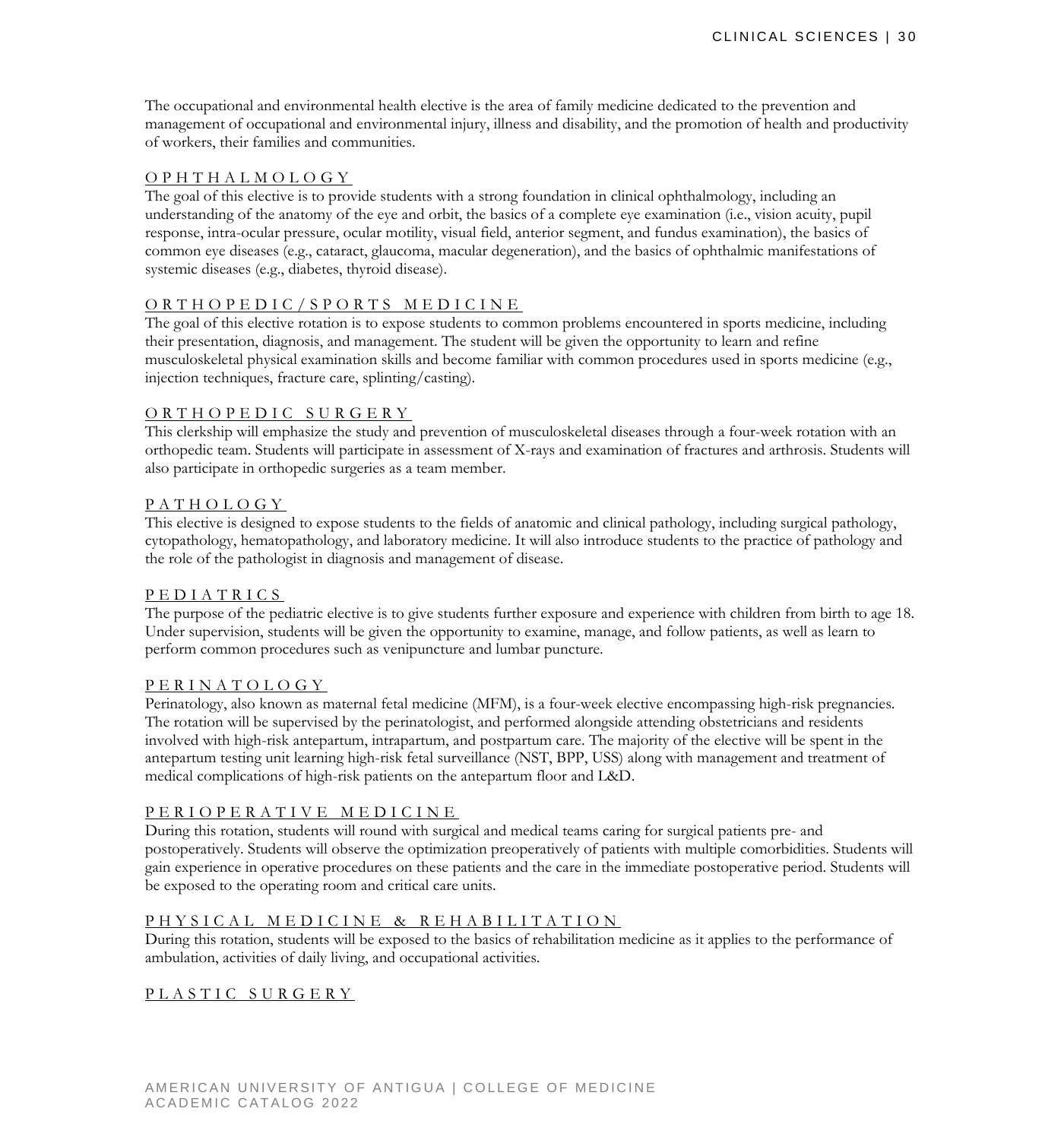The occupational and environmental health elective is the area of family medicine dedicated to the prevention and management of occupational and environmental injury, illness and disability, and the promotion of health and productivity of workers, their families and communities.

## OPHTHALMOLOGY

The goal of this elective is to provide students with a strong foundation in clinical ophthalmology, including an understanding of the anatomy of the eye and orbit, the basics of a complete eye examination (i.e., vision acuity, pupil response, intra-ocular pressure, ocular motility, visual field, anterior segment, and fundus examination), the basics of common eye diseases (e.g., cataract, glaucoma, macular degeneration), and the basics of ophthalmic manifestations of systemic diseases (e.g., diabetes, thyroid disease).

## ORTHOPEDIC/SPORTS MEDICINE

The goal of this elective rotation is to expose students to common problems encountered in sports medicine, including their presentation, diagnosis, and management. The student will be given the opportunity to learn and refine musculoskeletal physical examination skills and become familiar with common procedures used in sports medicine (e.g., injection techniques, fracture care, splinting/casting).

## ORTHOPEDIC SURGERY

This clerkship will emphasize the study and prevention of musculoskeletal diseases through a four-week rotation with an orthopedic team. Students will participate in assessment of X-rays and examination of fractures and arthrosis. Students will also participate in orthopedic surgeries as a team member.

## PATHOLOGY

This elective is designed to expose students to the fields of anatomic and clinical pathology, including surgical pathology, cytopathology, hematopathology, and laboratory medicine. It will also introduce students to the practice of pathology and the role of the pathologist in diagnosis and management of disease.

## PEDIATRICS

The purpose of the pediatric elective is to give students further exposure and experience with children from birth to age 18. Under supervision, students will be given the opportunity to examine, manage, and follow patients, as well as learn to perform common procedures such as venipuncture and lumbar puncture.

## PERINATOLOGY

Perinatology, also known as maternal fetal medicine (MFM), is a four-week elective encompassing high-risk pregnancies. The rotation will be supervised by the perinatologist, and performed alongside attending obstetricians and residents involved with high-risk antepartum, intrapartum, and postpartum care. The majority of the elective will be spent in the antepartum testing unit learning high-risk fetal surveillance (NST, BPP, USS) along with management and treatment of medical complications of high-risk patients on the antepartum floor and L&D.

## PERIOPERATIVE MEDICINE

During this rotation, students will round with surgical and medical teams caring for surgical patients pre- and postoperatively. Students will observe the optimization preoperatively of patients with multiple comorbidities. Students will gain experience in operative procedures on these patients and the care in the immediate postoperative period. Students will be exposed to the operating room and critical care units.

## PHYSICAL MEDICINE & REHABILITATION

During this rotation, students will be exposed to the basics of rehabilitation medicine as it applies to the performance of ambulation, activities of daily living, and occupational activities.

## PLASTIC SURGERY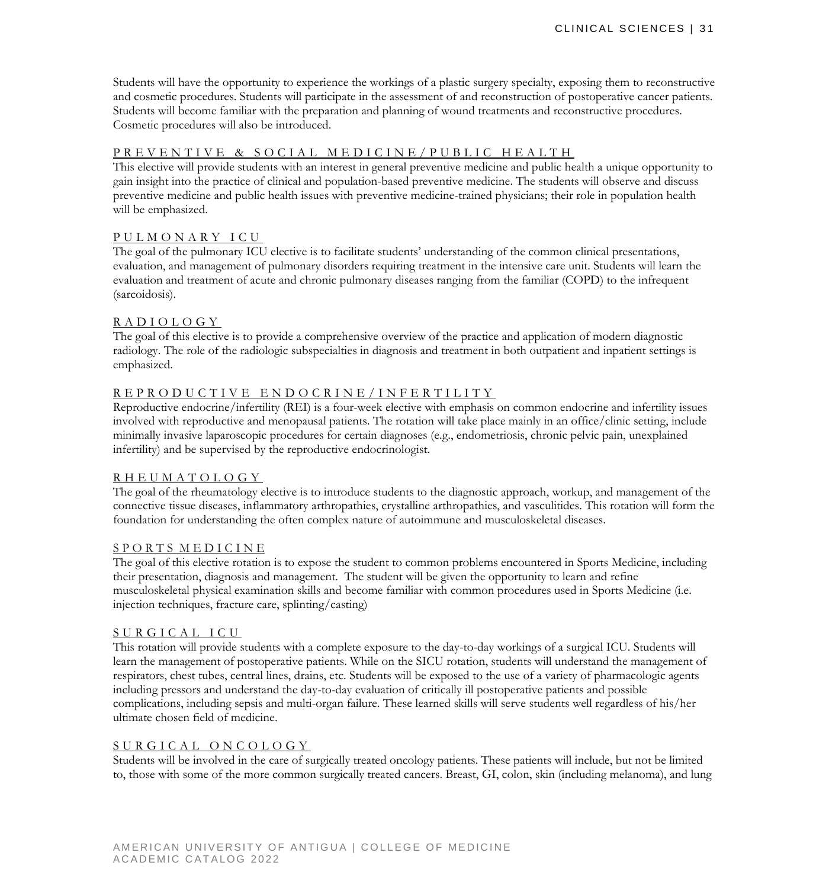Students will have the opportunity to experience the workings of a plastic surgery specialty, exposing them to reconstructive and cosmetic procedures. Students will participate in the assessment of and reconstruction of postoperative cancer patients. Students will become familiar with the preparation and planning of wound treatments and reconstructive procedures. Cosmetic procedures will also be introduced.

### PREVENTIVE & SOCIAL MEDICINE/PUBLIC HEALTH

This elective will provide students with an interest in general preventive medicine and public health a unique opportunity to gain insight into the practice of clinical and population-based preventive medicine. The students will observe and discuss preventive medicine and public health issues with preventive medicine-trained physicians; their role in population health will be emphasized.

### PULMONARY ICU

The goal of the pulmonary ICU elective is to facilitate students' understanding of the common clinical presentations, evaluation, and management of pulmonary disorders requiring treatment in the intensive care unit. Students will learn the evaluation and treatment of acute and chronic pulmonary diseases ranging from the familiar (COPD) to the infrequent (sarcoidosis).

### RADIOLOGY

The goal of this elective is to provide a comprehensive overview of the practice and application of modern diagnostic radiology. The role of the radiologic subspecialties in diagnosis and treatment in both outpatient and inpatient settings is emphasized.

### REPRODUCTIVE ENDOCRINE/INFERTILITY

Reproductive endocrine/infertility (REI) is a four-week elective with emphasis on common endocrine and infertility issues involved with reproductive and menopausal patients. The rotation will take place mainly in an office/clinic setting, include minimally invasive laparoscopic procedures for certain diagnoses (e.g., endometriosis, chronic pelvic pain, unexplained infertility) and be supervised by the reproductive endocrinologist.

### RHEUMATOLOGY

The goal of the rheumatology elective is to introduce students to the diagnostic approach, workup, and management of the connective tissue diseases, inflammatory arthropathies, crystalline arthropathies, and vasculitides. This rotation will form the foundation for understanding the often complex nature of autoimmune and musculoskeletal diseases.

### SPORTS MEDICINE

The goal of this elective rotation is to expose the student to common problems encountered in Sports Medicine, including their presentation, diagnosis and management. The student will be given the opportunity to learn and refine musculoskeletal physical examination skills and become familiar with common procedures used in Sports Medicine (i.e. injection techniques, fracture care, splinting/casting)

### SURGICAL ICU

This rotation will provide students with a complete exposure to the day-to-day workings of a surgical ICU. Students will learn the management of postoperative patients. While on the SICU rotation, students will understand the management of respirators, chest tubes, central lines, drains, etc. Students will be exposed to the use of a variety of pharmacologic agents including pressors and understand the day-to-day evaluation of critically ill postoperative patients and possible complications, including sepsis and multi-organ failure. These learned skills will serve students well regardless of his/her ultimate chosen field of medicine.

### SURGICAL ONCOLOGY

Students will be involved in the care of surgically treated oncology patients. These patients will include, but not be limited to, those with some of the more common surgically treated cancers. Breast, GI, colon, skin (including melanoma), and lung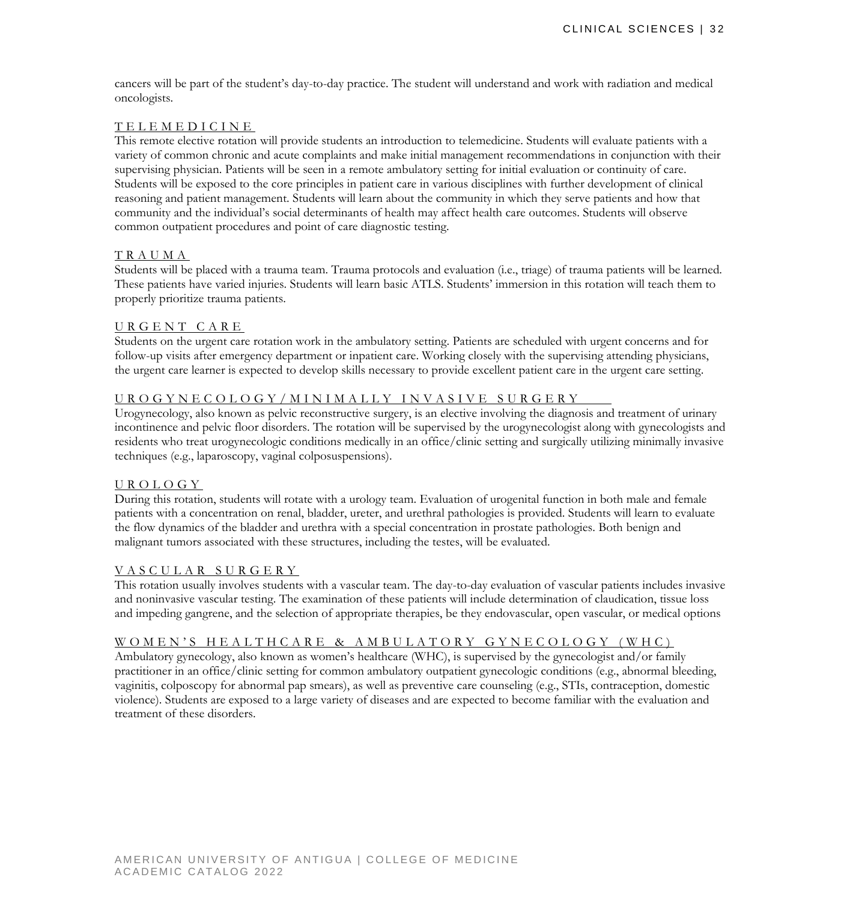cancers will be part of the student's day-to-day practice. The student will understand and work with radiation and medical oncologists.

### TELEMEDICINE

This remote elective rotation will provide students an introduction to telemedicine. Students will evaluate patients with a variety of common chronic and acute complaints and make initial management recommendations in conjunction with their supervising physician. Patients will be seen in a remote ambulatory setting for initial evaluation or continuity of care. Students will be exposed to the core principles in patient care in various disciplines with further development of clinical reasoning and patient management. Students will learn about the community in which they serve patients and how that community and the individual's social determinants of health may affect health care outcomes. Students will observe common outpatient procedures and point of care diagnostic testing.

### TRAUMA

Students will be placed with a trauma team. Trauma protocols and evaluation (i.e., triage) of trauma patients will be learned. These patients have varied injuries. Students will learn basic ATLS. Students' immersion in this rotation will teach them to properly prioritize trauma patients.

### URGENT CARE

Students on the urgent care rotation work in the ambulatory setting. Patients are scheduled with urgent concerns and for follow-up visits after emergency department or inpatient care. Working closely with the supervising attending physicians, the urgent care learner is expected to develop skills necessary to provide excellent patient care in the urgent care setting.

### UROGYNECOLOGY/MINIMALLY INVASIVE SURGERY

Urogynecology, also known as pelvic reconstructive surgery, is an elective involving the diagnosis and treatment of urinary incontinence and pelvic floor disorders. The rotation will be supervised by the urogynecologist along with gynecologists and residents who treat urogynecologic conditions medically in an office/clinic setting and surgically utilizing minimally invasive techniques (e.g., laparoscopy, vaginal colposuspensions).

### UROLOGY

During this rotation, students will rotate with a urology team. Evaluation of urogenital function in both male and female patients with a concentration on renal, bladder, ureter, and urethral pathologies is provided. Students will learn to evaluate the flow dynamics of the bladder and urethra with a special concentration in prostate pathologies. Both benign and malignant tumors associated with these structures, including the testes, will be evaluated.

### VASCULAR SURGERY

This rotation usually involves students with a vascular team. The day-to-day evaluation of vascular patients includes invasive and noninvasive vascular testing. The examination of these patients will include determination of claudication, tissue loss and impeding gangrene, and the selection of appropriate therapies, be they endovascular, open vascular, or medical options

### WOMEN'S HEALTHCARE & AMBULATORY GYNECOLOGY (WHC)

Ambulatory gynecology, also known as women's healthcare (WHC), is supervised by the gynecologist and/or family practitioner in an office/clinic setting for common ambulatory outpatient gynecologic conditions (e.g., abnormal bleeding, vaginitis, colposcopy for abnormal pap smears), as well as preventive care counseling (e.g., STIs, contraception, domestic violence). Students are exposed to a large variety of diseases and are expected to become familiar with the evaluation and treatment of these disorders.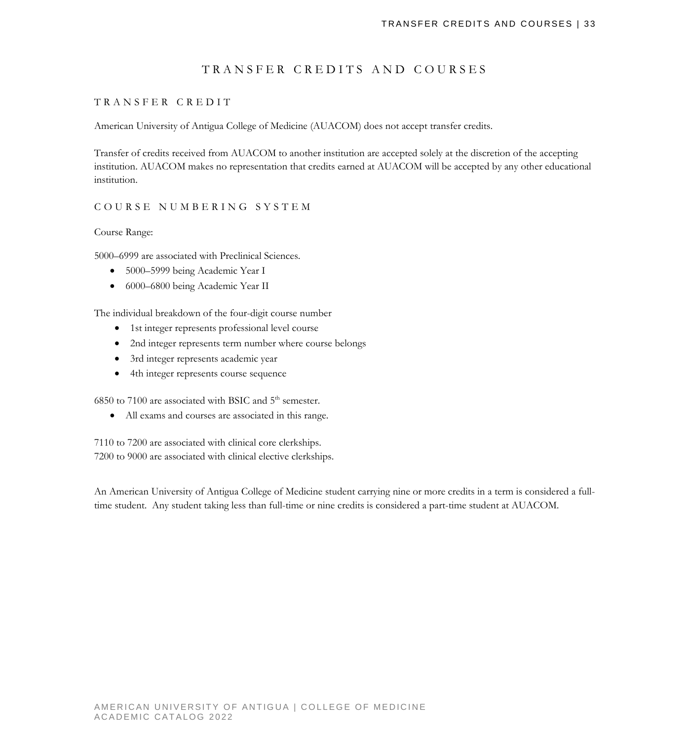# TRANSFER CREDITS AND COURSES

## TRANSFER CREDIT

American University of Antigua College of Medicine (AUACOM) does not accept transfer credits.

Transfer of credits received from AUACOM to another institution are accepted solely at the discretion of the accepting institution. AUACOM makes no representation that credits earned at AUACOM will be accepted by any other educational institution.

## COURSE NUMBERING SYSTEM

Course Range:

5000–6999 are associated with Preclinical Sciences.

- 5000–5999 being Academic Year I
- 6000–6800 being Academic Year II

The individual breakdown of the four-digit course number

- 1st integer represents professional level course
- 2nd integer represents term number where course belongs
- 3rd integer represents academic year
- 4th integer represents course sequence

6850 to 7100 are associated with BSIC and 5th semester.

- All exams and courses are associated in this range.

7110 to 7200 are associated with clinical core clerkships.
7200 to 9000 are associated with clinical elective clerkships.

An American University of Antigua College of Medicine student carrying nine or more credits in a term is considered a full-time student. Any student taking less than full-time or nine credits is considered a part-time student at AUACOM.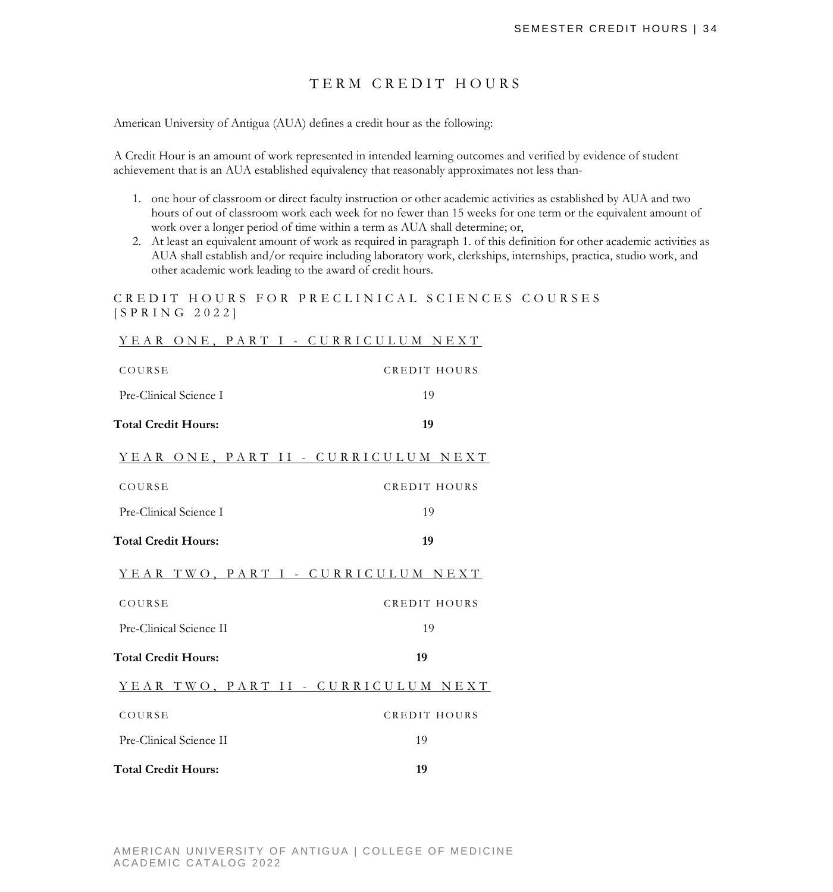# TERM CREDIT HOURS

American University of Antigua (AUA) defines a credit hour as the following:

A Credit Hour is an amount of work represented in intended learning outcomes and verified by evidence of student achievement that is an AUA established equivalency that reasonably approximates not less than-

1. one hour of classroom or direct faculty instruction or other academic activities as established by AUA and two hours of out of classroom work each week for no fewer than 15 weeks for one term or the equivalent amount of work over a longer period of time within a term as AUA shall determine; or,
2. At least an equivalent amount of work as required in paragraph 1. of this definition for other academic activities as AUA shall establish and/or require including laboratory work, clerkships, internships, practica, studio work, and other academic work leading to the award of credit hours.

## CREDIT HOURS FOR PRECLINICAL SCIENCES COURSES [SPRING 2022]

### YEAR ONE, PART I - CURRICULUM NEXT

| COURSE | CREDIT HOURS |
|---|---|
| Pre-Clinical Science I | 19 |
| **Total Credit Hours:** | **19** |

### YEAR ONE, PART II - CURRICULUM NEXT

| COURSE | CREDIT HOURS |
|---|---|
| Pre-Clinical Science I | 19 |
| **Total Credit Hours:** | **19** |

### YEAR TWO, PART I - CURRICULUM NEXT

| COURSE | CREDIT HOURS |
|---|---|
| Pre-Clinical Science II | 19 |
| **Total Credit Hours:** | **19** |

### YEAR TWO, PART II - CURRICULUM NEXT

| COURSE | CREDIT HOURS |
|---|---|
| Pre-Clinical Science II | 19 |
| **Total Credit Hours:** | **19** |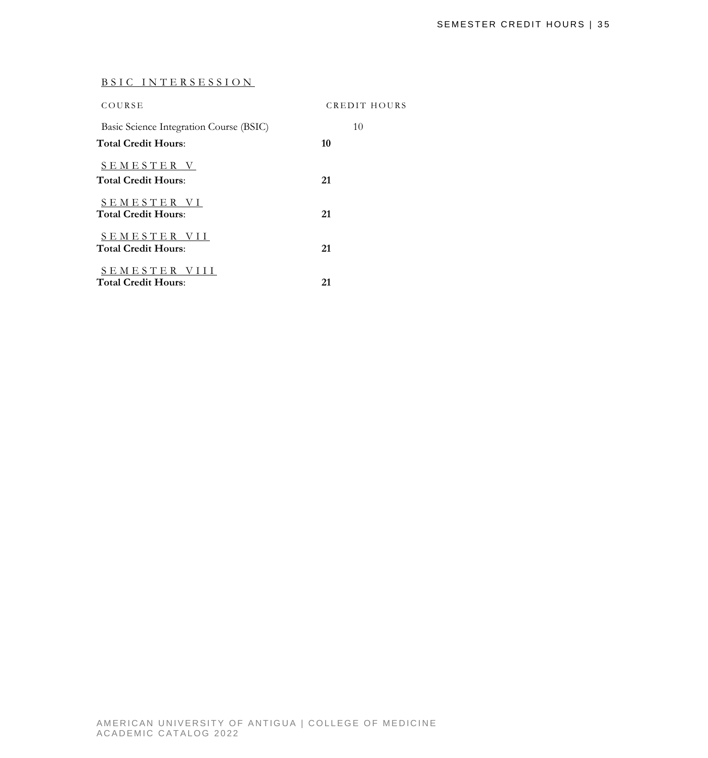### BSIC INTERSESSION

| COURSE | CREDIT HOURS |
|---|---|
| Basic Science Integration Course (BSIC) | 10 |
| **Total Credit Hours**: | **10** |

### SEMESTER V

**Total Credit Hours**: **21**

### SEMESTER VI

**Total Credit Hours**: **21**

### SEMESTER VII

**Total Credit Hours**: **21**

### SEMESTER VIII

**Total Credit Hours**: **21**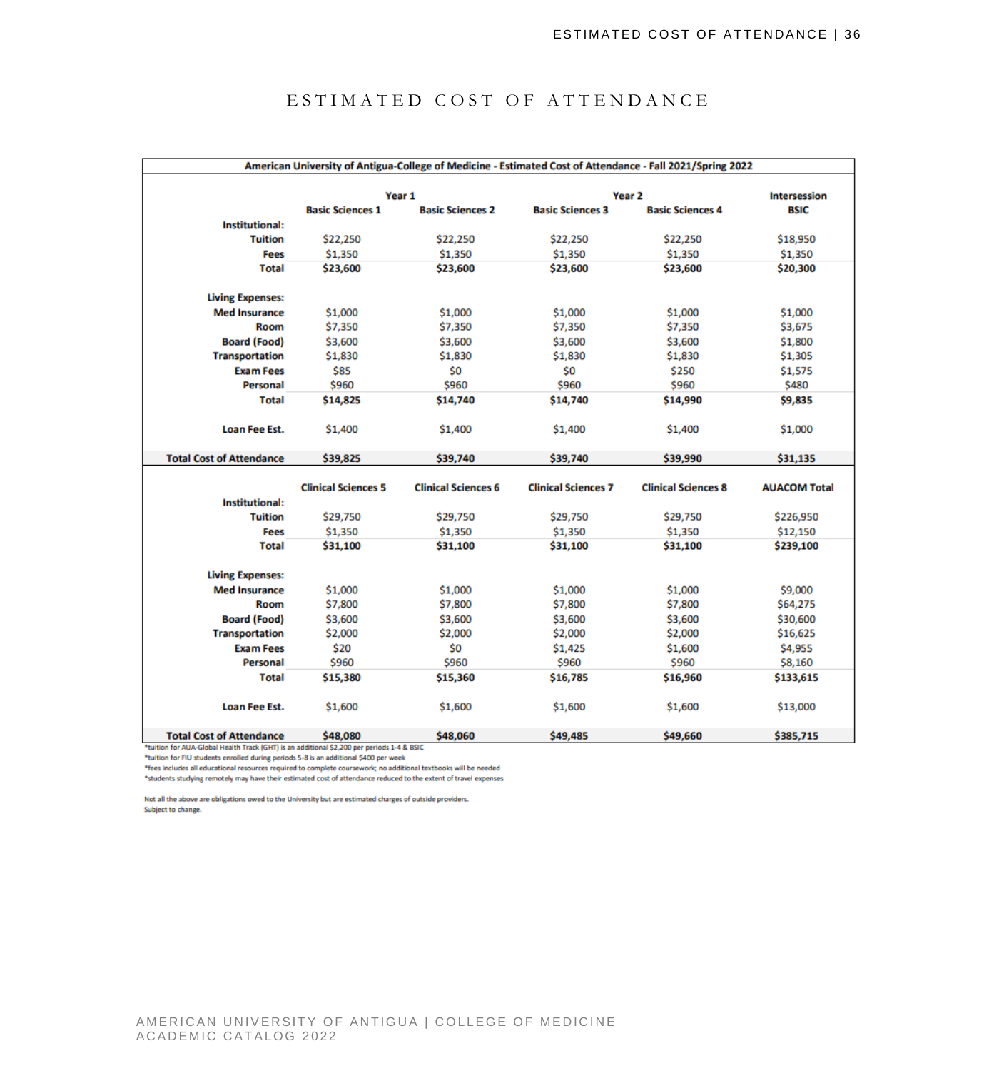# ESTIMATED COST OF ATTENDANCE

| American University of Antigua-College of Medicine - Estimated Cost of Attendance - Fall 2021/Spring 2022 | | | | | |
|---|---|---|---|---|---|
| | Year 1 | | Year 2 | | Intersession |
| | Basic Sciences 1 | Basic Sciences 2 | Basic Sciences 3 | Basic Sciences 4 | BSIC |
| **Institutional:** | | | | | |
| **Tuition** | $22,250 | $22,250 | $22,250 | $22,250 | $18,950 |
| **Fees** | $1,350 | $1,350 | $1,350 | $1,350 | $1,350 |
| **Total** | **$23,600** | **$23,600** | **$23,600** | **$23,600** | **$20,300** |
| **Living Expenses:** | | | | | |
| **Med Insurance** | $1,000 | $1,000 | $1,000 | $1,000 | $1,000 |
| **Room** | $7,350 | $7,350 | $7,350 | $7,350 | $3,675 |
| **Board (Food)** | $3,600 | $3,600 | $3,600 | $3,600 | $1,800 |
| **Transportation** | $1,830 | $1,830 | $1,830 | $1,830 | $1,305 |
| **Exam Fees** | $85 | $0 | $0 | $250 | $1,575 |
| **Personal** | $960 | $960 | $960 | $960 | $480 |
| **Total** | **$14,825** | **$14,740** | **$14,740** | **$14,990** | **$9,835** |
| **Loan Fee Est.** | $1,400 | $1,400 | $1,400 | $1,400 | $1,000 |
| **Total Cost of Attendance** | **$39,825** | **$39,740** | **$39,740** | **$39,990** | **$31,135** |
| | **Clinical Sciences 5** | **Clinical Sciences 6** | **Clinical Sciences 7** | **Clinical Sciences 8** | **AUACOM Total** |
| **Institutional:** | | | | | |
| **Tuition** | $29,750 | $29,750 | $29,750 | $29,750 | $226,950 |
| **Fees** | $1,350 | $1,350 | $1,350 | $1,350 | $12,150 |
| **Total** | **$31,100** | **$31,100** | **$31,100** | **$31,100** | **$239,100** |
| **Living Expenses:** | | | | | |
| **Med Insurance** | $1,000 | $1,000 | $1,000 | $1,000 | $9,000 |
| **Room** | $7,800 | $7,800 | $7,800 | $7,800 | $64,275 |
| **Board (Food)** | $3,600 | $3,600 | $3,600 | $3,600 | $30,600 |
| **Transportation** | $2,000 | $2,000 | $2,000 | $2,000 | $16,625 |
| **Exam Fees** | $20 | $0 | $1,425 | $1,600 | $4,955 |
| **Personal** | $960 | $960 | $960 | $960 | $8,160 |
| **Total** | **$15,380** | **$15,360** | **$16,785** | **$16,960** | **$133,615** |
| **Loan Fee Est.** | $1,600 | $1,600 | $1,600 | $1,600 | $13,000 |
| **Total Cost of Attendance** | **$48,080** | **$48,060** | **$49,485** | **$49,660** | **$385,715** |

*tuition for AUA-Global Health Track (GHT) is an additional $2,200 per periods 1-4 & BSIC

*tuition for FIU students enrolled during periods 5-8 is an additional $400 per week

*fees includes all educational resources required to complete coursework; no additional textbooks will be needed

*students studying remotely may have their estimated cost of attendance reduced to the extent of travel expenses

Not all the above are obligations owed to the University but are estimated charges of outside providers.
Subject to change.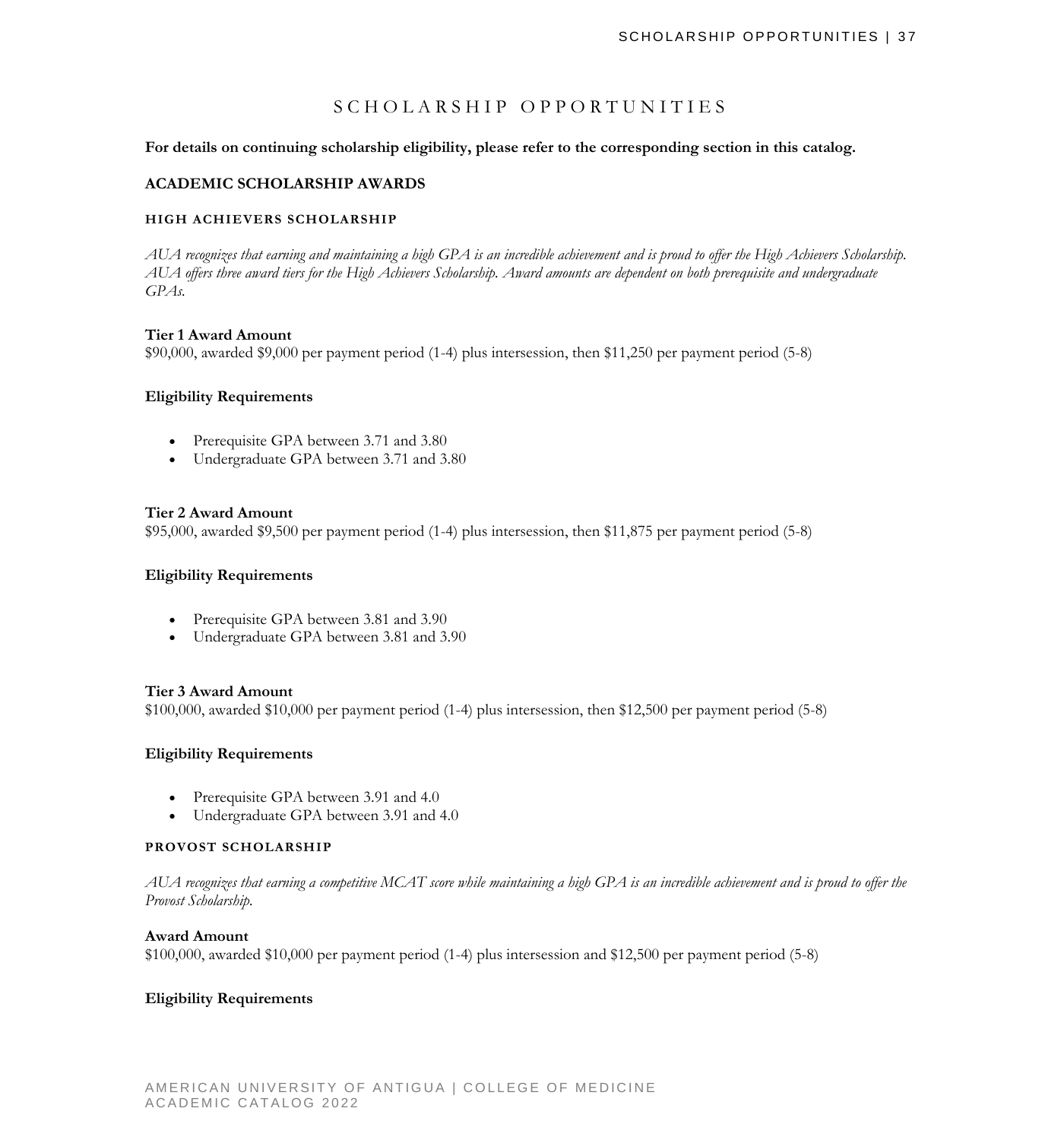# SCHOLARSHIP OPPORTUNITIES

**For details on continuing scholarship eligibility, please refer to the corresponding section in this catalog.**

## ACADEMIC SCHOLARSHIP AWARDS

### HIGH ACHIEVERS SCHOLARSHIP

*AUA recognizes that earning and maintaining a high GPA is an incredible achievement and is proud to offer the High Achievers Scholarship. AUA offers three award tiers for the High Achievers Scholarship. Award amounts are dependent on both prerequisite and undergraduate GPAs.*

**Tier 1 Award Amount**
$90,000, awarded $9,000 per payment period (1-4) plus intersession, then $11,250 per payment period (5-8)

**Eligibility Requirements**

- Prerequisite GPA between 3.71 and 3.80
- Undergraduate GPA between 3.71 and 3.80

**Tier 2 Award Amount**
$95,000, awarded $9,500 per payment period (1-4) plus intersession, then $11,875 per payment period (5-8)

**Eligibility Requirements**

- Prerequisite GPA between 3.81 and 3.90
- Undergraduate GPA between 3.81 and 3.90

**Tier 3 Award Amount**
$100,000, awarded $10,000 per payment period (1-4) plus intersession, then $12,500 per payment period (5-8)

**Eligibility Requirements**

- Prerequisite GPA between 3.91 and 4.0
- Undergraduate GPA between 3.91 and 4.0

### PROVOST SCHOLARSHIP

*AUA recognizes that earning a competitive MCAT score while maintaining a high GPA is an incredible achievement and is proud to offer the Provost Scholarship.*

**Award Amount**
$100,000, awarded $10,000 per payment period (1-4) plus intersession and $12,500 per payment period (5-8)

**Eligibility Requirements**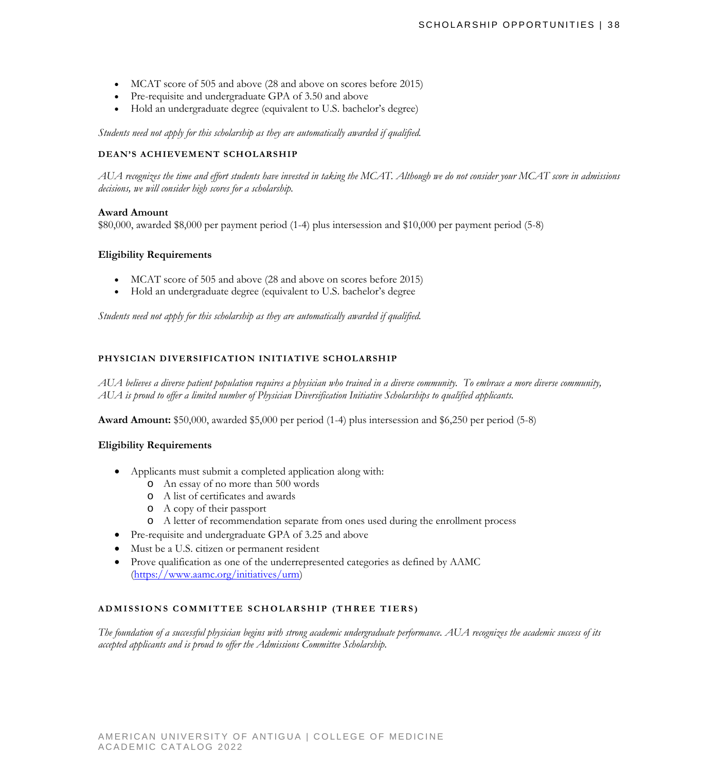- MCAT score of 505 and above (28 and above on scores before 2015)
- Pre-requisite and undergraduate GPA of 3.50 and above
- Hold an undergraduate degree (equivalent to U.S. bachelor's degree)

*Students need not apply for this scholarship as they are automatically awarded if qualified.*

### DEAN'S ACHIEVEMENT SCHOLARSHIP

*AUA recognizes the time and effort students have invested in taking the MCAT. Although we do not consider your MCAT score in admissions decisions, we will consider high scores for a scholarship.*

**Award Amount**
$80,000, awarded $8,000 per payment period (1-4) plus intersession and $10,000 per payment period (5-8)

**Eligibility Requirements**

- MCAT score of 505 and above (28 and above on scores before 2015)
- Hold an undergraduate degree (equivalent to U.S. bachelor's degree

*Students need not apply for this scholarship as they are automatically awarded if qualified.*

### PHYSICIAN DIVERSIFICATION INITIATIVE SCHOLARSHIP

*AUA believes a diverse patient population requires a physician who trained in a diverse community. To embrace a more diverse community, AUA is proud to offer a limited number of Physician Diversification Initiative Scholarships to qualified applicants.*

**Award Amount:** $50,000, awarded $5,000 per period (1-4) plus intersession and $6,250 per period (5-8)

**Eligibility Requirements**

- Applicants must submit a completed application along with:
  - An essay of no more than 500 words
  - A list of certificates and awards
  - A copy of their passport
  - A letter of recommendation separate from ones used during the enrollment process
- Pre-requisite and undergraduate GPA of 3.25 and above
- Must be a U.S. citizen or permanent resident
- Prove qualification as one of the underrepresented categories as defined by AAMC (https://www.aamc.org/initiatives/urm)

### ADMISSIONS COMMITTEE SCHOLARSHIP (THREE TIERS)

*The foundation of a successful physician begins with strong academic undergraduate performance. AUA recognizes the academic success of its accepted applicants and is proud to offer the Admissions Committee Scholarship.*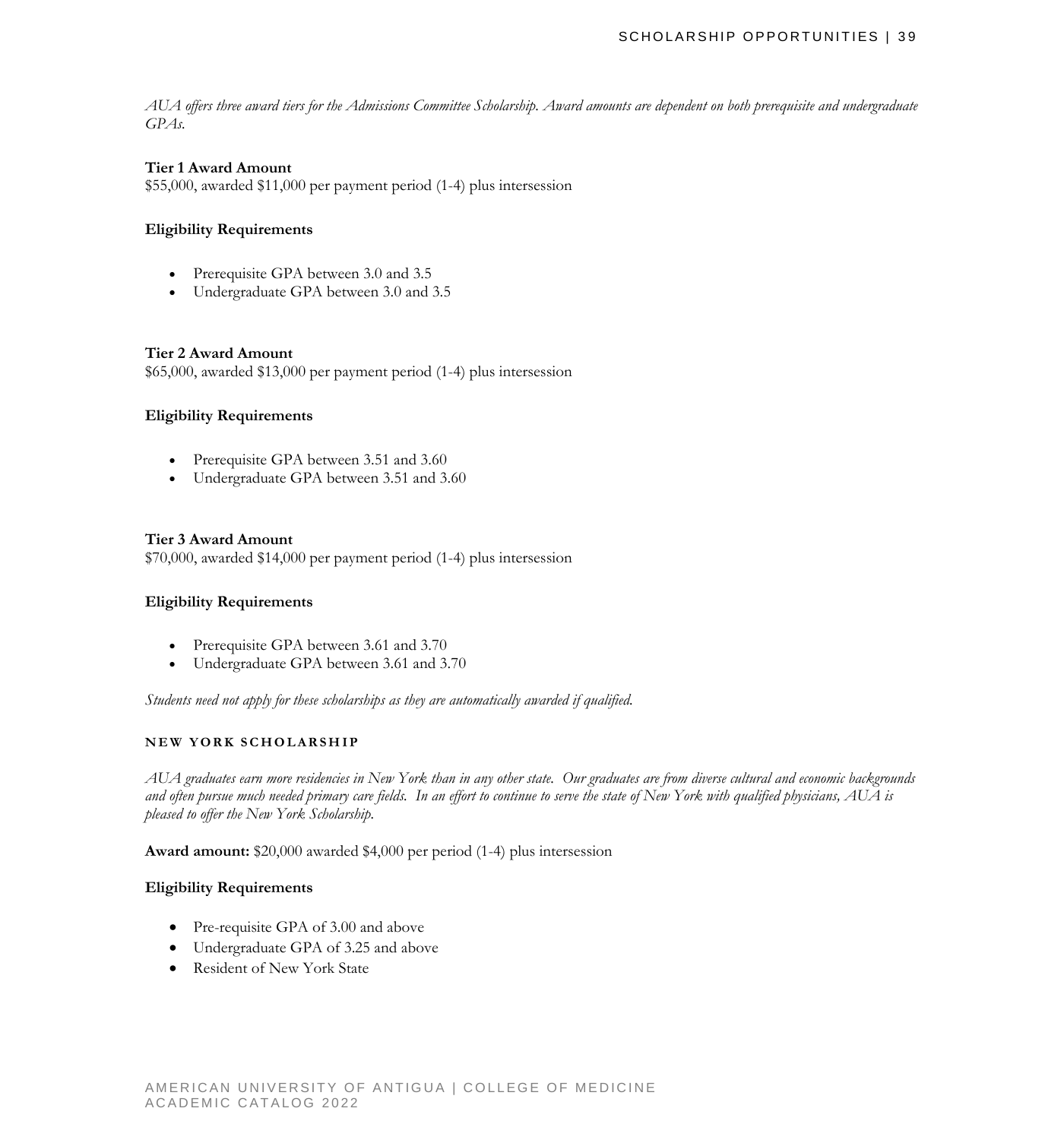*AUA offers three award tiers for the Admissions Committee Scholarship. Award amounts are dependent on both prerequisite and undergraduate GPAs.*

**Tier 1 Award Amount**
$55,000, awarded $11,000 per payment period (1-4) plus intersession

**Eligibility Requirements**

- Prerequisite GPA between 3.0 and 3.5
- Undergraduate GPA between 3.0 and 3.5

**Tier 2 Award Amount**
$65,000, awarded $13,000 per payment period (1-4) plus intersession

**Eligibility Requirements**

- Prerequisite GPA between 3.51 and 3.60
- Undergraduate GPA between 3.51 and 3.60

**Tier 3 Award Amount**
$70,000, awarded $14,000 per payment period (1-4) plus intersession

**Eligibility Requirements**

- Prerequisite GPA between 3.61 and 3.70
- Undergraduate GPA between 3.61 and 3.70

*Students need not apply for these scholarships as they are automatically awarded if qualified.*

### NEW YORK SCHOLARSHIP

*AUA graduates earn more residencies in New York than in any other state. Our graduates are from diverse cultural and economic backgrounds and often pursue much needed primary care fields. In an effort to continue to serve the state of New York with qualified physicians, AUA is pleased to offer the New York Scholarship.*

**Award amount:** $20,000 awarded $4,000 per period (1-4) plus intersession

**Eligibility Requirements**

- Pre-requisite GPA of 3.00 and above
- Undergraduate GPA of 3.25 and above
- Resident of New York State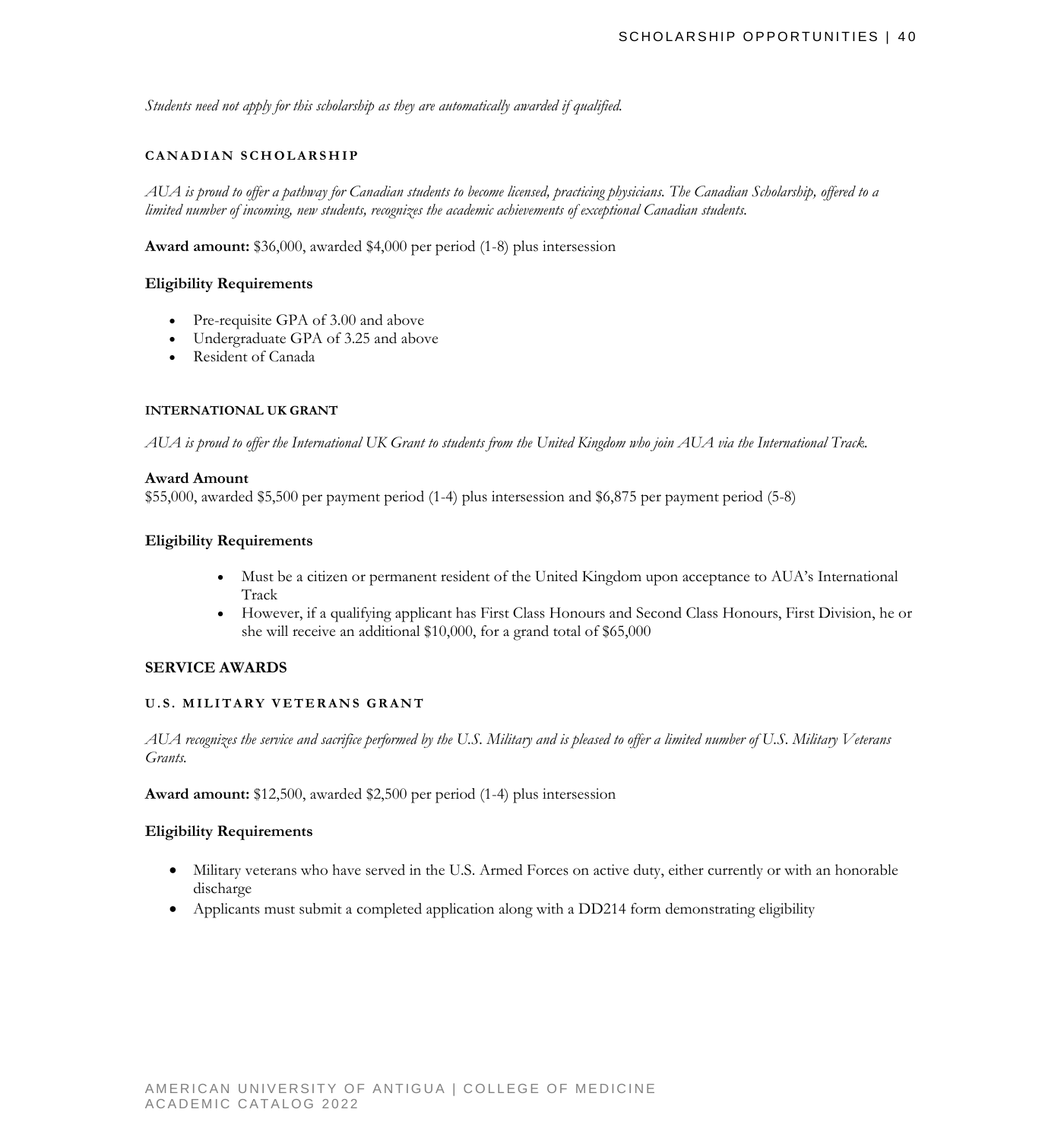*Students need not apply for this scholarship as they are automatically awarded if qualified.*

#### CANADIAN SCHOLARSHIP

*AUA is proud to offer a pathway for Canadian students to become licensed, practicing physicians. The Canadian Scholarship, offered to a limited number of incoming, new students, recognizes the academic achievements of exceptional Canadian students.*

**Award amount:** $36,000, awarded $4,000 per period (1-8) plus intersession

**Eligibility Requirements**

- Pre-requisite GPA of 3.00 and above
- Undergraduate GPA of 3.25 and above
- Resident of Canada

#### INTERNATIONAL UK GRANT

*AUA is proud to offer the International UK Grant to students from the United Kingdom who join AUA via the International Track.*

**Award Amount**
$55,000, awarded $5,500 per payment period (1-4) plus intersession and $6,875 per payment period (5-8)

**Eligibility Requirements**

- Must be a citizen or permanent resident of the United Kingdom upon acceptance to AUA's International Track
- However, if a qualifying applicant has First Class Honours and Second Class Honours, First Division, he or she will receive an additional $10,000, for a grand total of $65,000

### SERVICE AWARDS

#### U.S. MILITARY VETERANS GRANT

*AUA recognizes the service and sacrifice performed by the U.S. Military and is pleased to offer a limited number of U.S. Military Veterans Grants.*

**Award amount:** $12,500, awarded $2,500 per period (1-4) plus intersession

**Eligibility Requirements**

- Military veterans who have served in the U.S. Armed Forces on active duty, either currently or with an honorable discharge
- Applicants must submit a completed application along with a DD214 form demonstrating eligibility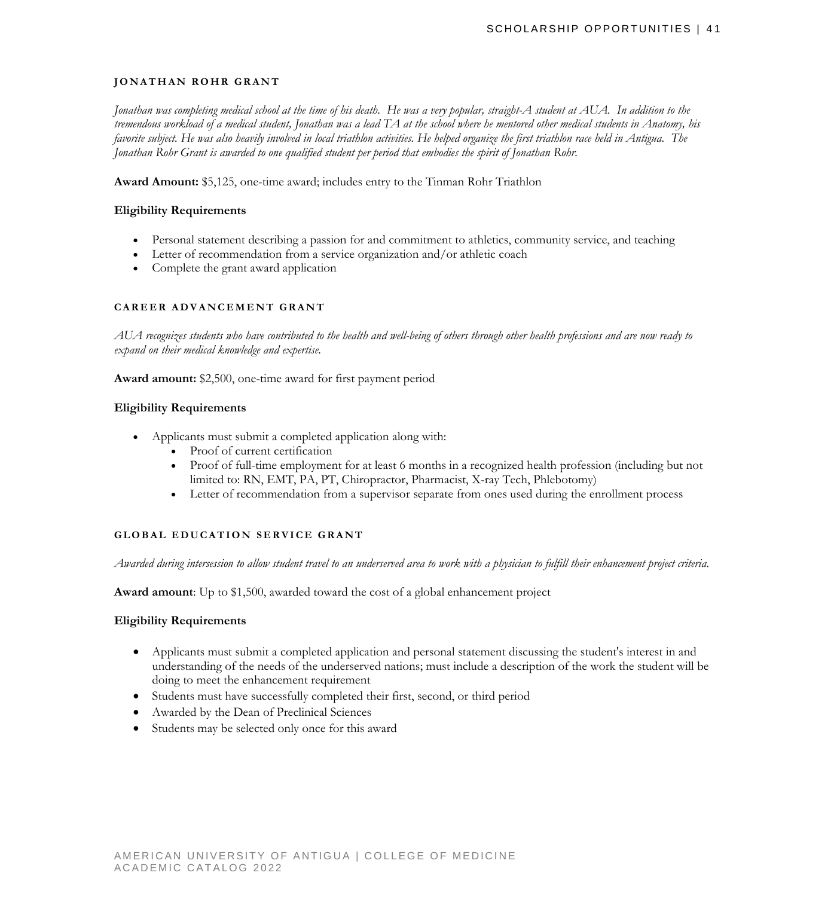### JONATHAN ROHR GRANT

*Jonathan was completing medical school at the time of his death. He was a very popular, straight-A student at AUA. In addition to the tremendous workload of a medical student, Jonathan was a lead TA at the school where he mentored other medical students in Anatomy, his favorite subject. He was also heavily involved in local triathlon activities. He helped organize the first triathlon race held in Antigua. The Jonathan Rohr Grant is awarded to one qualified student per period that embodies the spirit of Jonathan Rohr.*

**Award Amount:** $5,125, one-time award; includes entry to the Tinman Rohr Triathlon

**Eligibility Requirements**

- Personal statement describing a passion for and commitment to athletics, community service, and teaching
- Letter of recommendation from a service organization and/or athletic coach
- Complete the grant award application

### CAREER ADVANCEMENT GRANT

*AUA recognizes students who have contributed to the health and well-being of others through other health professions and are now ready to expand on their medical knowledge and expertise.*

**Award amount:** $2,500, one-time award for first payment period

**Eligibility Requirements**

- Applicants must submit a completed application along with:
    - Proof of current certification
    - Proof of full-time employment for at least 6 months in a recognized health profession (including but not limited to: RN, EMT, PA, PT, Chiropractor, Pharmacist, X-ray Tech, Phlebotomy)
    - Letter of recommendation from a supervisor separate from ones used during the enrollment process

### GLOBAL EDUCATION SERVICE GRANT

*Awarded during intersession to allow student travel to an underserved area to work with a physician to fulfill their enhancement project criteria.*

**Award amount**: Up to $1,500, awarded toward the cost of a global enhancement project

**Eligibility Requirements**

- Applicants must submit a completed application and personal statement discussing the student's interest in and understanding of the needs of the underserved nations; must include a description of the work the student will be doing to meet the enhancement requirement
- Students must have successfully completed their first, second, or third period
- Awarded by the Dean of Preclinical Sciences
- Students may be selected only once for this award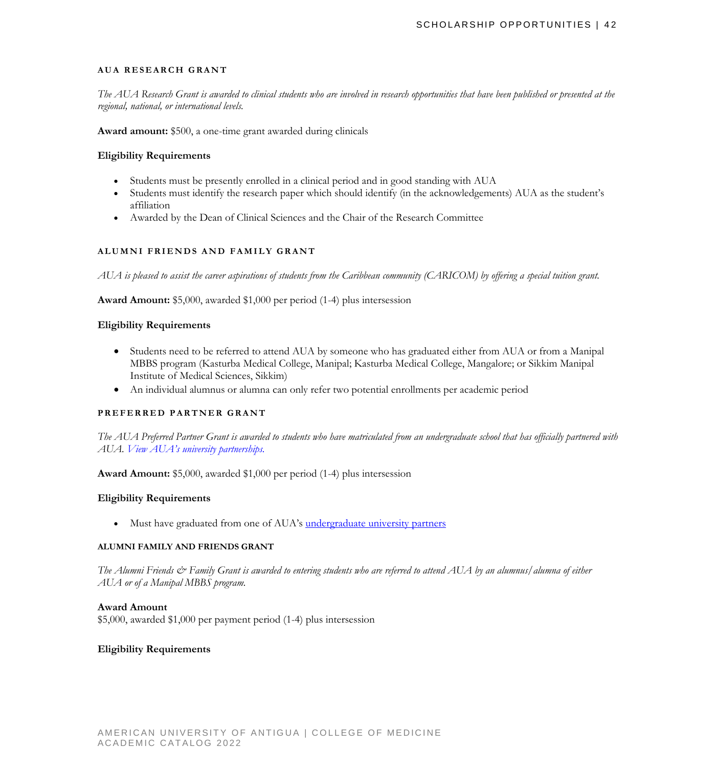### AUA RESEARCH GRANT

*The AUA Research Grant is awarded to clinical students who are involved in research opportunities that have been published or presented at the regional, national, or international levels.*

**Award amount:** $500, a one-time grant awarded during clinicals

**Eligibility Requirements**

- Students must be presently enrolled in a clinical period and in good standing with AUA
- Students must identify the research paper which should identify (in the acknowledgements) AUA as the student's affiliation
- Awarded by the Dean of Clinical Sciences and the Chair of the Research Committee

### ALUMNI FRIENDS AND FAMILY GRANT

*AUA is pleased to assist the career aspirations of students from the Caribbean community (CARICOM) by offering a special tuition grant.*

**Award Amount:** $5,000, awarded $1,000 per period (1-4) plus intersession

**Eligibility Requirements**

- Students need to be referred to attend AUA by someone who has graduated either from AUA or from a Manipal MBBS program (Kasturba Medical College, Manipal; Kasturba Medical College, Mangalore; or Sikkim Manipal Institute of Medical Sciences, Sikkim)
- An individual alumnus or alumna can only refer two potential enrollments per academic period

### PREFERRED PARTNER GRANT

*The AUA Preferred Partner Grant is awarded to students who have matriculated from an undergraduate school that has officially partnered with AUA. View AUA's university partnerships.*

**Award Amount:** $5,000, awarded $1,000 per period (1-4) plus intersession

**Eligibility Requirements**

- Must have graduated from one of AUA's undergraduate university partners

### ALUMNI FAMILY AND FRIENDS GRANT

*The Alumni Friends & Family Grant is awarded to entering students who are referred to attend AUA by an alumnus/alumna of either AUA or of a Manipal MBBS program.*

**Award Amount**
$5,000, awarded $1,000 per payment period (1-4) plus intersession

**Eligibility Requirements**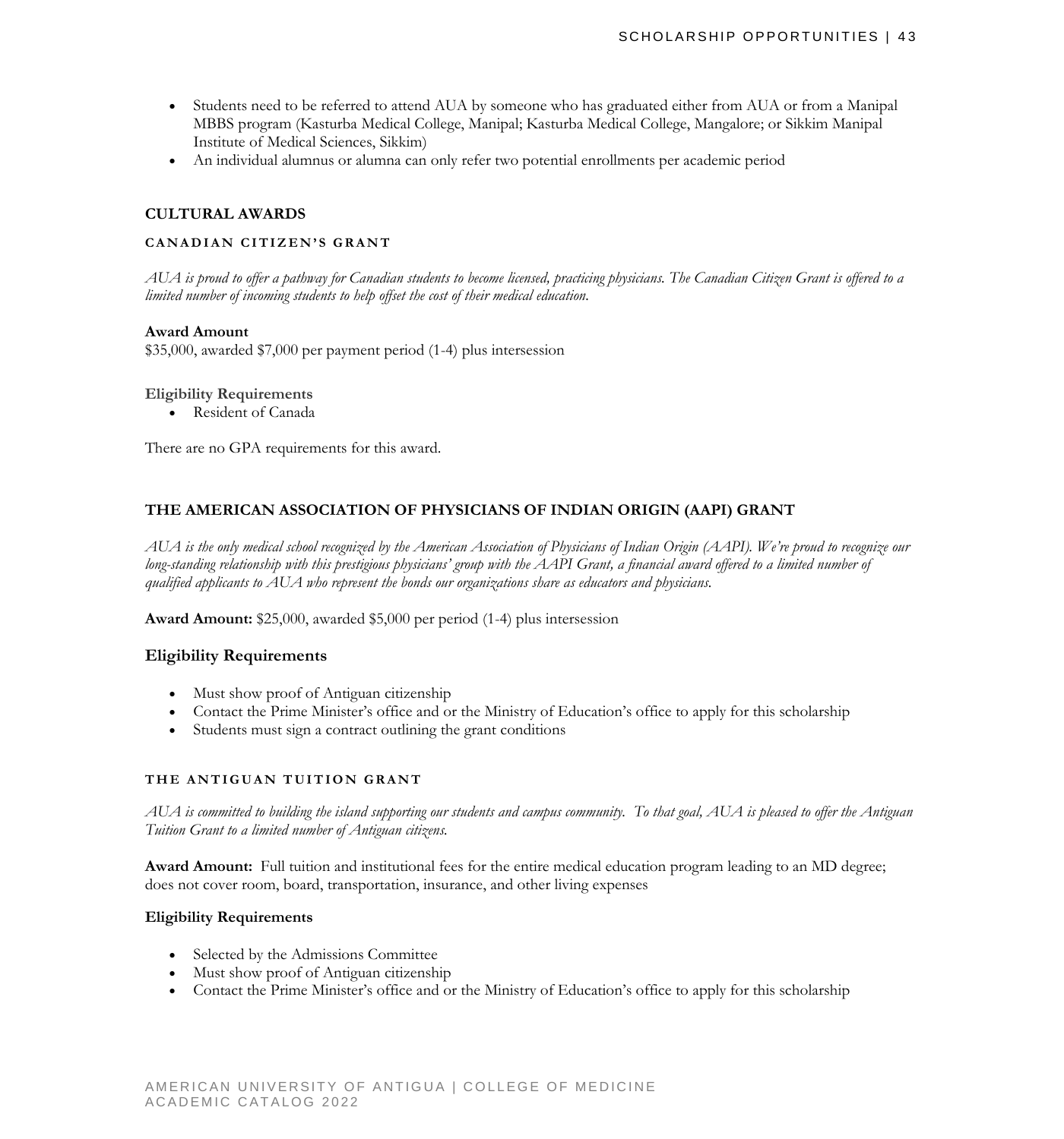- Students need to be referred to attend AUA by someone who has graduated either from AUA or from a Manipal MBBS program (Kasturba Medical College, Manipal; Kasturba Medical College, Mangalore; or Sikkim Manipal Institute of Medical Sciences, Sikkim)
- An individual alumnus or alumna can only refer two potential enrollments per academic period

## CULTURAL AWARDS

### CANADIAN CITIZEN'S GRANT

*AUA is proud to offer a pathway for Canadian students to become licensed, practicing physicians. The Canadian Citizen Grant is offered to a limited number of incoming students to help offset the cost of their medical education.*

**Award Amount**
$35,000, awarded $7,000 per payment period (1-4) plus intersession

**Eligibility Requirements**

- Resident of Canada

There are no GPA requirements for this award.

## THE AMERICAN ASSOCIATION OF PHYSICIANS OF INDIAN ORIGIN (AAPI) GRANT

*AUA is the only medical school recognized by the American Association of Physicians of Indian Origin (AAPI). We're proud to recognize our long-standing relationship with this prestigious physicians' group with the AAPI Grant, a financial award offered to a limited number of qualified applicants to AUA who represent the bonds our organizations share as educators and physicians.*

**Award Amount:** $25,000, awarded $5,000 per period (1-4) plus intersession

### Eligibility Requirements

- Must show proof of Antiguan citizenship
- Contact the Prime Minister's office and or the Ministry of Education's office to apply for this scholarship
- Students must sign a contract outlining the grant conditions

### THE ANTIGUAN TUITION GRANT

*AUA is committed to building the island supporting our students and campus community. To that goal, AUA is pleased to offer the Antiguan Tuition Grant to a limited number of Antiguan citizens.*

**Award Amount:** Full tuition and institutional fees for the entire medical education program leading to an MD degree; does not cover room, board, transportation, insurance, and other living expenses

**Eligibility Requirements**

- Selected by the Admissions Committee
- Must show proof of Antiguan citizenship
- Contact the Prime Minister's office and or the Ministry of Education's office to apply for this scholarship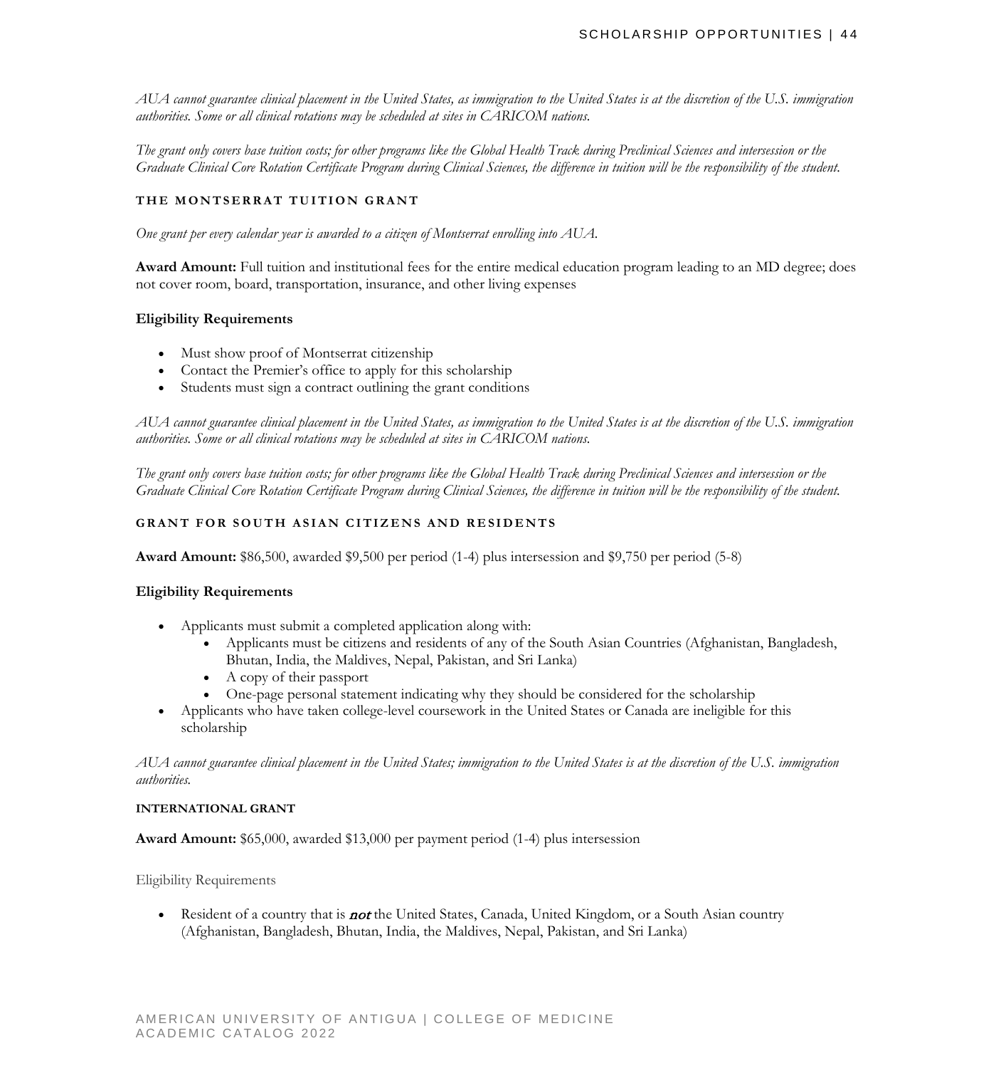*AUA cannot guarantee clinical placement in the United States, as immigration to the United States is at the discretion of the U.S. immigration authorities. Some or all clinical rotations may be scheduled at sites in CARICOM nations.*

*The grant only covers base tuition costs; for other programs like the Global Health Track during Preclinical Sciences and intersession or the Graduate Clinical Core Rotation Certificate Program during Clinical Sciences, the difference in tuition will be the responsibility of the student.*

### THE MONTSERRAT TUITION GRANT

*One grant per every calendar year is awarded to a citizen of Montserrat enrolling into AUA.*

**Award Amount:** Full tuition and institutional fees for the entire medical education program leading to an MD degree; does not cover room, board, transportation, insurance, and other living expenses

**Eligibility Requirements**

- Must show proof of Montserrat citizenship
- Contact the Premier's office to apply for this scholarship
- Students must sign a contract outlining the grant conditions

*AUA cannot guarantee clinical placement in the United States, as immigration to the United States is at the discretion of the U.S. immigration authorities. Some or all clinical rotations may be scheduled at sites in CARICOM nations.*

*The grant only covers base tuition costs; for other programs like the Global Health Track during Preclinical Sciences and intersession or the Graduate Clinical Core Rotation Certificate Program during Clinical Sciences, the difference in tuition will be the responsibility of the student.*

### GRANT FOR SOUTH ASIAN CITIZENS AND RESIDENTS

**Award Amount:** $86,500, awarded $9,500 per period (1-4) plus intersession and $9,750 per period (5-8)

**Eligibility Requirements**

- Applicants must submit a completed application along with:
  - Applicants must be citizens and residents of any of the South Asian Countries (Afghanistan, Bangladesh, Bhutan, India, the Maldives, Nepal, Pakistan, and Sri Lanka)
  - A copy of their passport
  - One-page personal statement indicating why they should be considered for the scholarship
- Applicants who have taken college-level coursework in the United States or Canada are ineligible for this scholarship

*AUA cannot guarantee clinical placement in the United States; immigration to the United States is at the discretion of the U.S. immigration authorities.*

### INTERNATIONAL GRANT

**Award Amount:** $65,000, awarded $13,000 per payment period (1-4) plus intersession

Eligibility Requirements

- Resident of a country that is ***not*** the United States, Canada, United Kingdom, or a South Asian country (Afghanistan, Bangladesh, Bhutan, India, the Maldives, Nepal, Pakistan, and Sri Lanka)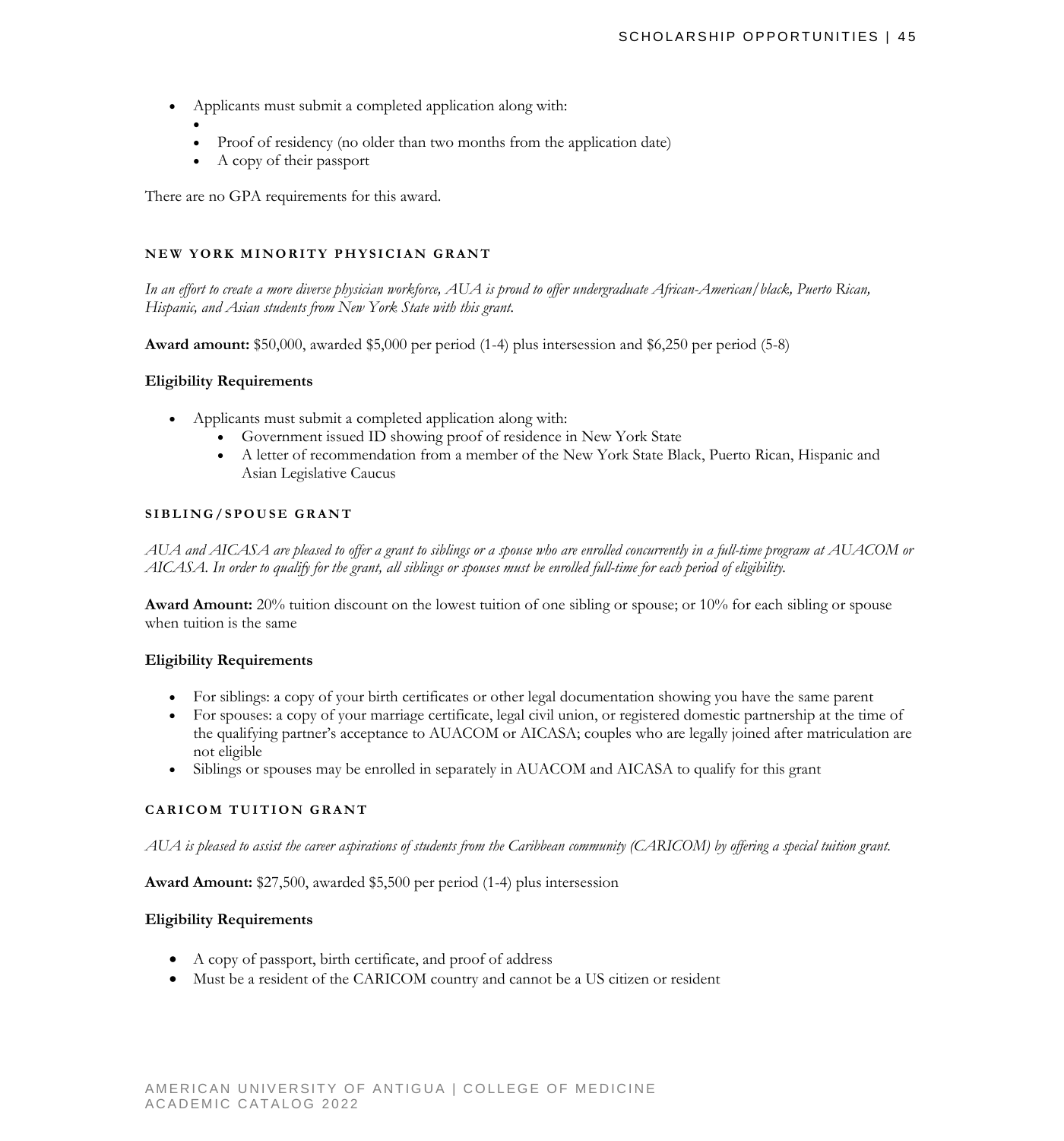- Applicants must submit a completed application along with:
  - 
  - Proof of residency (no older than two months from the application date)
  - A copy of their passport

There are no GPA requirements for this award.

#### NEW YORK MINORITY PHYSICIAN GRANT

*In an effort to create a more diverse physician workforce, AUA is proud to offer undergraduate African-American/black, Puerto Rican, Hispanic, and Asian students from New York State with this grant.*

**Award amount:** $50,000, awarded $5,000 per period (1-4) plus intersession and $6,250 per period (5-8)

**Eligibility Requirements**

- Applicants must submit a completed application along with:
  - Government issued ID showing proof of residence in New York State
  - A letter of recommendation from a member of the New York State Black, Puerto Rican, Hispanic and Asian Legislative Caucus

#### SIBLING/SPOUSE GRANT

*AUA and AICASA are pleased to offer a grant to siblings or a spouse who are enrolled concurrently in a full-time program at AUACOM or AICASA. In order to qualify for the grant, all siblings or spouses must be enrolled full-time for each period of eligibility.*

**Award Amount:** 20% tuition discount on the lowest tuition of one sibling or spouse; or 10% for each sibling or spouse when tuition is the same

**Eligibility Requirements**

- For siblings: a copy of your birth certificates or other legal documentation showing you have the same parent
- For spouses: a copy of your marriage certificate, legal civil union, or registered domestic partnership at the time of the qualifying partner's acceptance to AUACOM or AICASA; couples who are legally joined after matriculation are not eligible
- Siblings or spouses may be enrolled in separately in AUACOM and AICASA to qualify for this grant

#### CARICOM TUITION GRANT

*AUA is pleased to assist the career aspirations of students from the Caribbean community (CARICOM) by offering a special tuition grant.*

**Award Amount:** $27,500, awarded $5,500 per period (1-4) plus intersession

**Eligibility Requirements**

- A copy of passport, birth certificate, and proof of address
- Must be a resident of the CARICOM country and cannot be a US citizen or resident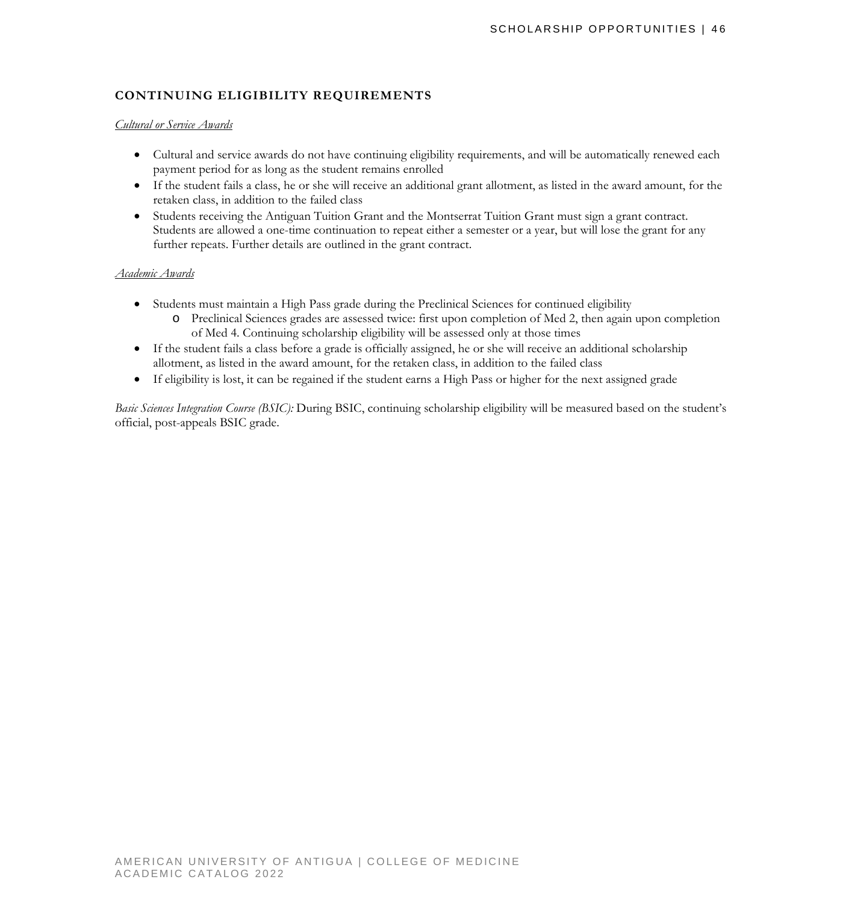### CONTINUING ELIGIBILITY REQUIREMENTS

*Cultural or Service Awards*

- Cultural and service awards do not have continuing eligibility requirements, and will be automatically renewed each payment period for as long as the student remains enrolled
- If the student fails a class, he or she will receive an additional grant allotment, as listed in the award amount, for the retaken class, in addition to the failed class
- Students receiving the Antiguan Tuition Grant and the Montserrat Tuition Grant must sign a grant contract. Students are allowed a one-time continuation to repeat either a semester or a year, but will lose the grant for any further repeats. Further details are outlined in the grant contract.

*Academic Awards*

- Students must maintain a High Pass grade during the Preclinical Sciences for continued eligibility
  - Preclinical Sciences grades are assessed twice: first upon completion of Med 2, then again upon completion of Med 4. Continuing scholarship eligibility will be assessed only at those times
- If the student fails a class before a grade is officially assigned, he or she will receive an additional scholarship allotment, as listed in the award amount, for the retaken class, in addition to the failed class
- If eligibility is lost, it can be regained if the student earns a High Pass or higher for the next assigned grade

*Basic Sciences Integration Course (BSIC):* During BSIC, continuing scholarship eligibility will be measured based on the student's official, post-appeals BSIC grade.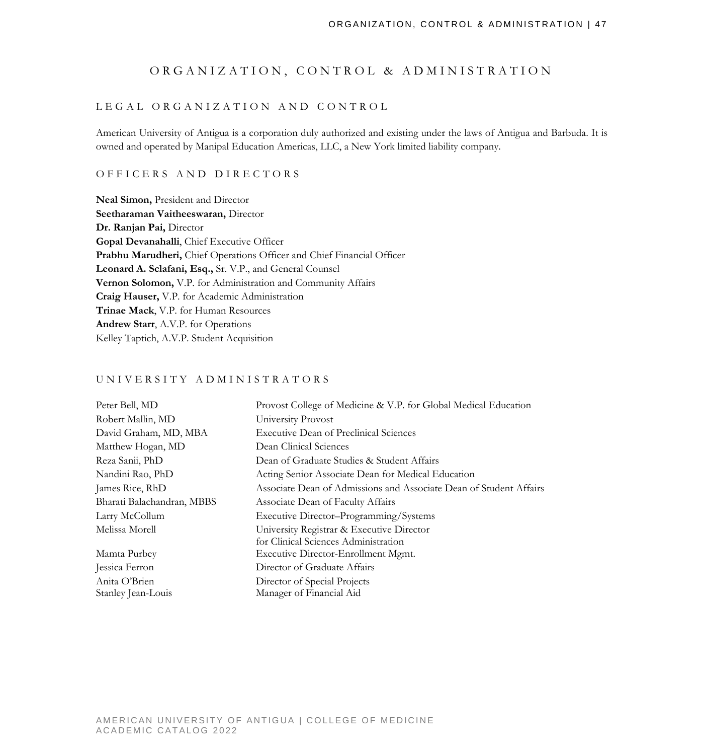# ORGANIZATION, CONTROL & ADMINISTRATION

## LEGAL ORGANIZATION AND CONTROL

American University of Antigua is a corporation duly authorized and existing under the laws of Antigua and Barbuda. It is owned and operated by Manipal Education Americas, LLC, a New York limited liability company.

## OFFICERS AND DIRECTORS

**Neal Simon,** President and Director
**Seetharaman Vaitheeswaran,** Director
**Dr. Ranjan Pai,** Director
**Gopal Devanahalli**, Chief Executive Officer
**Prabhu Marudheri,** Chief Operations Officer and Chief Financial Officer
**Leonard A. Sclafani, Esq.,** Sr. V.P., and General Counsel
**Vernon Solomon,** V.P. for Administration and Community Affairs
**Craig Hauser,** V.P. for Academic Administration
**Trinae Mack**, V.P. for Human Resources
**Andrew Starr**, A.V.P. for Operations
Kelley Taptich, A.V.P. Student Acquisition

## UNIVERSITY ADMINISTRATORS

| | |
|---|---|
| Peter Bell, MD | Provost College of Medicine & V.P. for Global Medical Education |
| Robert Mallin, MD | University Provost |
| David Graham, MD, MBA | Executive Dean of Preclinical Sciences |
| Matthew Hogan, MD | Dean Clinical Sciences |
| Reza Sanii, PhD | Dean of Graduate Studies & Student Affairs |
| Nandini Rao, PhD | Acting Senior Associate Dean for Medical Education |
| James Rice, RhD | Associate Dean of Admissions and Associate Dean of Student Affairs |
| Bharati Balachandran, MBBS | Associate Dean of Faculty Affairs |
| Larry McCollum | Executive Director–Programming/Systems |
| Melissa Morell | University Registrar & Executive Director for Clinical Sciences Administration |
| Mamta Purbey | Executive Director-Enrollment Mgmt. |
| Jessica Ferron | Director of Graduate Affairs |
| Anita O'Brien | Director of Special Projects |
| Stanley Jean-Louis | Manager of Financial Aid |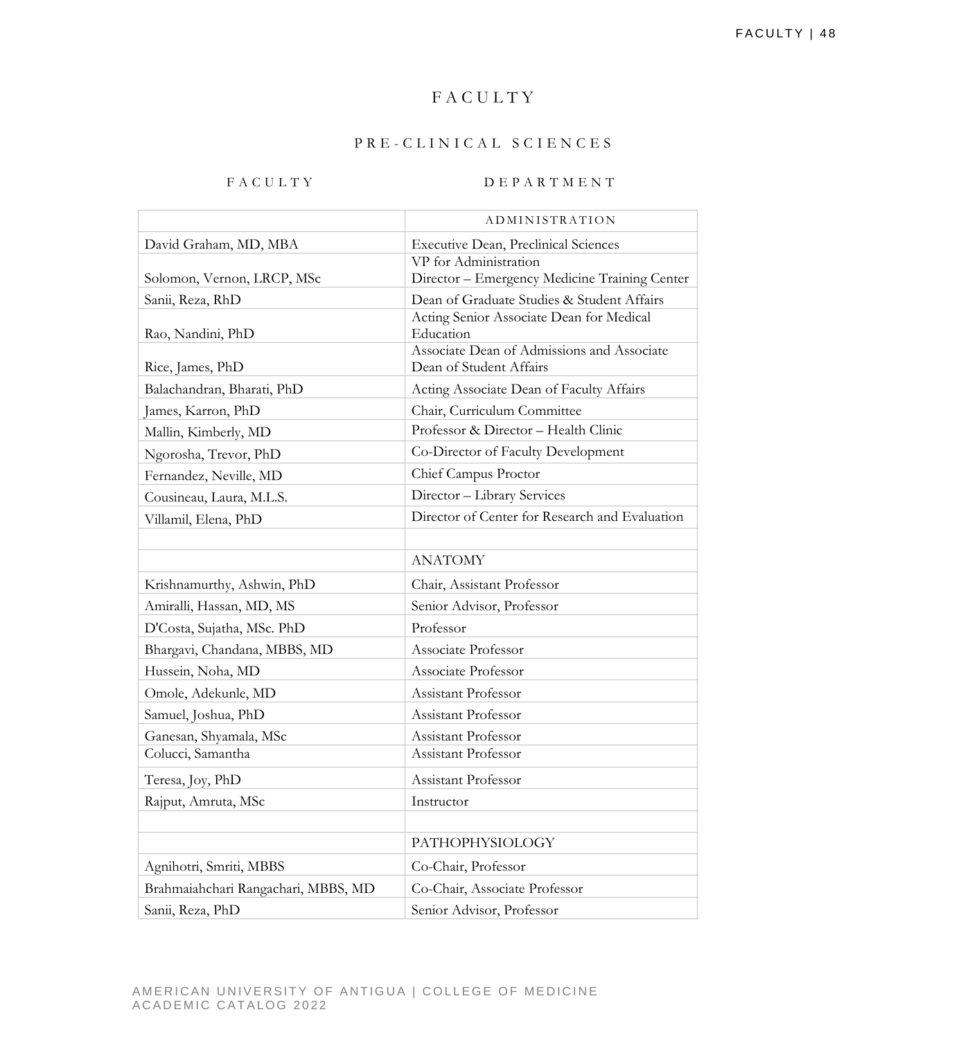# FACULTY

## PRE-CLINICAL SCIENCES

| FACULTY | DEPARTMENT |
|---|---|
| | ADMINISTRATION |
| David Graham, MD, MBA | Executive Dean, Preclinical Sciences |
| Solomon, Vernon, LRCP, MSc | VP for Administration<br>Director – Emergency Medicine Training Center |
| Sanii, Reza, RhD | Dean of Graduate Studies & Student Affairs |
| Rao, Nandini, PhD | Acting Senior Associate Dean for Medical Education |
| Rice, James, PhD | Associate Dean of Admissions and Associate Dean of Student Affairs |
| Balachandran, Bharati, PhD | Acting Associate Dean of Faculty Affairs |
| James, Karron, PhD | Chair, Curriculum Committee |
| Mallin, Kimberly, MD | Professor & Director – Health Clinic |
| Ngorosha, Trevor, PhD | Co-Director of Faculty Development |
| Fernandez, Neville, MD | Chief Campus Proctor |
| Cousineau, Laura, M.L.S. | Director – Library Services |
| Villamil, Elena, PhD | Director of Center for Research and Evaluation |
| | |
| | ANATOMY |
| Krishnamurthy, Ashwin, PhD | Chair, Assistant Professor |
| Amiralli, Hassan, MD, MS | Senior Advisor, Professor |
| D'Costa, Sujatha, MSc. PhD | Professor |
| Bhargavi, Chandana, MBBS, MD | Associate Professor |
| Hussein, Noha, MD | Associate Professor |
| Omole, Adekunle, MD | Assistant Professor |
| Samuel, Joshua, PhD | Assistant Professor |
| Ganesan, Shyamala, MSc | Assistant Professor |
| Colucci, Samantha | Assistant Professor |
| Teresa, Joy, PhD | Assistant Professor |
| Rajput, Amruta, MSc | Instructor |
| | |
| | PATHOPHYSIOLOGY |
| Agnihotri, Smriti, MBBS | Co-Chair, Professor |
| Brahmaiahchari Rangachari, MBBS, MD | Co-Chair, Associate Professor |
| Sanii, Reza, PhD | Senior Advisor, Professor |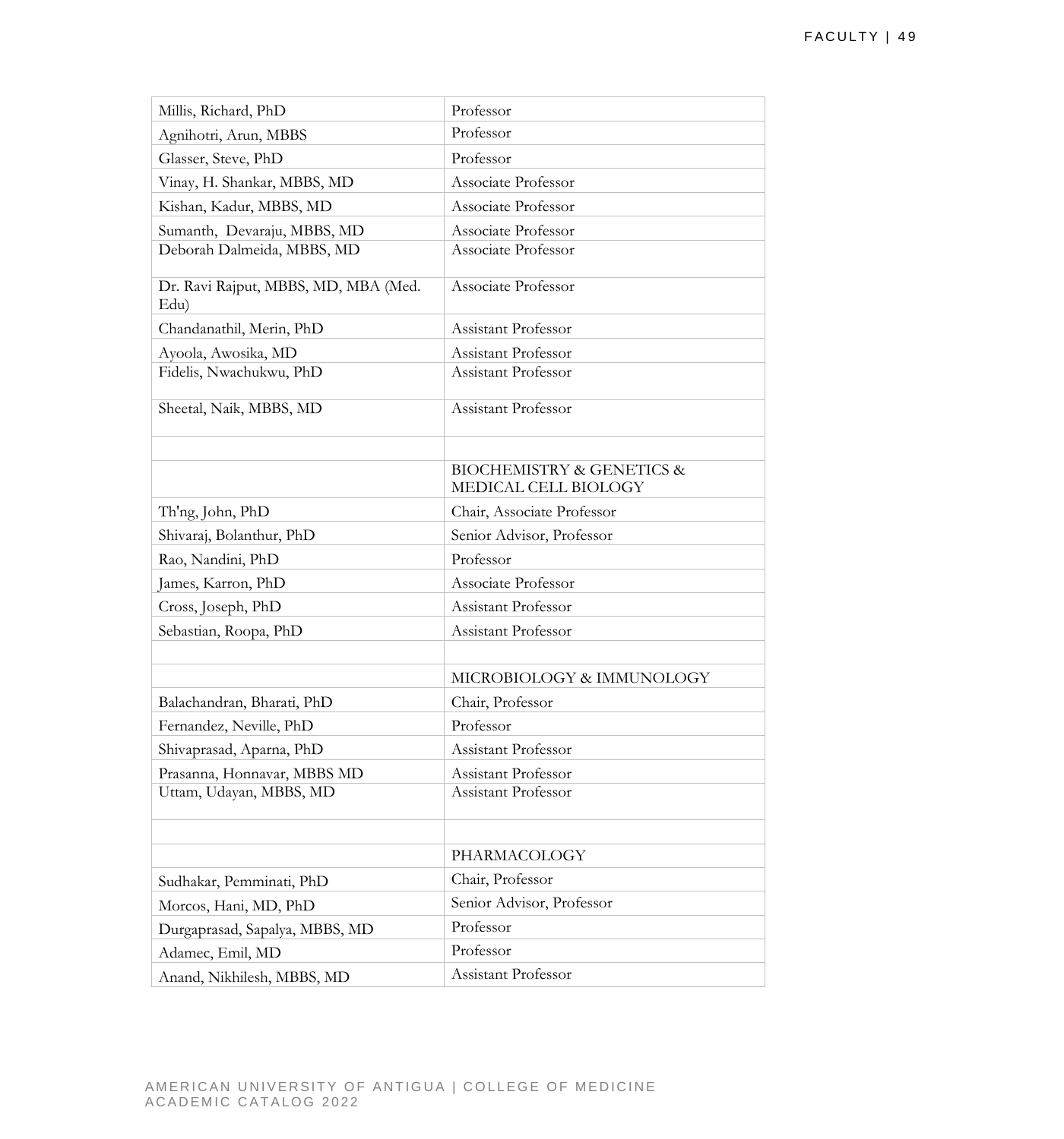| | |
|---|---|
| Millis, Richard, PhD | Professor |
| Agnihotri, Arun, MBBS | Professor |
| Glasser, Steve, PhD | Professor |
| Vinay, H. Shankar, MBBS, MD | Associate Professor |
| Kishan, Kadur, MBBS, MD | Associate Professor |
| Sumanth, Devaraju, MBBS, MD | Associate Professor |
| Deborah Dalmeida, MBBS, MD | Associate Professor |
| Dr. Ravi Rajput, MBBS, MD, MBA (Med. Edu) | Associate Professor |
| Chandanathil, Merin, PhD | Assistant Professor |
| Ayoola, Awosika, MD | Assistant Professor |
| Fidelis, Nwachukwu, PhD | Assistant Professor |
| Sheetal, Naik, MBBS, MD | Assistant Professor |
| | |
| | BIOCHEMISTRY & GENETICS & MEDICAL CELL BIOLOGY |
| Th'ng, John, PhD | Chair, Associate Professor |
| Shivaraj, Bolanthur, PhD | Senior Advisor, Professor |
| Rao, Nandini, PhD | Professor |
| James, Karron, PhD | Associate Professor |
| Cross, Joseph, PhD | Assistant Professor |
| Sebastian, Roopa, PhD | Assistant Professor |
| | |
| | MICROBIOLOGY & IMMUNOLOGY |
| Balachandran, Bharati, PhD | Chair, Professor |
| Fernandez, Neville, PhD | Professor |
| Shivaprasad, Aparna, PhD | Assistant Professor |
| Prasanna, Honnavar, MBBS MD | Assistant Professor |
| Uttam, Udayan, MBBS, MD | Assistant Professor |
| | |
| | PHARMACOLOGY |
| Sudhakar, Pemminati, PhD | Chair, Professor |
| Morcos, Hani, MD, PhD | Senior Advisor, Professor |
| Durgaprasad, Sapalya, MBBS, MD | Professor |
| Adamec, Emil, MD | Professor |
| Anand, Nikhilesh, MBBS, MD | Assistant Professor |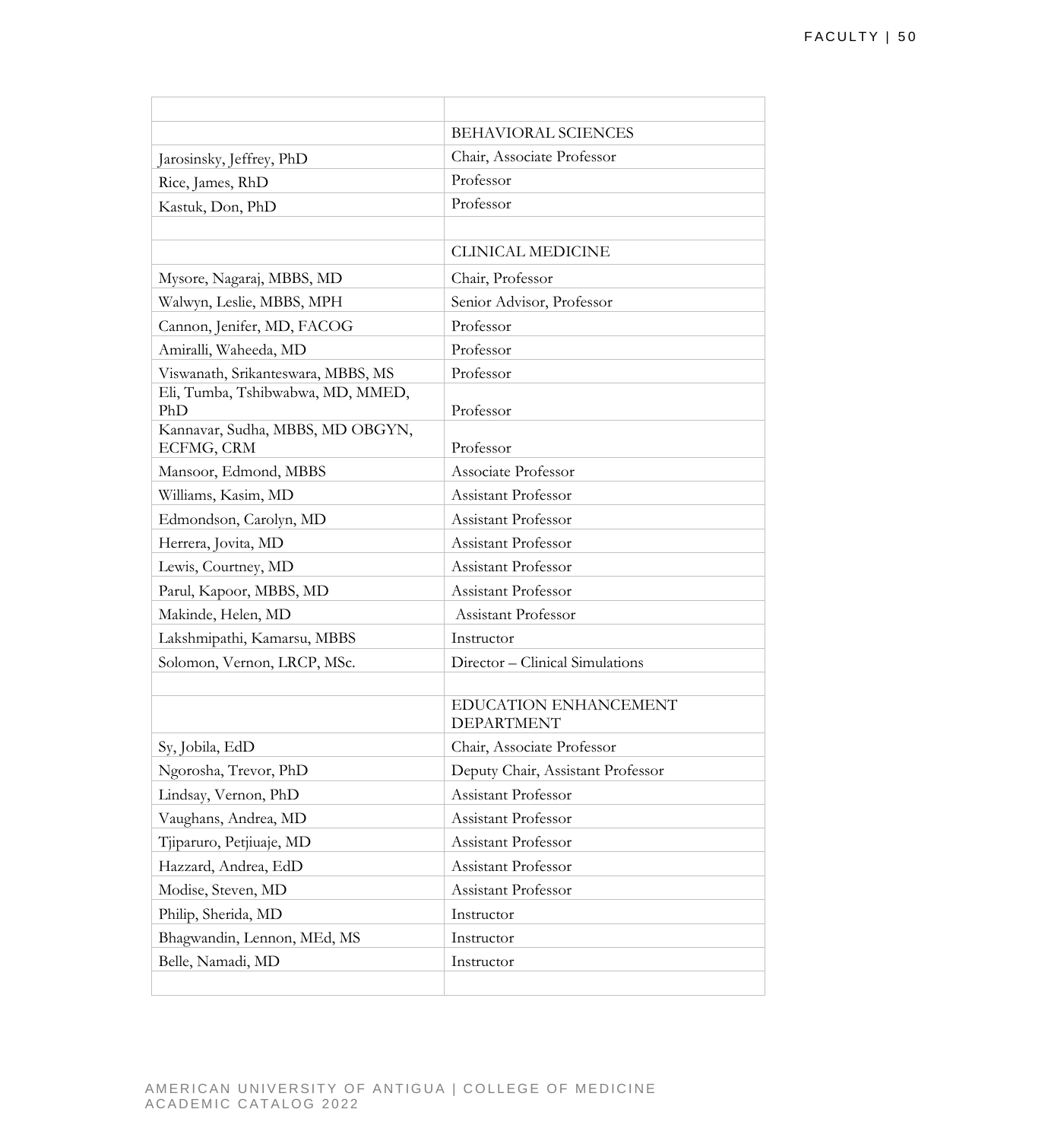| | |
|---|---|
| | BEHAVIORAL SCIENCES |
| Jarosinsky, Jeffrey, PhD | Chair, Associate Professor |
| Rice, James, RhD | Professor |
| Kastuk, Don, PhD | Professor |
| | |
| | CLINICAL MEDICINE |
| Mysore, Nagaraj, MBBS, MD | Chair, Professor |
| Walwyn, Leslie, MBBS, MPH | Senior Advisor, Professor |
| Cannon, Jenifer, MD, FACOG | Professor |
| Amiralli, Waheeda, MD | Professor |
| Viswanath, Srikanteswara, MBBS, MS | Professor |
| Eli, Tumba, Tshibwabwa, MD, MMED, PhD | Professor |
| Kannavar, Sudha, MBBS, MD OBGYN, ECFMG, CRM | Professor |
| Mansoor, Edmond, MBBS | Associate Professor |
| Williams, Kasim, MD | Assistant Professor |
| Edmondson, Carolyn, MD | Assistant Professor |
| Herrera, Jovita, MD | Assistant Professor |
| Lewis, Courtney, MD | Assistant Professor |
| Parul, Kapoor, MBBS, MD | Assistant Professor |
| Makinde, Helen, MD | Assistant Professor |
| Lakshmipathi, Kamarsu, MBBS | Instructor |
| Solomon, Vernon, LRCP, MSc. | Director – Clinical Simulations |
| | |
| | EDUCATION ENHANCEMENT DEPARTMENT |
| Sy, Jobila, EdD | Chair, Associate Professor |
| Ngorosha, Trevor, PhD | Deputy Chair, Assistant Professor |
| Lindsay, Vernon, PhD | Assistant Professor |
| Vaughans, Andrea, MD | Assistant Professor |
| Tjiparuro, Petjiuaje, MD | Assistant Professor |
| Hazzard, Andrea, EdD | Assistant Professor |
| Modise, Steven, MD | Assistant Professor |
| Philip, Sherida, MD | Instructor |
| Bhagwandin, Lennon, MEd, MS | Instructor |
| Belle, Namadi, MD | Instructor |
| | |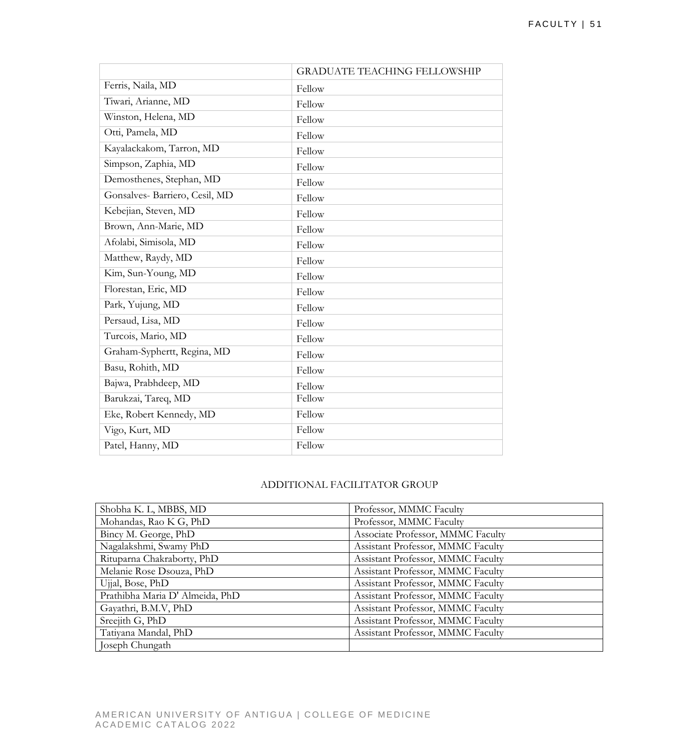| | GRADUATE TEACHING FELLOWSHIP |
|---|---|
| Ferris, Naila, MD | Fellow |
| Tiwari, Arianne, MD | Fellow |
| Winston, Helena, MD | Fellow |
| Otti, Pamela, MD | Fellow |
| Kayalackakom, Tarron, MD | Fellow |
| Simpson, Zaphia, MD | Fellow |
| Demosthenes, Stephan, MD | Fellow |
| Gonsalves- Barriero, Cesil, MD | Fellow |
| Kebejian, Steven, MD | Fellow |
| Brown, Ann-Marie, MD | Fellow |
| Afolabi, Simisola, MD | Fellow |
| Matthew, Raydy, MD | Fellow |
| Kim, Sun-Young, MD | Fellow |
| Florestan, Eric, MD | Fellow |
| Park, Yujung, MD | Fellow |
| Persaud, Lisa, MD | Fellow |
| Turcois, Mario, MD | Fellow |
| Graham-Syphertt, Regina, MD | Fellow |
| Basu, Rohith, MD | Fellow |
| Bajwa, Prabhdeep, MD | Fellow |
| Barukzai, Tareq, MD | Fellow |
| Eke, Robert Kennedy, MD | Fellow |
| Vigo, Kurt, MD | Fellow |
| Patel, Hanny, MD | Fellow |

ADDITIONAL FACILITATOR GROUP

| | |
|---|---|
| Shobha K. L, MBBS, MD | Professor, MMMC Faculty |
| Mohandas, Rao K G, PhD | Professor, MMMC Faculty |
| Bincy M. George, PhD | Associate Professor, MMMC Faculty |
| Nagalakshmi, Swamy PhD | Assistant Professor, MMMC Faculty |
| Rituparna Chakraborty, PhD | Assistant Professor, MMMC Faculty |
| Melanie Rose Dsouza, PhD | Assistant Professor, MMMC Faculty |
| Ujjal, Bose, PhD | Assistant Professor, MMMC Faculty |
| Prathibha Maria D' Almeida, PhD | Assistant Professor, MMMC Faculty |
| Gayathri, B.M.V, PhD | Assistant Professor, MMMC Faculty |
| Sreejith G, PhD | Assistant Professor, MMMC Faculty |
| Tatiyana Mandal, PhD | Assistant Professor, MMMC Faculty |
| Joseph Chungath | |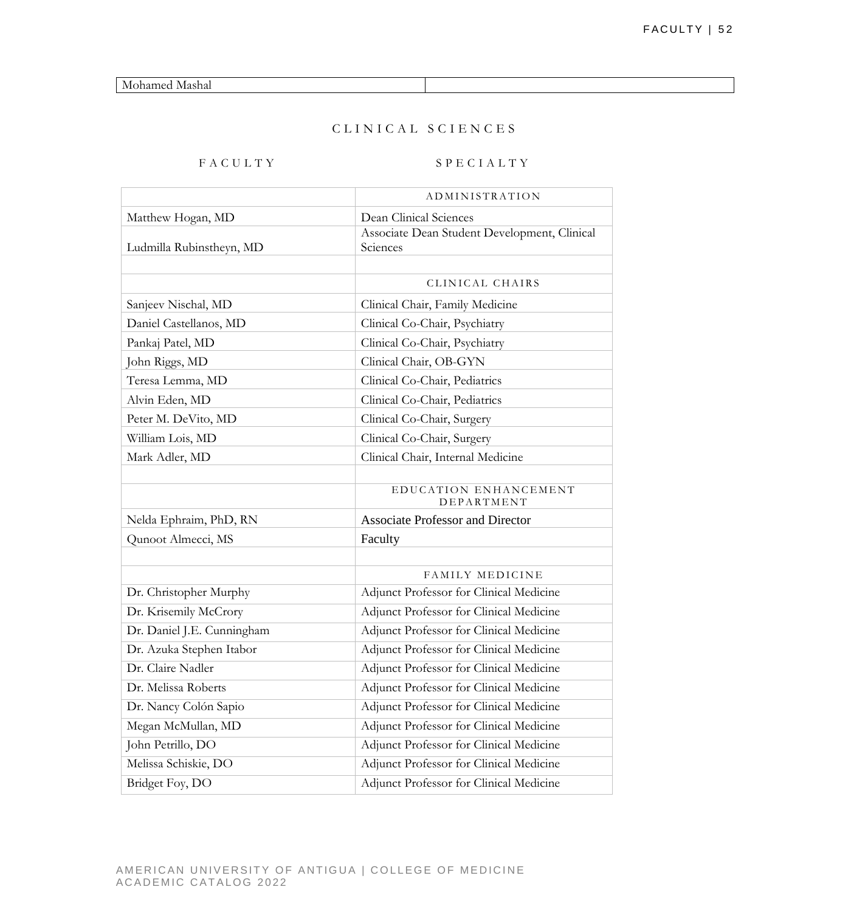| Mohamed Mashal | |
|---|---|

## CLINICAL SCIENCES

| FACULTY | SPECIALTY |
|---|---|
| | ADMINISTRATION |
| Matthew Hogan, MD | Dean Clinical Sciences |
| Ludmilla Rubinstheyn, MD | Associate Dean Student Development, Clinical Sciences |
| | |
| | CLINICAL CHAIRS |
| Sanjeev Nischal, MD | Clinical Chair, Family Medicine |
| Daniel Castellanos, MD | Clinical Co-Chair, Psychiatry |
| Pankaj Patel, MD | Clinical Co-Chair, Psychiatry |
| John Riggs, MD | Clinical Chair, OB-GYN |
| Teresa Lemma, MD | Clinical Co-Chair, Pediatrics |
| Alvin Eden, MD | Clinical Co-Chair, Pediatrics |
| Peter M. DeVito, MD | Clinical Co-Chair, Surgery |
| William Lois, MD | Clinical Co-Chair, Surgery |
| Mark Adler, MD | Clinical Chair, Internal Medicine |
| | |
| | EDUCATION ENHANCEMENT DEPARTMENT |
| Nelda Ephraim, PhD, RN | Associate Professor and Director |
| Qunoot Almecci, MS | Faculty |
| | |
| | FAMILY MEDICINE |
| Dr. Christopher Murphy | Adjunct Professor for Clinical Medicine |
| Dr. Krisemily McCrory | Adjunct Professor for Clinical Medicine |
| Dr. Daniel J.E. Cunningham | Adjunct Professor for Clinical Medicine |
| Dr. Azuka Stephen Itabor | Adjunct Professor for Clinical Medicine |
| Dr. Claire Nadler | Adjunct Professor for Clinical Medicine |
| Dr. Melissa Roberts | Adjunct Professor for Clinical Medicine |
| Dr. Nancy Colón Sapio | Adjunct Professor for Clinical Medicine |
| Megan McMullan, MD | Adjunct Professor for Clinical Medicine |
| John Petrillo, DO | Adjunct Professor for Clinical Medicine |
| Melissa Schiskie, DO | Adjunct Professor for Clinical Medicine |
| Bridget Foy, DO | Adjunct Professor for Clinical Medicine |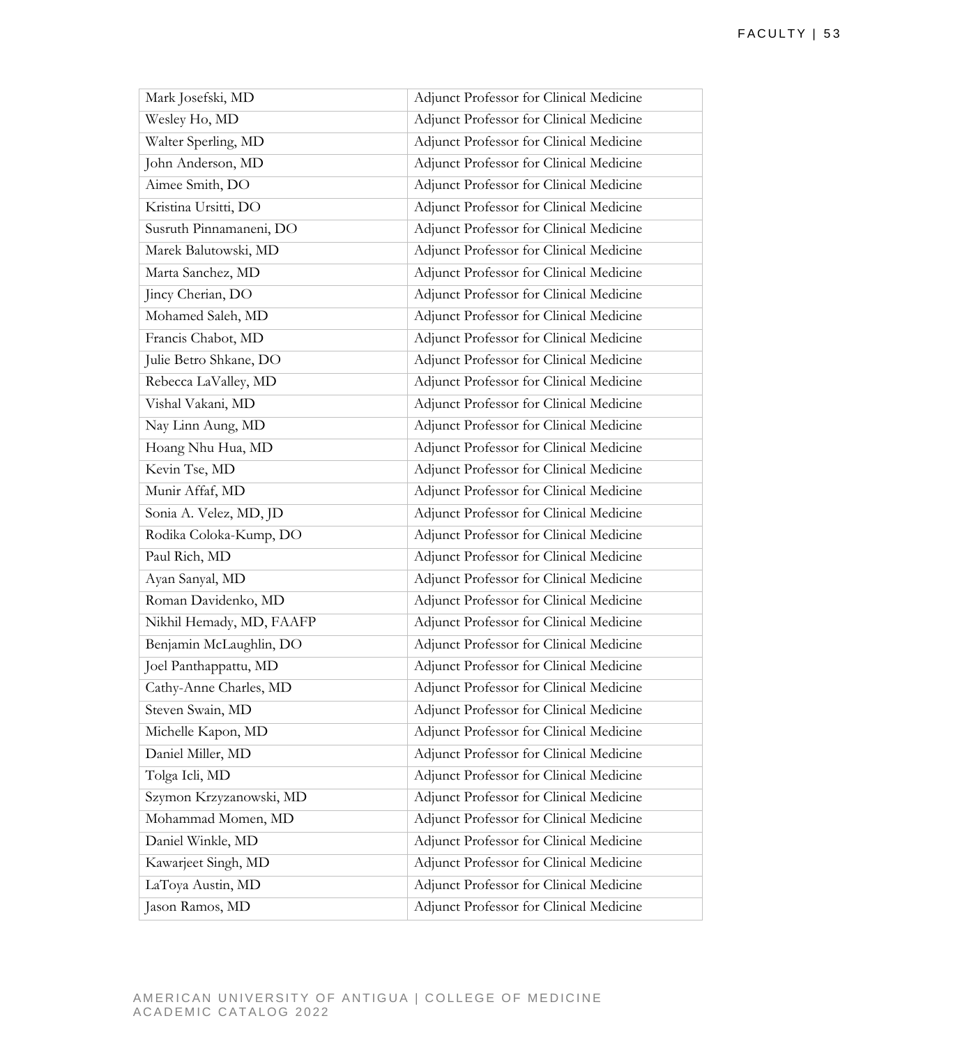| Mark Josefski, MD | Adjunct Professor for Clinical Medicine |
|---|---|
| Wesley Ho, MD | Adjunct Professor for Clinical Medicine |
| Walter Sperling, MD | Adjunct Professor for Clinical Medicine |
| John Anderson, MD | Adjunct Professor for Clinical Medicine |
| Aimee Smith, DO | Adjunct Professor for Clinical Medicine |
| Kristina Ursitti, DO | Adjunct Professor for Clinical Medicine |
| Susruth Pinnamaneni, DO | Adjunct Professor for Clinical Medicine |
| Marek Balutowski, MD | Adjunct Professor for Clinical Medicine |
| Marta Sanchez, MD | Adjunct Professor for Clinical Medicine |
| Jincy Cherian, DO | Adjunct Professor for Clinical Medicine |
| Mohamed Saleh, MD | Adjunct Professor for Clinical Medicine |
| Francis Chabot, MD | Adjunct Professor for Clinical Medicine |
| Julie Betro Shkane, DO | Adjunct Professor for Clinical Medicine |
| Rebecca LaValley, MD | Adjunct Professor for Clinical Medicine |
| Vishal Vakani, MD | Adjunct Professor for Clinical Medicine |
| Nay Linn Aung, MD | Adjunct Professor for Clinical Medicine |
| Hoang Nhu Hua, MD | Adjunct Professor for Clinical Medicine |
| Kevin Tse, MD | Adjunct Professor for Clinical Medicine |
| Munir Affaf, MD | Adjunct Professor for Clinical Medicine |
| Sonia A. Velez, MD, JD | Adjunct Professor for Clinical Medicine |
| Rodika Coloka-Kump, DO | Adjunct Professor for Clinical Medicine |
| Paul Rich, MD | Adjunct Professor for Clinical Medicine |
| Ayan Sanyal, MD | Adjunct Professor for Clinical Medicine |
| Roman Davidenko, MD | Adjunct Professor for Clinical Medicine |
| Nikhil Hemady, MD, FAAFP | Adjunct Professor for Clinical Medicine |
| Benjamin McLaughlin, DO | Adjunct Professor for Clinical Medicine |
| Joel Panthappattu, MD | Adjunct Professor for Clinical Medicine |
| Cathy-Anne Charles, MD | Adjunct Professor for Clinical Medicine |
| Steven Swain, MD | Adjunct Professor for Clinical Medicine |
| Michelle Kapon, MD | Adjunct Professor for Clinical Medicine |
| Daniel Miller, MD | Adjunct Professor for Clinical Medicine |
| Tolga Icli, MD | Adjunct Professor for Clinical Medicine |
| Szymon Krzyzanowski, MD | Adjunct Professor for Clinical Medicine |
| Mohammad Momen, MD | Adjunct Professor for Clinical Medicine |
| Daniel Winkle, MD | Adjunct Professor for Clinical Medicine |
| Kawarjeet Singh, MD | Adjunct Professor for Clinical Medicine |
| LaToya Austin, MD | Adjunct Professor for Clinical Medicine |
| Jason Ramos, MD | Adjunct Professor for Clinical Medicine |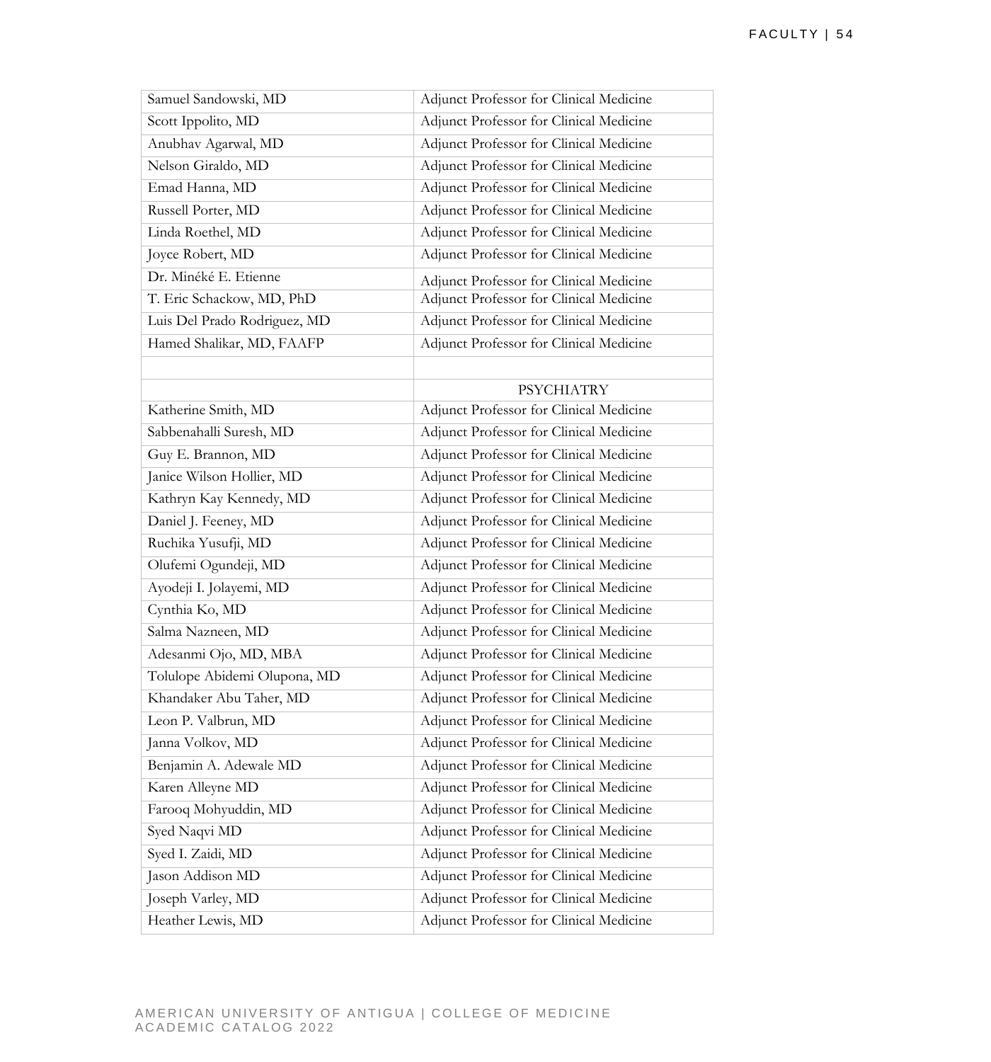| | |
|---|---|
| Samuel Sandowski, MD | Adjunct Professor for Clinical Medicine |
| Scott Ippolito, MD | Adjunct Professor for Clinical Medicine |
| Anubhav Agarwal, MD | Adjunct Professor for Clinical Medicine |
| Nelson Giraldo, MD | Adjunct Professor for Clinical Medicine |
| Emad Hanna, MD | Adjunct Professor for Clinical Medicine |
| Russell Porter, MD | Adjunct Professor for Clinical Medicine |
| Linda Roethel, MD | Adjunct Professor for Clinical Medicine |
| Joyce Robert, MD | Adjunct Professor for Clinical Medicine |
| Dr. Minéké E. Etienne | Adjunct Professor for Clinical Medicine |
| T. Eric Schackow, MD, PhD | Adjunct Professor for Clinical Medicine |
| Luis Del Prado Rodriguez, MD | Adjunct Professor for Clinical Medicine |
| Hamed Shalikar, MD, FAAFP | Adjunct Professor for Clinical Medicine |
| | |
| | PSYCHIATRY |
| Katherine Smith, MD | Adjunct Professor for Clinical Medicine |
| Sabbenahalli Suresh, MD | Adjunct Professor for Clinical Medicine |
| Guy E. Brannon, MD | Adjunct Professor for Clinical Medicine |
| Janice Wilson Hollier, MD | Adjunct Professor for Clinical Medicine |
| Kathryn Kay Kennedy, MD | Adjunct Professor for Clinical Medicine |
| Daniel J. Feeney, MD | Adjunct Professor for Clinical Medicine |
| Ruchika Yusufji, MD | Adjunct Professor for Clinical Medicine |
| Olufemi Ogundeji, MD | Adjunct Professor for Clinical Medicine |
| Ayodeji I. Jolayemi, MD | Adjunct Professor for Clinical Medicine |
| Cynthia Ko, MD | Adjunct Professor for Clinical Medicine |
| Salma Nazneen, MD | Adjunct Professor for Clinical Medicine |
| Adesanmi Ojo, MD, MBA | Adjunct Professor for Clinical Medicine |
| Tolulope Abidemi Olupona, MD | Adjunct Professor for Clinical Medicine |
| Khandaker Abu Taher, MD | Adjunct Professor for Clinical Medicine |
| Leon P. Valbrun, MD | Adjunct Professor for Clinical Medicine |
| Janna Volkov, MD | Adjunct Professor for Clinical Medicine |
| Benjamin A. Adewale MD | Adjunct Professor for Clinical Medicine |
| Karen Alleyne MD | Adjunct Professor for Clinical Medicine |
| Farooq Mohyuddin, MD | Adjunct Professor for Clinical Medicine |
| Syed Naqvi MD | Adjunct Professor for Clinical Medicine |
| Syed I. Zaidi, MD | Adjunct Professor for Clinical Medicine |
| Jason Addison MD | Adjunct Professor for Clinical Medicine |
| Joseph Varley, MD | Adjunct Professor for Clinical Medicine |
| Heather Lewis, MD | Adjunct Professor for Clinical Medicine |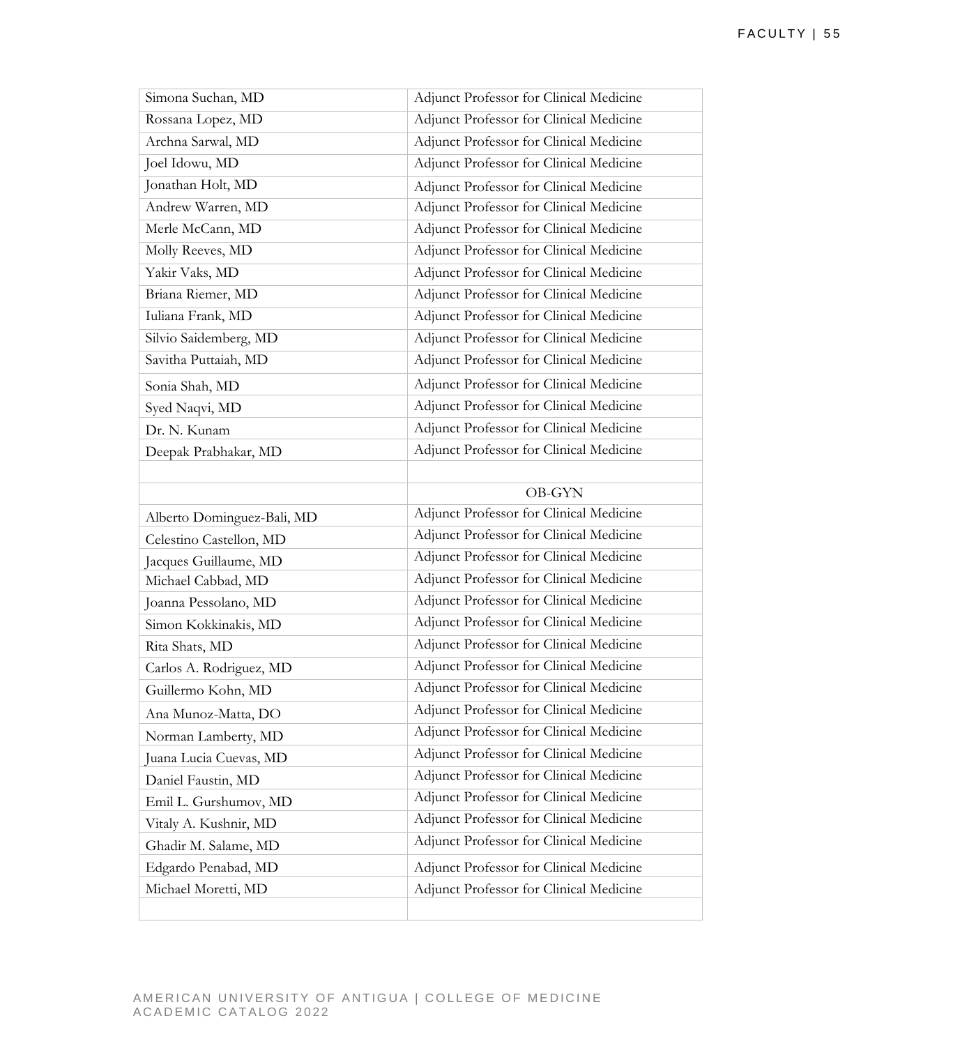| | |
|---|---|
| Simona Suchan, MD | Adjunct Professor for Clinical Medicine |
| Rossana Lopez, MD | Adjunct Professor for Clinical Medicine |
| Archna Sarwal, MD | Adjunct Professor for Clinical Medicine |
| Joel Idowu, MD | Adjunct Professor for Clinical Medicine |
| Jonathan Holt, MD | Adjunct Professor for Clinical Medicine |
| Andrew Warren, MD | Adjunct Professor for Clinical Medicine |
| Merle McCann, MD | Adjunct Professor for Clinical Medicine |
| Molly Reeves, MD | Adjunct Professor for Clinical Medicine |
| Yakir Vaks, MD | Adjunct Professor for Clinical Medicine |
| Briana Riemer, MD | Adjunct Professor for Clinical Medicine |
| Iuliana Frank, MD | Adjunct Professor for Clinical Medicine |
| Silvio Saidemberg, MD | Adjunct Professor for Clinical Medicine |
| Savitha Puttaiah, MD | Adjunct Professor for Clinical Medicine |
| Sonia Shah, MD | Adjunct Professor for Clinical Medicine |
| Syed Naqvi, MD | Adjunct Professor for Clinical Medicine |
| Dr. N. Kunam | Adjunct Professor for Clinical Medicine |
| Deepak Prabhakar, MD | Adjunct Professor for Clinical Medicine |
| | |
| | OB-GYN |
| Alberto Dominguez-Bali, MD | Adjunct Professor for Clinical Medicine |
| Celestino Castellon, MD | Adjunct Professor for Clinical Medicine |
| Jacques Guillaume, MD | Adjunct Professor for Clinical Medicine |
| Michael Cabbad, MD | Adjunct Professor for Clinical Medicine |
| Joanna Pessolano, MD | Adjunct Professor for Clinical Medicine |
| Simon Kokkinakis, MD | Adjunct Professor for Clinical Medicine |
| Rita Shats, MD | Adjunct Professor for Clinical Medicine |
| Carlos A. Rodriguez, MD | Adjunct Professor for Clinical Medicine |
| Guillermo Kohn, MD | Adjunct Professor for Clinical Medicine |
| Ana Munoz-Matta, DO | Adjunct Professor for Clinical Medicine |
| Norman Lamberty, MD | Adjunct Professor for Clinical Medicine |
| Juana Lucia Cuevas, MD | Adjunct Professor for Clinical Medicine |
| Daniel Faustin, MD | Adjunct Professor for Clinical Medicine |
| Emil L. Gurshumov, MD | Adjunct Professor for Clinical Medicine |
| Vitaly A. Kushnir, MD | Adjunct Professor for Clinical Medicine |
| Ghadir M. Salame, MD | Adjunct Professor for Clinical Medicine |
| Edgardo Penabad, MD | Adjunct Professor for Clinical Medicine |
| Michael Moretti, MD | Adjunct Professor for Clinical Medicine |
| | |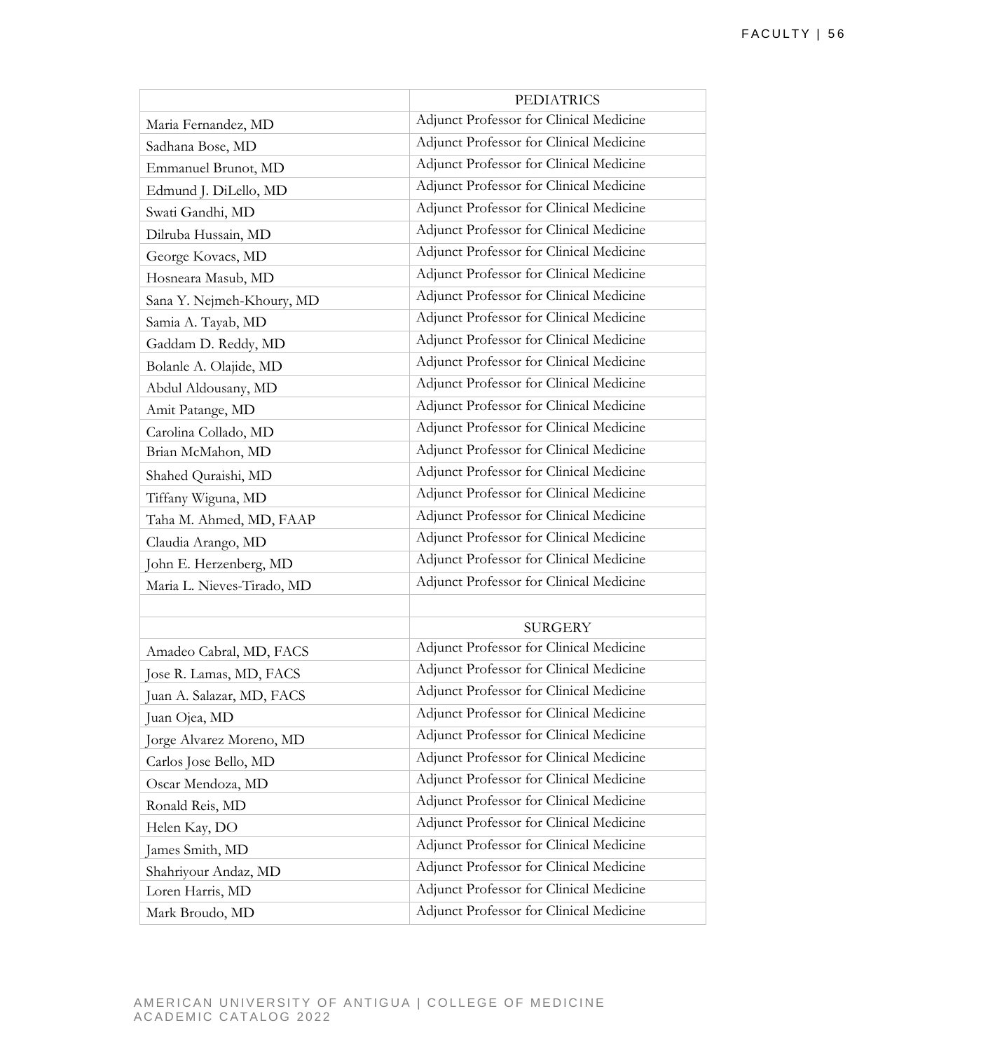| | PEDIATRICS |
|---|---|
| Maria Fernandez, MD | Adjunct Professor for Clinical Medicine |
| Sadhana Bose, MD | Adjunct Professor for Clinical Medicine |
| Emmanuel Brunot, MD | Adjunct Professor for Clinical Medicine |
| Edmund J. DiLello, MD | Adjunct Professor for Clinical Medicine |
| Swati Gandhi, MD | Adjunct Professor for Clinical Medicine |
| Dilruba Hussain, MD | Adjunct Professor for Clinical Medicine |
| George Kovacs, MD | Adjunct Professor for Clinical Medicine |
| Hosneara Masub, MD | Adjunct Professor for Clinical Medicine |
| Sana Y. Nejmeh-Khoury, MD | Adjunct Professor for Clinical Medicine |
| Samia A. Tayab, MD | Adjunct Professor for Clinical Medicine |
| Gaddam D. Reddy, MD | Adjunct Professor for Clinical Medicine |
| Bolanle A. Olajide, MD | Adjunct Professor for Clinical Medicine |
| Abdul Aldousany, MD | Adjunct Professor for Clinical Medicine |
| Amit Patange, MD | Adjunct Professor for Clinical Medicine |
| Carolina Collado, MD | Adjunct Professor for Clinical Medicine |
| Brian McMahon, MD | Adjunct Professor for Clinical Medicine |
| Shahed Quraishi, MD | Adjunct Professor for Clinical Medicine |
| Tiffany Wiguna, MD | Adjunct Professor for Clinical Medicine |
| Taha M. Ahmed, MD, FAAP | Adjunct Professor for Clinical Medicine |
| Claudia Arango, MD | Adjunct Professor for Clinical Medicine |
| John E. Herzenberg, MD | Adjunct Professor for Clinical Medicine |
| Maria L. Nieves-Tirado, MD | Adjunct Professor for Clinical Medicine |
| | |
| | SURGERY |
| Amadeo Cabral, MD, FACS | Adjunct Professor for Clinical Medicine |
| Jose R. Lamas, MD, FACS | Adjunct Professor for Clinical Medicine |
| Juan A. Salazar, MD, FACS | Adjunct Professor for Clinical Medicine |
| Juan Ojea, MD | Adjunct Professor for Clinical Medicine |
| Jorge Alvarez Moreno, MD | Adjunct Professor for Clinical Medicine |
| Carlos Jose Bello, MD | Adjunct Professor for Clinical Medicine |
| Oscar Mendoza, MD | Adjunct Professor for Clinical Medicine |
| Ronald Reis, MD | Adjunct Professor for Clinical Medicine |
| Helen Kay, DO | Adjunct Professor for Clinical Medicine |
| James Smith, MD | Adjunct Professor for Clinical Medicine |
| Shahriyour Andaz, MD | Adjunct Professor for Clinical Medicine |
| Loren Harris, MD | Adjunct Professor for Clinical Medicine |
| Mark Broudo, MD | Adjunct Professor for Clinical Medicine |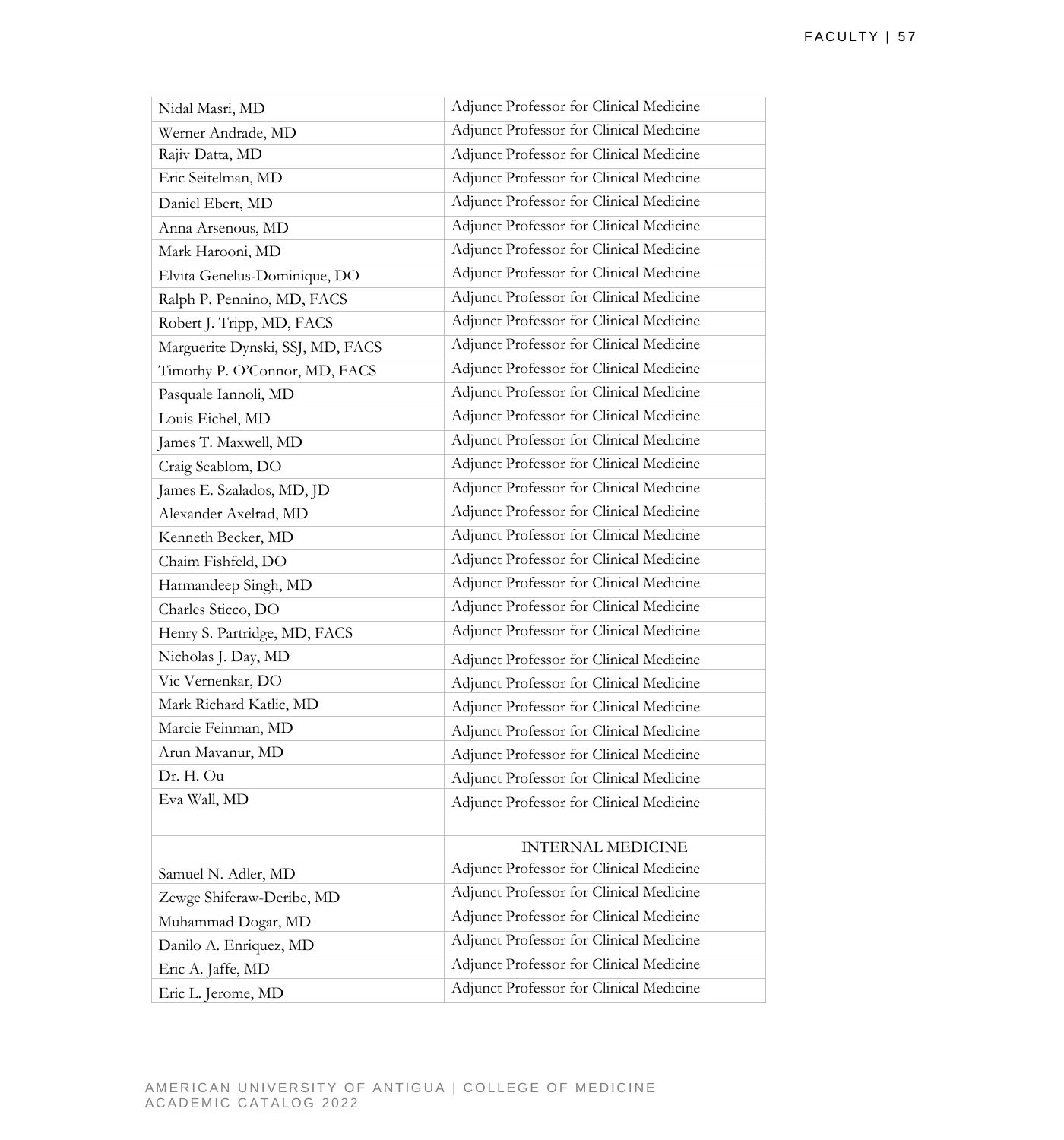| | |
|---|---|
| Nidal Masri, MD | Adjunct Professor for Clinical Medicine |
| Werner Andrade, MD | Adjunct Professor for Clinical Medicine |
| Rajiv Datta, MD | Adjunct Professor for Clinical Medicine |
| Eric Seitelman, MD | Adjunct Professor for Clinical Medicine |
| Daniel Ebert, MD | Adjunct Professor for Clinical Medicine |
| Anna Arsenous, MD | Adjunct Professor for Clinical Medicine |
| Mark Harooni, MD | Adjunct Professor for Clinical Medicine |
| Elvita Genelus-Dominique, DO | Adjunct Professor for Clinical Medicine |
| Ralph P. Pennino, MD, FACS | Adjunct Professor for Clinical Medicine |
| Robert J. Tripp, MD, FACS | Adjunct Professor for Clinical Medicine |
| Marguerite Dynski, SSJ, MD, FACS | Adjunct Professor for Clinical Medicine |
| Timothy P. O'Connor, MD, FACS | Adjunct Professor for Clinical Medicine |
| Pasquale Iannoli, MD | Adjunct Professor for Clinical Medicine |
| Louis Eichel, MD | Adjunct Professor for Clinical Medicine |
| James T. Maxwell, MD | Adjunct Professor for Clinical Medicine |
| Craig Seablom, DO | Adjunct Professor for Clinical Medicine |
| James E. Szalados, MD, JD | Adjunct Professor for Clinical Medicine |
| Alexander Axelrad, MD | Adjunct Professor for Clinical Medicine |
| Kenneth Becker, MD | Adjunct Professor for Clinical Medicine |
| Chaim Fishfeld, DO | Adjunct Professor for Clinical Medicine |
| Harmandeep Singh, MD | Adjunct Professor for Clinical Medicine |
| Charles Sticco, DO | Adjunct Professor for Clinical Medicine |
| Henry S. Partridge, MD, FACS | Adjunct Professor for Clinical Medicine |
| Nicholas J. Day, MD | Adjunct Professor for Clinical Medicine |
| Vic Vernenkar, DO | Adjunct Professor for Clinical Medicine |
| Mark Richard Katlic, MD | Adjunct Professor for Clinical Medicine |
| Marcie Feinman, MD | Adjunct Professor for Clinical Medicine |
| Arun Mavanur, MD | Adjunct Professor for Clinical Medicine |
| Dr. H. Ou | Adjunct Professor for Clinical Medicine |
| Eva Wall, MD | Adjunct Professor for Clinical Medicine |
| | |
| | INTERNAL MEDICINE |
| Samuel N. Adler, MD | Adjunct Professor for Clinical Medicine |
| Zewge Shiferaw-Deribe, MD | Adjunct Professor for Clinical Medicine |
| Muhammad Dogar, MD | Adjunct Professor for Clinical Medicine |
| Danilo A. Enriquez, MD | Adjunct Professor for Clinical Medicine |
| Eric A. Jaffe, MD | Adjunct Professor for Clinical Medicine |
| Eric L. Jerome, MD | Adjunct Professor for Clinical Medicine |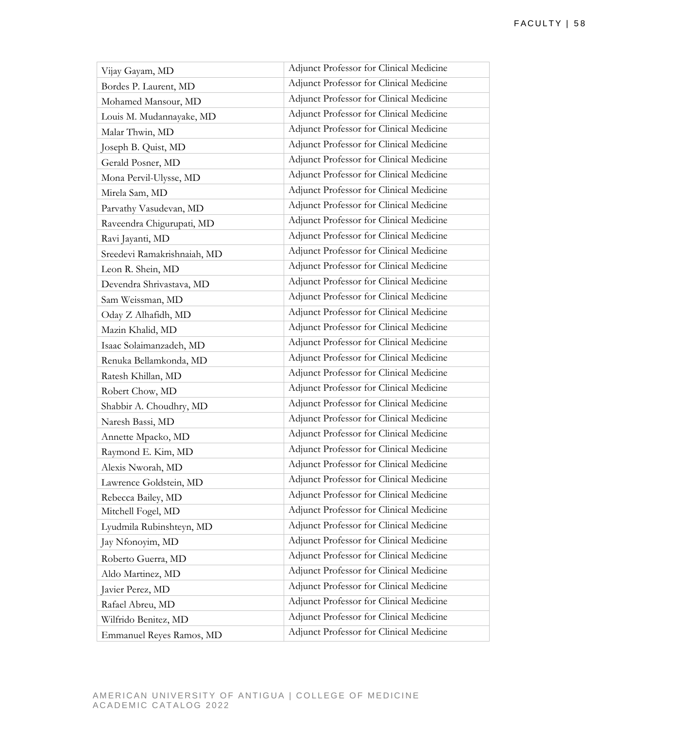| | |
|---|---|
| Vijay Gayam, MD | Adjunct Professor for Clinical Medicine |
| Bordes P. Laurent, MD | Adjunct Professor for Clinical Medicine |
| Mohamed Mansour, MD | Adjunct Professor for Clinical Medicine |
| Louis M. Mudannayake, MD | Adjunct Professor for Clinical Medicine |
| Malar Thwin, MD | Adjunct Professor for Clinical Medicine |
| Joseph B. Quist, MD | Adjunct Professor for Clinical Medicine |
| Gerald Posner, MD | Adjunct Professor for Clinical Medicine |
| Mona Pervil-Ulysse, MD | Adjunct Professor for Clinical Medicine |
| Mirela Sam, MD | Adjunct Professor for Clinical Medicine |
| Parvathy Vasudevan, MD | Adjunct Professor for Clinical Medicine |
| Raveendra Chigurupati, MD | Adjunct Professor for Clinical Medicine |
| Ravi Jayanti, MD | Adjunct Professor for Clinical Medicine |
| Sreedevi Ramakrishnaiah, MD | Adjunct Professor for Clinical Medicine |
| Leon R. Shein, MD | Adjunct Professor for Clinical Medicine |
| Devendra Shrivastava, MD | Adjunct Professor for Clinical Medicine |
| Sam Weissman, MD | Adjunct Professor for Clinical Medicine |
| Oday Z Alhafidh, MD | Adjunct Professor for Clinical Medicine |
| Mazin Khalid, MD | Adjunct Professor for Clinical Medicine |
| Isaac Solaimanzadeh, MD | Adjunct Professor for Clinical Medicine |
| Renuka Bellamkonda, MD | Adjunct Professor for Clinical Medicine |
| Ratesh Khillan, MD | Adjunct Professor for Clinical Medicine |
| Robert Chow, MD | Adjunct Professor for Clinical Medicine |
| Shabbir A. Choudhry, MD | Adjunct Professor for Clinical Medicine |
| Naresh Bassi, MD | Adjunct Professor for Clinical Medicine |
| Annette Mpacko, MD | Adjunct Professor for Clinical Medicine |
| Raymond E. Kim, MD | Adjunct Professor for Clinical Medicine |
| Alexis Nworah, MD | Adjunct Professor for Clinical Medicine |
| Lawrence Goldstein, MD | Adjunct Professor for Clinical Medicine |
| Rebecca Bailey, MD | Adjunct Professor for Clinical Medicine |
| Mitchell Fogel, MD | Adjunct Professor for Clinical Medicine |
| Lyudmila Rubinshteyn, MD | Adjunct Professor for Clinical Medicine |
| Jay Nfonoyim, MD | Adjunct Professor for Clinical Medicine |
| Roberto Guerra, MD | Adjunct Professor for Clinical Medicine |
| Aldo Martinez, MD | Adjunct Professor for Clinical Medicine |
| Javier Perez, MD | Adjunct Professor for Clinical Medicine |
| Rafael Abreu, MD | Adjunct Professor for Clinical Medicine |
| Wilfrido Benitez, MD | Adjunct Professor for Clinical Medicine |
| Emmanuel Reyes Ramos, MD | Adjunct Professor for Clinical Medicine |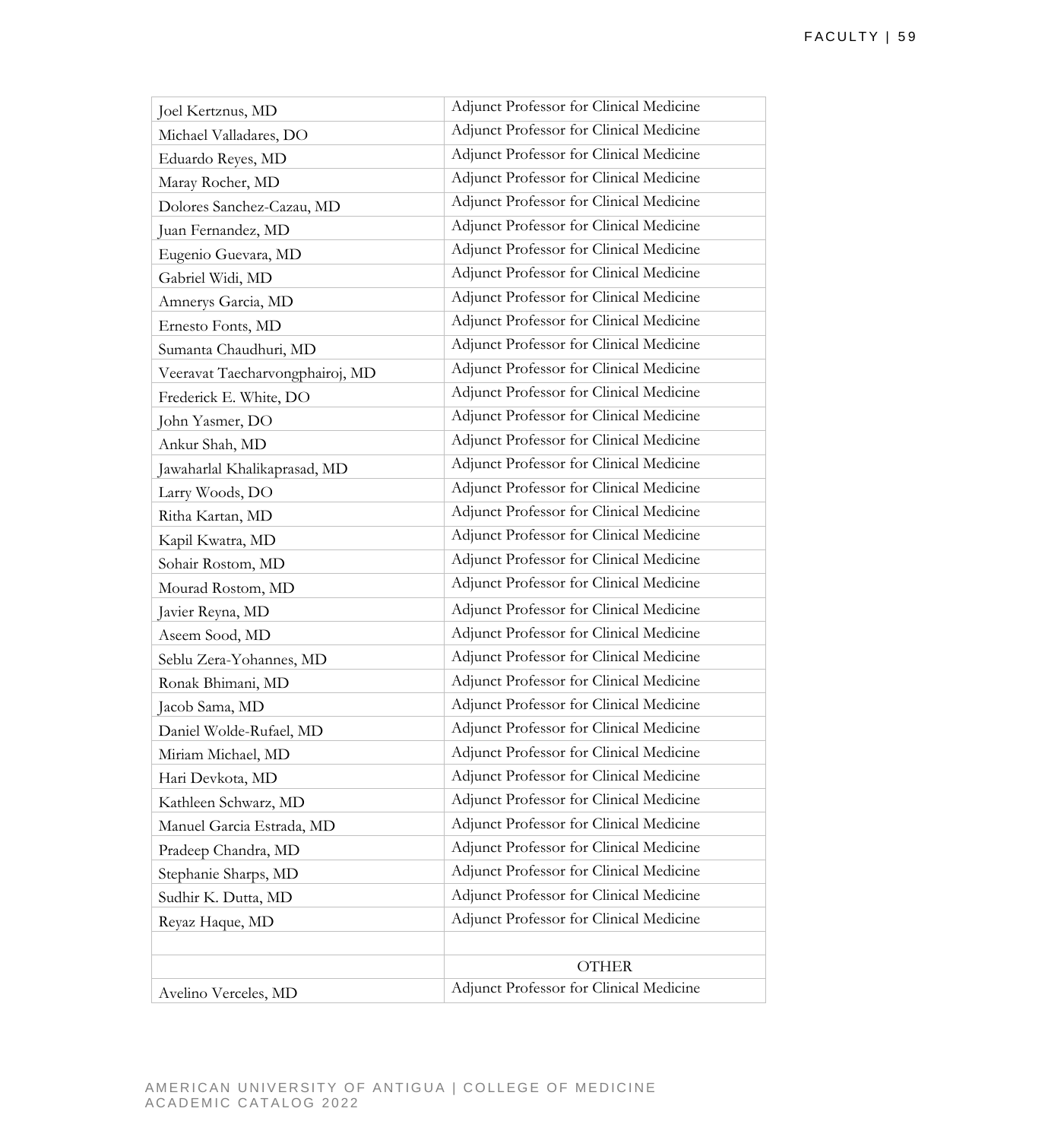| | |
|---|---|
| Joel Kertznus, MD | Adjunct Professor for Clinical Medicine |
| Michael Valladares, DO | Adjunct Professor for Clinical Medicine |
| Eduardo Reyes, MD | Adjunct Professor for Clinical Medicine |
| Maray Rocher, MD | Adjunct Professor for Clinical Medicine |
| Dolores Sanchez-Cazau, MD | Adjunct Professor for Clinical Medicine |
| Juan Fernandez, MD | Adjunct Professor for Clinical Medicine |
| Eugenio Guevara, MD | Adjunct Professor for Clinical Medicine |
| Gabriel Widi, MD | Adjunct Professor for Clinical Medicine |
| Amnerys Garcia, MD | Adjunct Professor for Clinical Medicine |
| Ernesto Fonts, MD | Adjunct Professor for Clinical Medicine |
| Sumanta Chaudhuri, MD | Adjunct Professor for Clinical Medicine |
| Veeravat Taecharvongphairoj, MD | Adjunct Professor for Clinical Medicine |
| Frederick E. White, DO | Adjunct Professor for Clinical Medicine |
| John Yasmer, DO | Adjunct Professor for Clinical Medicine |
| Ankur Shah, MD | Adjunct Professor for Clinical Medicine |
| Jawaharlal Khalikaprasad, MD | Adjunct Professor for Clinical Medicine |
| Larry Woods, DO | Adjunct Professor for Clinical Medicine |
| Ritha Kartan, MD | Adjunct Professor for Clinical Medicine |
| Kapil Kwatra, MD | Adjunct Professor for Clinical Medicine |
| Sohair Rostom, MD | Adjunct Professor for Clinical Medicine |
| Mourad Rostom, MD | Adjunct Professor for Clinical Medicine |
| Javier Reyna, MD | Adjunct Professor for Clinical Medicine |
| Aseem Sood, MD | Adjunct Professor for Clinical Medicine |
| Seblu Zera-Yohannes, MD | Adjunct Professor for Clinical Medicine |
| Ronak Bhimani, MD | Adjunct Professor for Clinical Medicine |
| Jacob Sama, MD | Adjunct Professor for Clinical Medicine |
| Daniel Wolde-Rufael, MD | Adjunct Professor for Clinical Medicine |
| Miriam Michael, MD | Adjunct Professor for Clinical Medicine |
| Hari Devkota, MD | Adjunct Professor for Clinical Medicine |
| Kathleen Schwarz, MD | Adjunct Professor for Clinical Medicine |
| Manuel Garcia Estrada, MD | Adjunct Professor for Clinical Medicine |
| Pradeep Chandra, MD | Adjunct Professor for Clinical Medicine |
| Stephanie Sharps, MD | Adjunct Professor for Clinical Medicine |
| Sudhir K. Dutta, MD | Adjunct Professor for Clinical Medicine |
| Reyaz Haque, MD | Adjunct Professor for Clinical Medicine |
| | |
| | OTHER |
| Avelino Verceles, MD | Adjunct Professor for Clinical Medicine |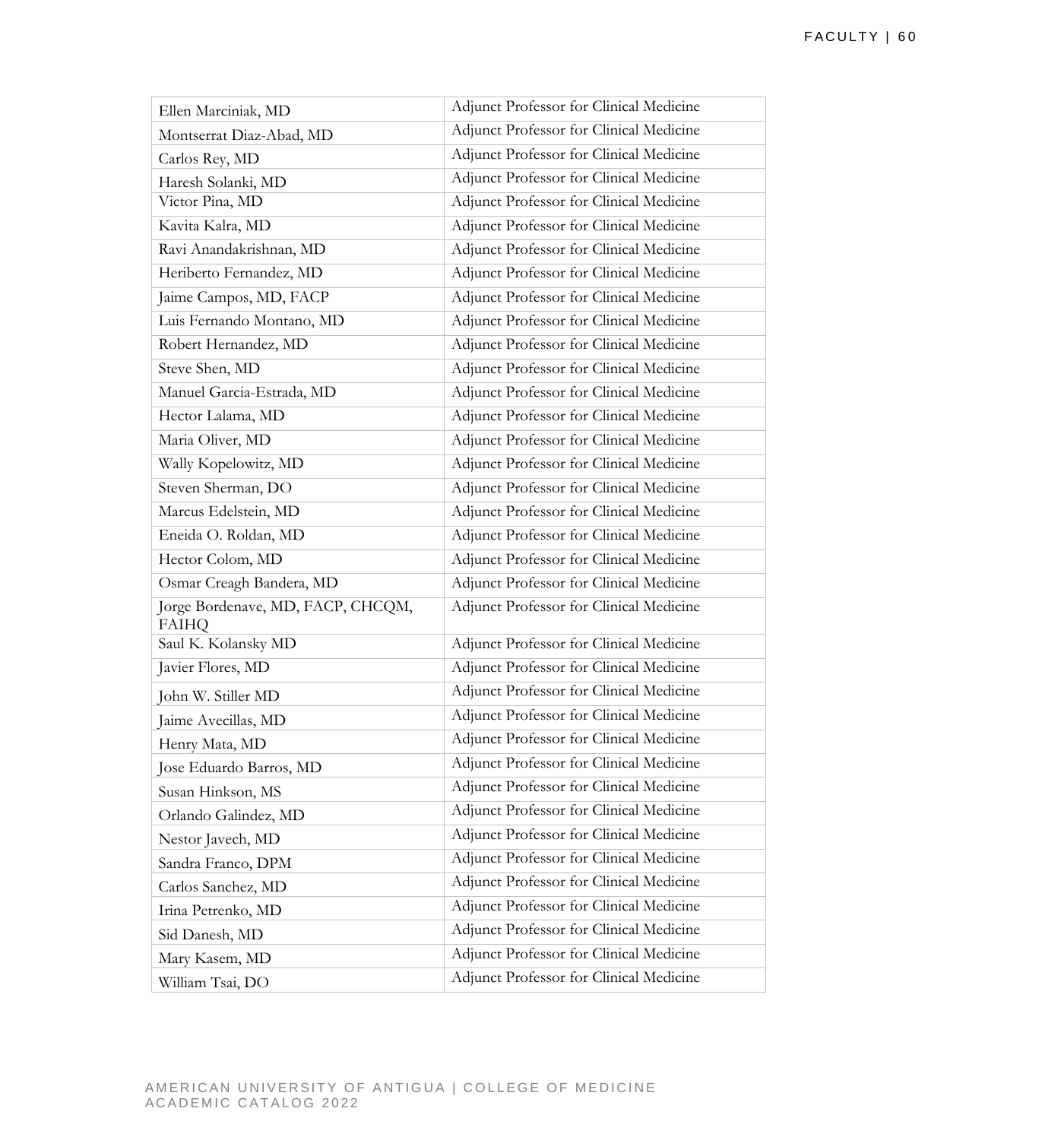| Ellen Marciniak, MD | Adjunct Professor for Clinical Medicine |
|---|---|
| Montserrat Diaz-Abad, MD | Adjunct Professor for Clinical Medicine |
| Carlos Rey, MD | Adjunct Professor for Clinical Medicine |
| Haresh Solanki, MD | Adjunct Professor for Clinical Medicine |
| Victor Pina, MD | Adjunct Professor for Clinical Medicine |
| Kavita Kalra, MD | Adjunct Professor for Clinical Medicine |
| Ravi Anandakrishnan, MD | Adjunct Professor for Clinical Medicine |
| Heriberto Fernandez, MD | Adjunct Professor for Clinical Medicine |
| Jaime Campos, MD, FACP | Adjunct Professor for Clinical Medicine |
| Luis Fernando Montano, MD | Adjunct Professor for Clinical Medicine |
| Robert Hernandez, MD | Adjunct Professor for Clinical Medicine |
| Steve Shen, MD | Adjunct Professor for Clinical Medicine |
| Manuel Garcia-Estrada, MD | Adjunct Professor for Clinical Medicine |
| Hector Lalama, MD | Adjunct Professor for Clinical Medicine |
| Maria Oliver, MD | Adjunct Professor for Clinical Medicine |
| Wally Kopelowitz, MD | Adjunct Professor for Clinical Medicine |
| Steven Sherman, DO | Adjunct Professor for Clinical Medicine |
| Marcus Edelstein, MD | Adjunct Professor for Clinical Medicine |
| Eneida O. Roldan, MD | Adjunct Professor for Clinical Medicine |
| Hector Colom, MD | Adjunct Professor for Clinical Medicine |
| Osmar Creagh Bandera, MD | Adjunct Professor for Clinical Medicine |
| Jorge Bordenave, MD, FACP, CHCQM, FAIHQ | Adjunct Professor for Clinical Medicine |
| Saul K. Kolansky MD | Adjunct Professor for Clinical Medicine |
| Javier Flores, MD | Adjunct Professor for Clinical Medicine |
| John W. Stiller MD | Adjunct Professor for Clinical Medicine |
| Jaime Avecillas, MD | Adjunct Professor for Clinical Medicine |
| Henry Mata, MD | Adjunct Professor for Clinical Medicine |
| Jose Eduardo Barros, MD | Adjunct Professor for Clinical Medicine |
| Susan Hinkson, MS | Adjunct Professor for Clinical Medicine |
| Orlando Galindez, MD | Adjunct Professor for Clinical Medicine |
| Nestor Javech, MD | Adjunct Professor for Clinical Medicine |
| Sandra Franco, DPM | Adjunct Professor for Clinical Medicine |
| Carlos Sanchez, MD | Adjunct Professor for Clinical Medicine |
| Irina Petrenko, MD | Adjunct Professor for Clinical Medicine |
| Sid Danesh, MD | Adjunct Professor for Clinical Medicine |
| Mary Kasem, MD | Adjunct Professor for Clinical Medicine |
| William Tsai, DO | Adjunct Professor for Clinical Medicine |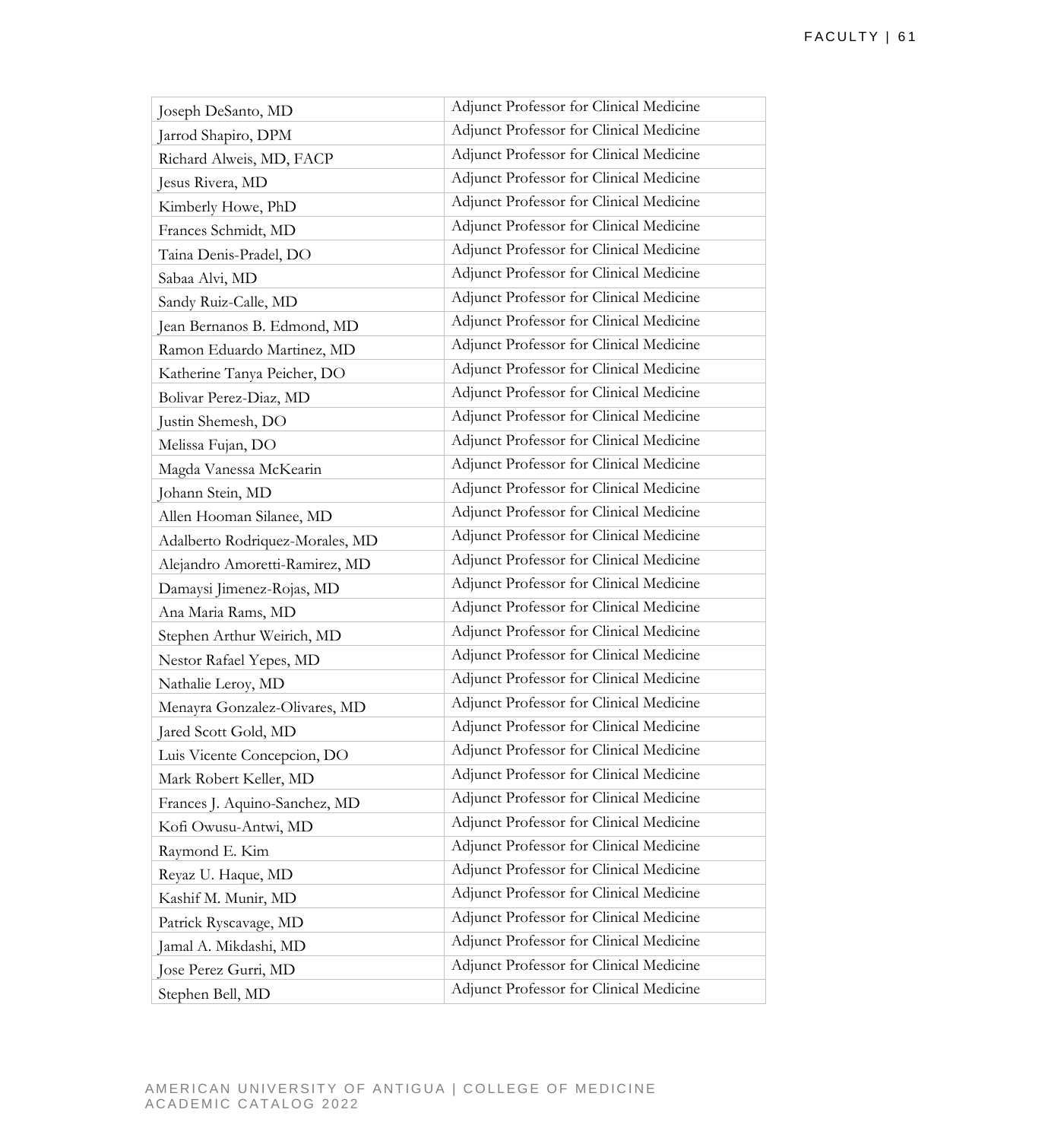| | |
|---|---|
| Joseph DeSanto, MD | Adjunct Professor for Clinical Medicine |
| Jarrod Shapiro, DPM | Adjunct Professor for Clinical Medicine |
| Richard Alweis, MD, FACP | Adjunct Professor for Clinical Medicine |
| Jesus Rivera, MD | Adjunct Professor for Clinical Medicine |
| Kimberly Howe, PhD | Adjunct Professor for Clinical Medicine |
| Frances Schmidt, MD | Adjunct Professor for Clinical Medicine |
| Taina Denis-Pradel, DO | Adjunct Professor for Clinical Medicine |
| Sabaa Alvi, MD | Adjunct Professor for Clinical Medicine |
| Sandy Ruiz-Calle, MD | Adjunct Professor for Clinical Medicine |
| Jean Bernanos B. Edmond, MD | Adjunct Professor for Clinical Medicine |
| Ramon Eduardo Martinez, MD | Adjunct Professor for Clinical Medicine |
| Katherine Tanya Peicher, DO | Adjunct Professor for Clinical Medicine |
| Bolivar Perez-Diaz, MD | Adjunct Professor for Clinical Medicine |
| Justin Shemesh, DO | Adjunct Professor for Clinical Medicine |
| Melissa Fujan, DO | Adjunct Professor for Clinical Medicine |
| Magda Vanessa McKearin | Adjunct Professor for Clinical Medicine |
| Johann Stein, MD | Adjunct Professor for Clinical Medicine |
| Allen Hooman Silanee, MD | Adjunct Professor for Clinical Medicine |
| Adalberto Rodriquez-Morales, MD | Adjunct Professor for Clinical Medicine |
| Alejandro Amoretti-Ramirez, MD | Adjunct Professor for Clinical Medicine |
| Damaysi Jimenez-Rojas, MD | Adjunct Professor for Clinical Medicine |
| Ana Maria Rams, MD | Adjunct Professor for Clinical Medicine |
| Stephen Arthur Weirich, MD | Adjunct Professor for Clinical Medicine |
| Nestor Rafael Yepes, MD | Adjunct Professor for Clinical Medicine |
| Nathalie Leroy, MD | Adjunct Professor for Clinical Medicine |
| Menayra Gonzalez-Olivares, MD | Adjunct Professor for Clinical Medicine |
| Jared Scott Gold, MD | Adjunct Professor for Clinical Medicine |
| Luis Vicente Concepcion, DO | Adjunct Professor for Clinical Medicine |
| Mark Robert Keller, MD | Adjunct Professor for Clinical Medicine |
| Frances J. Aquino-Sanchez, MD | Adjunct Professor for Clinical Medicine |
| Kofi Owusu-Antwi, MD | Adjunct Professor for Clinical Medicine |
| Raymond E. Kim | Adjunct Professor for Clinical Medicine |
| Reyaz U. Haque, MD | Adjunct Professor for Clinical Medicine |
| Kashif M. Munir, MD | Adjunct Professor for Clinical Medicine |
| Patrick Ryscavage, MD | Adjunct Professor for Clinical Medicine |
| Jamal A. Mikdashi, MD | Adjunct Professor for Clinical Medicine |
| Jose Perez Gurri, MD | Adjunct Professor for Clinical Medicine |
| Stephen Bell, MD | Adjunct Professor for Clinical Medicine |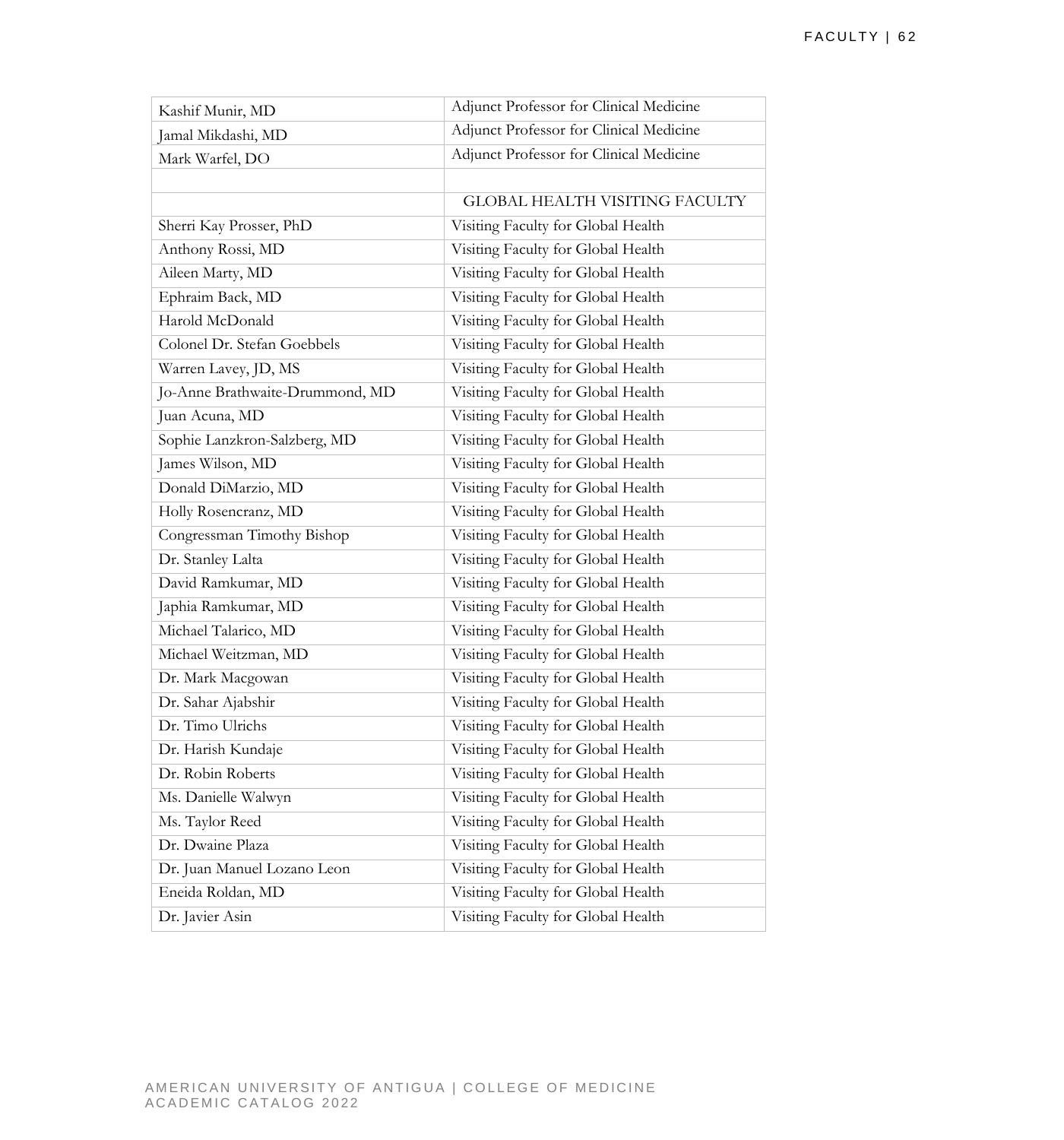| | |
|---|---|
| Kashif Munir, MD | Adjunct Professor for Clinical Medicine |
| Jamal Mikdashi, MD | Adjunct Professor for Clinical Medicine |
| Mark Warfel, DO | Adjunct Professor for Clinical Medicine |
| | |
| | GLOBAL HEALTH VISITING FACULTY |
| Sherri Kay Prosser, PhD | Visiting Faculty for Global Health |
| Anthony Rossi, MD | Visiting Faculty for Global Health |
| Aileen Marty, MD | Visiting Faculty for Global Health |
| Ephraim Back, MD | Visiting Faculty for Global Health |
| Harold McDonald | Visiting Faculty for Global Health |
| Colonel Dr. Stefan Goebbels | Visiting Faculty for Global Health |
| Warren Lavey, JD, MS | Visiting Faculty for Global Health |
| Jo-Anne Brathwaite-Drummond, MD | Visiting Faculty for Global Health |
| Juan Acuna, MD | Visiting Faculty for Global Health |
| Sophie Lanzkron-Salzberg, MD | Visiting Faculty for Global Health |
| James Wilson, MD | Visiting Faculty for Global Health |
| Donald DiMarzio, MD | Visiting Faculty for Global Health |
| Holly Rosencranz, MD | Visiting Faculty for Global Health |
| Congressman Timothy Bishop | Visiting Faculty for Global Health |
| Dr. Stanley Lalta | Visiting Faculty for Global Health |
| David Ramkumar, MD | Visiting Faculty for Global Health |
| Japhia Ramkumar, MD | Visiting Faculty for Global Health |
| Michael Talarico, MD | Visiting Faculty for Global Health |
| Michael Weitzman, MD | Visiting Faculty for Global Health |
| Dr. Mark Macgowan | Visiting Faculty for Global Health |
| Dr. Sahar Ajabshir | Visiting Faculty for Global Health |
| Dr. Timo Ulrichs | Visiting Faculty for Global Health |
| Dr. Harish Kundaje | Visiting Faculty for Global Health |
| Dr. Robin Roberts | Visiting Faculty for Global Health |
| Ms. Danielle Walwyn | Visiting Faculty for Global Health |
| Ms. Taylor Reed | Visiting Faculty for Global Health |
| Dr. Dwaine Plaza | Visiting Faculty for Global Health |
| Dr. Juan Manuel Lozano Leon | Visiting Faculty for Global Health |
| Eneida Roldan, MD | Visiting Faculty for Global Health |
| Dr. Javier Asin | Visiting Faculty for Global Health |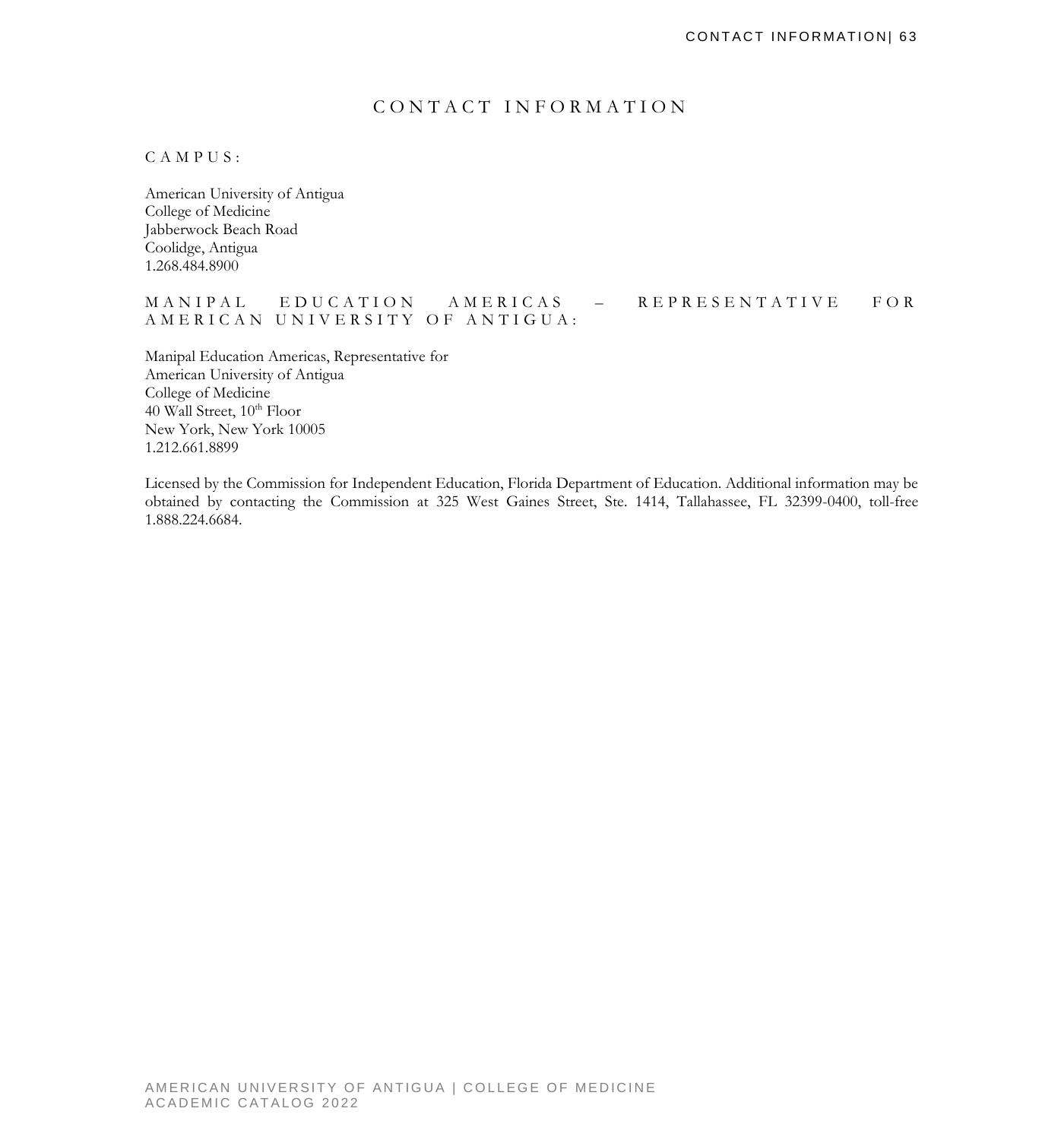# CONTACT INFORMATION

## CAMPUS:

American University of Antigua
College of Medicine
Jabberwock Beach Road
Coolidge, Antigua
1.268.484.8900

## MANIPAL EDUCATION AMERICAS – REPRESENTATIVE FOR AMERICAN UNIVERSITY OF ANTIGUA:

Manipal Education Americas, Representative for
American University of Antigua
College of Medicine
40 Wall Street, 10th Floor
New York, New York 10005
1.212.661.8899

Licensed by the Commission for Independent Education, Florida Department of Education. Additional information may be obtained by contacting the Commission at 325 West Gaines Street, Ste. 1414, Tallahassee, FL 32399-0400, toll-free 1.888.224.6684.